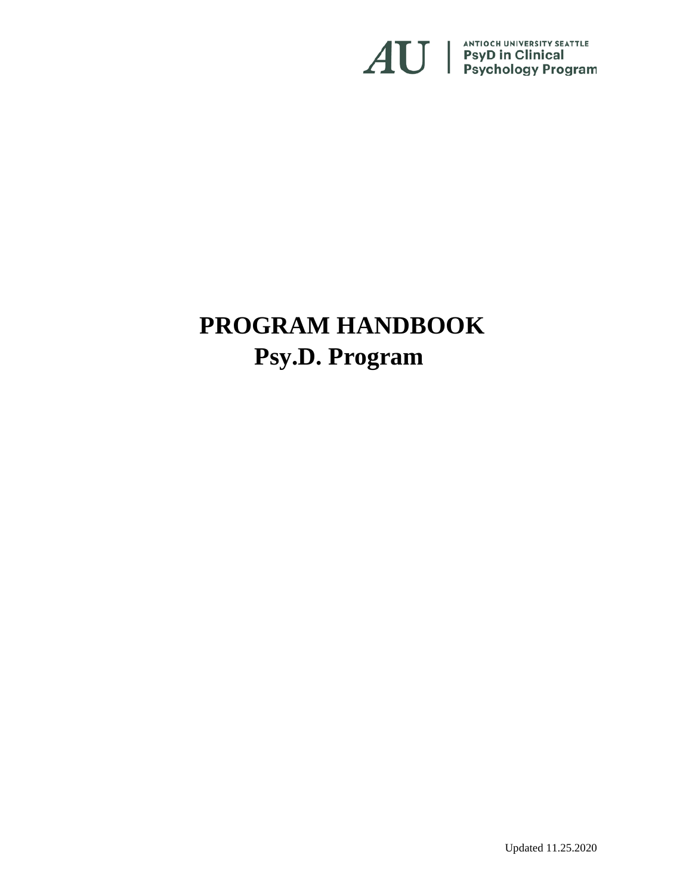AU | ANTIOCH UNIVERSITY SEATTLE
PsyD in Clinical Psychology Program

# PROGRAM HANDBOOK
# Psy.D. Program

Updated 11.25.2020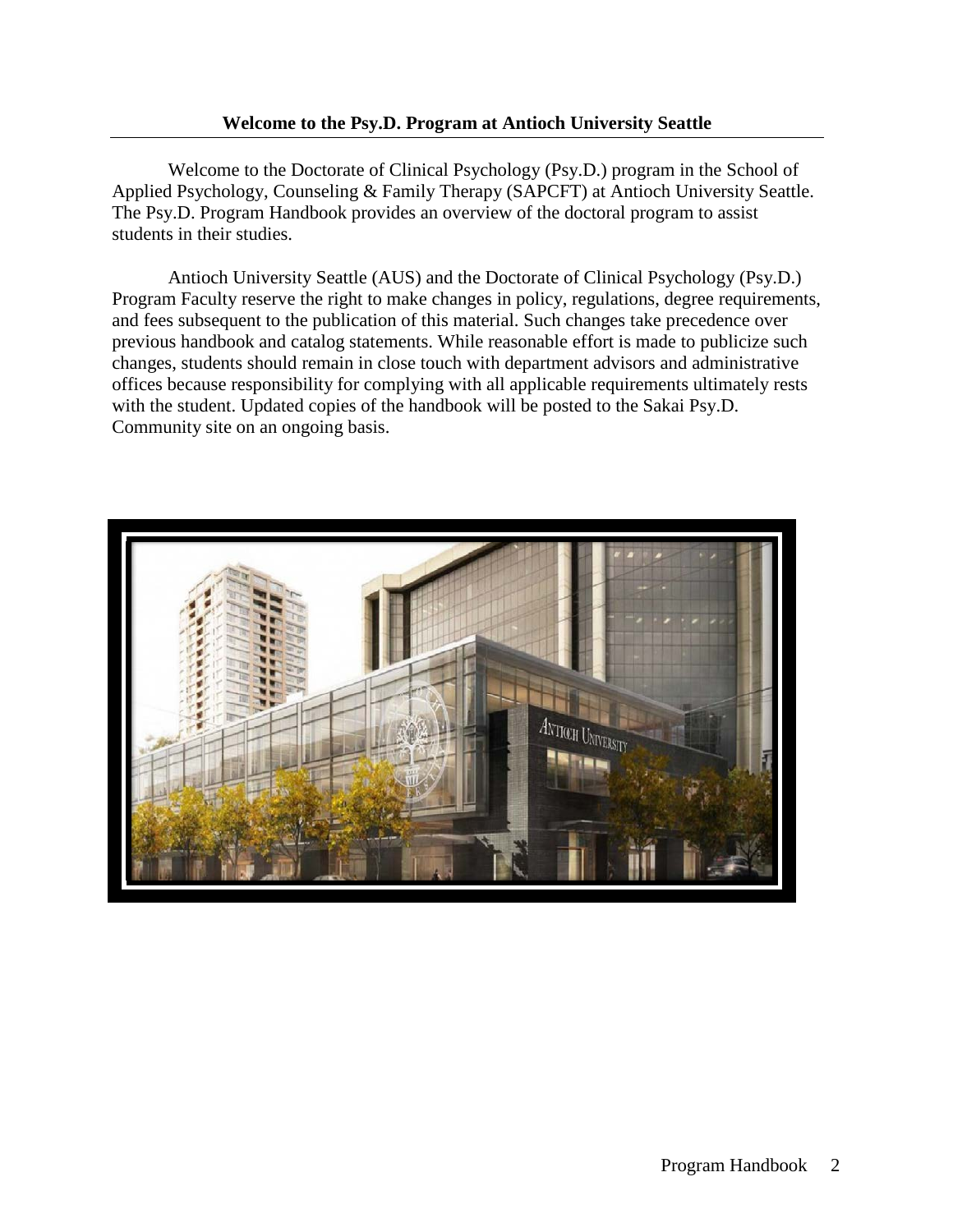# Welcome to the Psy.D. Program at Antioch University Seattle

Welcome to the Doctorate of Clinical Psychology (Psy.D.) program in the School of Applied Psychology, Counseling & Family Therapy (SAPCFT) at Antioch University Seattle. The Psy.D. Program Handbook provides an overview of the doctoral program to assist students in their studies.

Antioch University Seattle (AUS) and the Doctorate of Clinical Psychology (Psy.D.) Program Faculty reserve the right to make changes in policy, regulations, degree requirements, and fees subsequent to the publication of this material. Such changes take precedence over previous handbook and catalog statements. While reasonable effort is made to publicize such changes, students should remain in close touch with department advisors and administrative offices because responsibility for complying with all applicable requirements ultimately rests with the student. Updated copies of the handbook will be posted to the Sakai Psy.D. Community site on an ongoing basis.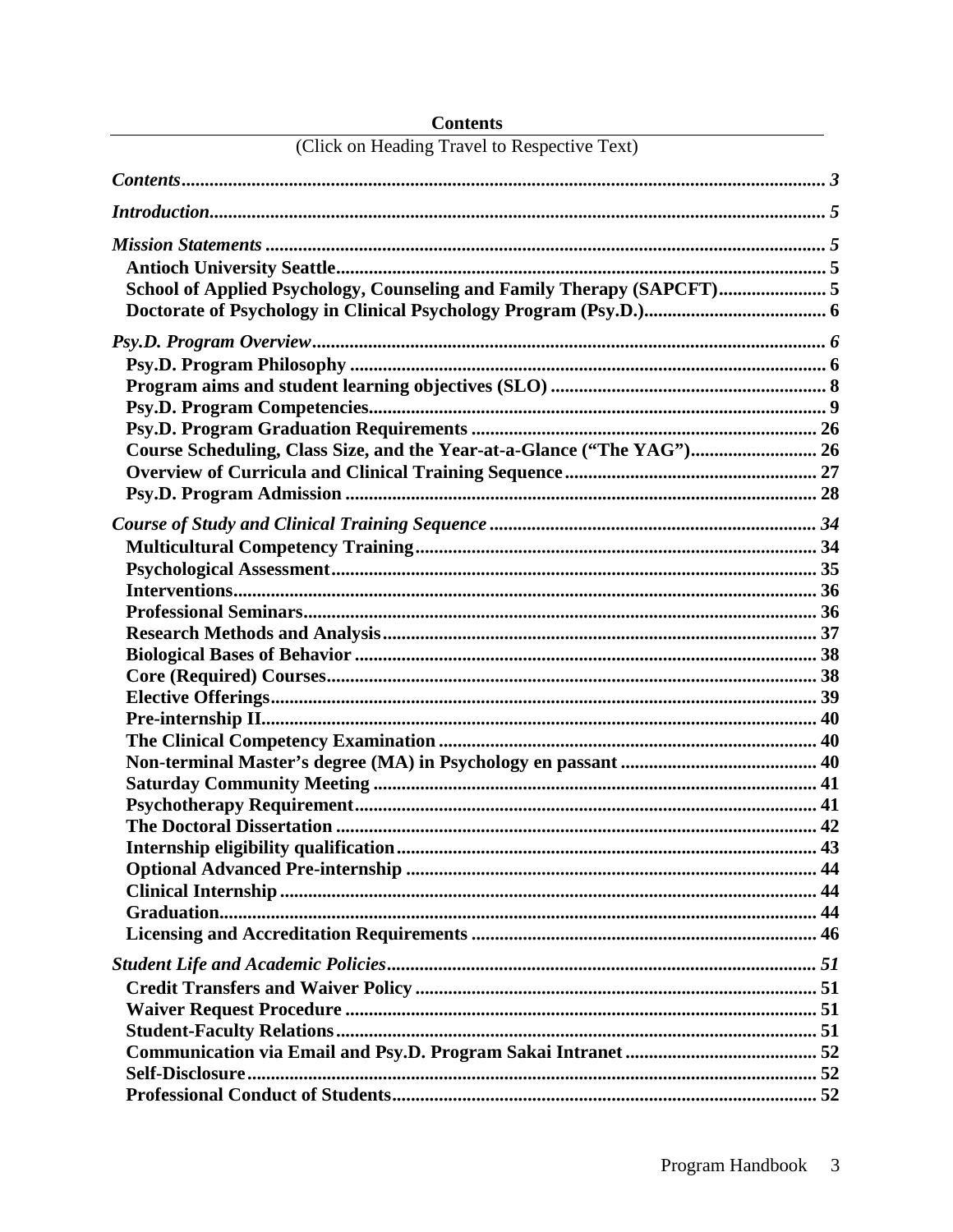**Contents**

(Click on Heading Travel to Respective Text)

***Contents*** ... ***3***

***Introduction*** ... ***5***

***Mission Statements*** ... ***5***

- **Antioch University Seattle** ... **5**
- **School of Applied Psychology, Counseling and Family Therapy (SAPCFT)** ... **5**
- **Doctorate of Psychology in Clinical Psychology Program (Psy.D.)** ... **6**

***Psy.D. Program Overview*** ... ***6***

- **Psy.D. Program Philosophy** ... **6**
- **Program aims and student learning objectives (SLO)** ... **8**
- **Psy.D. Program Competencies** ... **9**
- **Psy.D. Program Graduation Requirements** ... **26**
- **Course Scheduling, Class Size, and the Year-at-a-Glance ("The YAG")** ... **26**
- **Overview of Curricula and Clinical Training Sequence** ... **27**
- **Psy.D. Program Admission** ... **28**

***Course of Study and Clinical Training Sequence*** ... ***34***

- **Multicultural Competency Training** ... **34**
- **Psychological Assessment** ... **35**
- **Interventions** ... **36**
- **Professional Seminars** ... **36**
- **Research Methods and Analysis** ... **37**
- **Biological Bases of Behavior** ... **38**
- **Core (Required) Courses** ... **38**
- **Elective Offerings** ... **39**
- **Pre-internship II** ... **40**
- **The Clinical Competency Examination** ... **40**
- **Non-terminal Master's degree (MA) in Psychology en passant** ... **40**
- **Saturday Community Meeting** ... **41**
- **Psychotherapy Requirement** ... **41**
- **The Doctoral Dissertation** ... **42**
- **Internship eligibility qualification** ... **43**
- **Optional Advanced Pre-internship** ... **44**
- **Clinical Internship** ... **44**
- **Graduation** ... **44**
- **Licensing and Accreditation Requirements** ... **46**

***Student Life and Academic Policies*** ... ***51***

- **Credit Transfers and Waiver Policy** ... **51**
- **Waiver Request Procedure** ... **51**
- **Student-Faculty Relations** ... **51**
- **Communication via Email and Psy.D. Program Sakai Intranet** ... **52**
- **Self-Disclosure** ... **52**
- **Professional Conduct of Students** ... **52**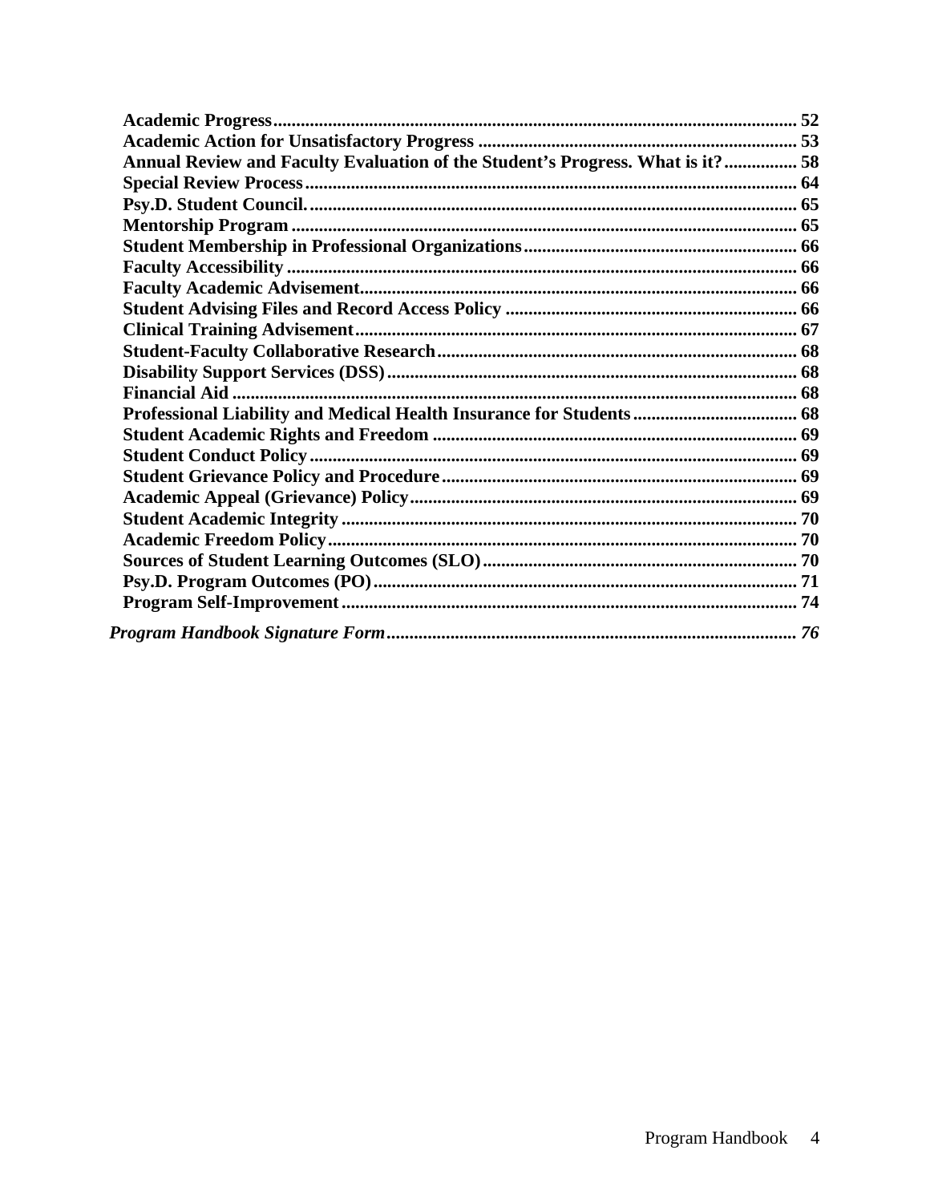**Academic Progress** .......... 52
**Academic Action for Unsatisfactory Progress** .......... 53
**Annual Review and Faculty Evaluation of the Student's Progress. What is it?** .......... 58
**Special Review Process** .......... 64
**Psy.D. Student Council.** .......... 65
**Mentorship Program** .......... 65
**Student Membership in Professional Organizations** .......... 66
**Faculty Accessibility** .......... 66
**Faculty Academic Advisement** .......... 66
**Student Advising Files and Record Access Policy** .......... 66
**Clinical Training Advisement** .......... 67
**Student-Faculty Collaborative Research** .......... 68
**Disability Support Services (DSS)** .......... 68
**Financial Aid** .......... 68
**Professional Liability and Medical Health Insurance for Students** .......... 68
**Student Academic Rights and Freedom** .......... 69
**Student Conduct Policy** .......... 69
**Student Grievance Policy and Procedure** .......... 69
**Academic Appeal (Grievance) Policy** .......... 69
**Student Academic Integrity** .......... 70
**Academic Freedom Policy** .......... 70
**Sources of Student Learning Outcomes (SLO)** .......... 70
**Psy.D. Program Outcomes (PO)** .......... 71
**Program Self-Improvement** .......... 74

***Program Handbook Signature Form*** .......... *76*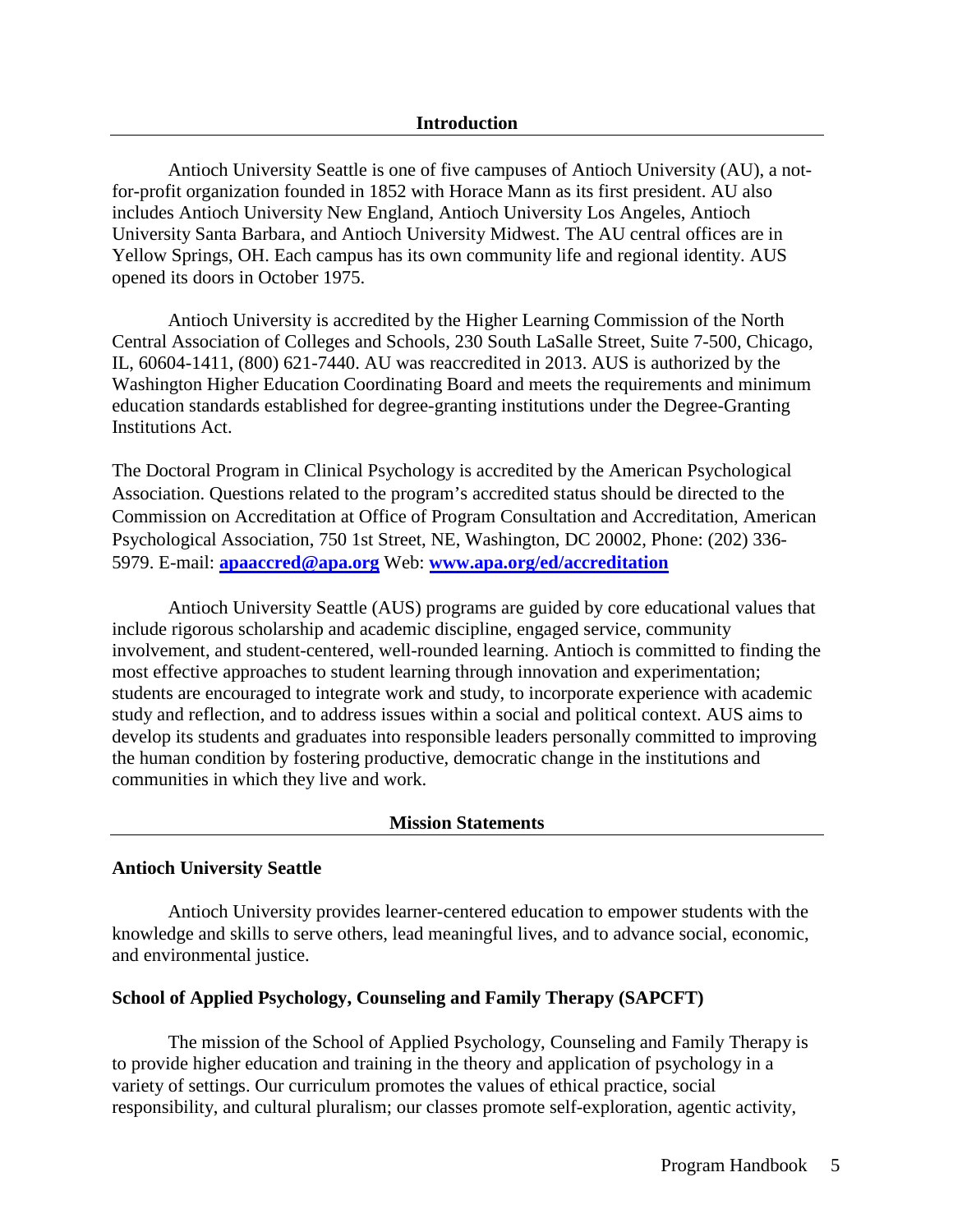## Introduction

Antioch University Seattle is one of five campuses of Antioch University (AU), a not-for-profit organization founded in 1852 with Horace Mann as its first president. AU also includes Antioch University New England, Antioch University Los Angeles, Antioch University Santa Barbara, and Antioch University Midwest. The AU central offices are in Yellow Springs, OH. Each campus has its own community life and regional identity. AUS opened its doors in October 1975.

Antioch University is accredited by the Higher Learning Commission of the North Central Association of Colleges and Schools, 230 South LaSalle Street, Suite 7-500, Chicago, IL, 60604-1411, (800) 621-7440. AU was reaccredited in 2013. AUS is authorized by the Washington Higher Education Coordinating Board and meets the requirements and minimum education standards established for degree-granting institutions under the Degree-Granting Institutions Act.

The Doctoral Program in Clinical Psychology is accredited by the American Psychological Association. Questions related to the program's accredited status should be directed to the Commission on Accreditation at Office of Program Consultation and Accreditation, American Psychological Association, 750 1st Street, NE, Washington, DC 20002, Phone: (202) 336-5979. E-mail: **[apaaccred@apa.org](mailto:apaaccred@apa.org)** Web: **[www.apa.org/ed/accreditation](http://www.apa.org/ed/accreditation)**

Antioch University Seattle (AUS) programs are guided by core educational values that include rigorous scholarship and academic discipline, engaged service, community involvement, and student-centered, well-rounded learning. Antioch is committed to finding the most effective approaches to student learning through innovation and experimentation; students are encouraged to integrate work and study, to incorporate experience with academic study and reflection, and to address issues within a social and political context. AUS aims to develop its students and graduates into responsible leaders personally committed to improving the human condition by fostering productive, democratic change in the institutions and communities in which they live and work.

## Mission Statements

### Antioch University Seattle

Antioch University provides learner-centered education to empower students with the knowledge and skills to serve others, lead meaningful lives, and to advance social, economic, and environmental justice.

### School of Applied Psychology, Counseling and Family Therapy (SAPCFT)

The mission of the School of Applied Psychology, Counseling and Family Therapy is to provide higher education and training in the theory and application of psychology in a variety of settings. Our curriculum promotes the values of ethical practice, social responsibility, and cultural pluralism; our classes promote self-exploration, agentic activity,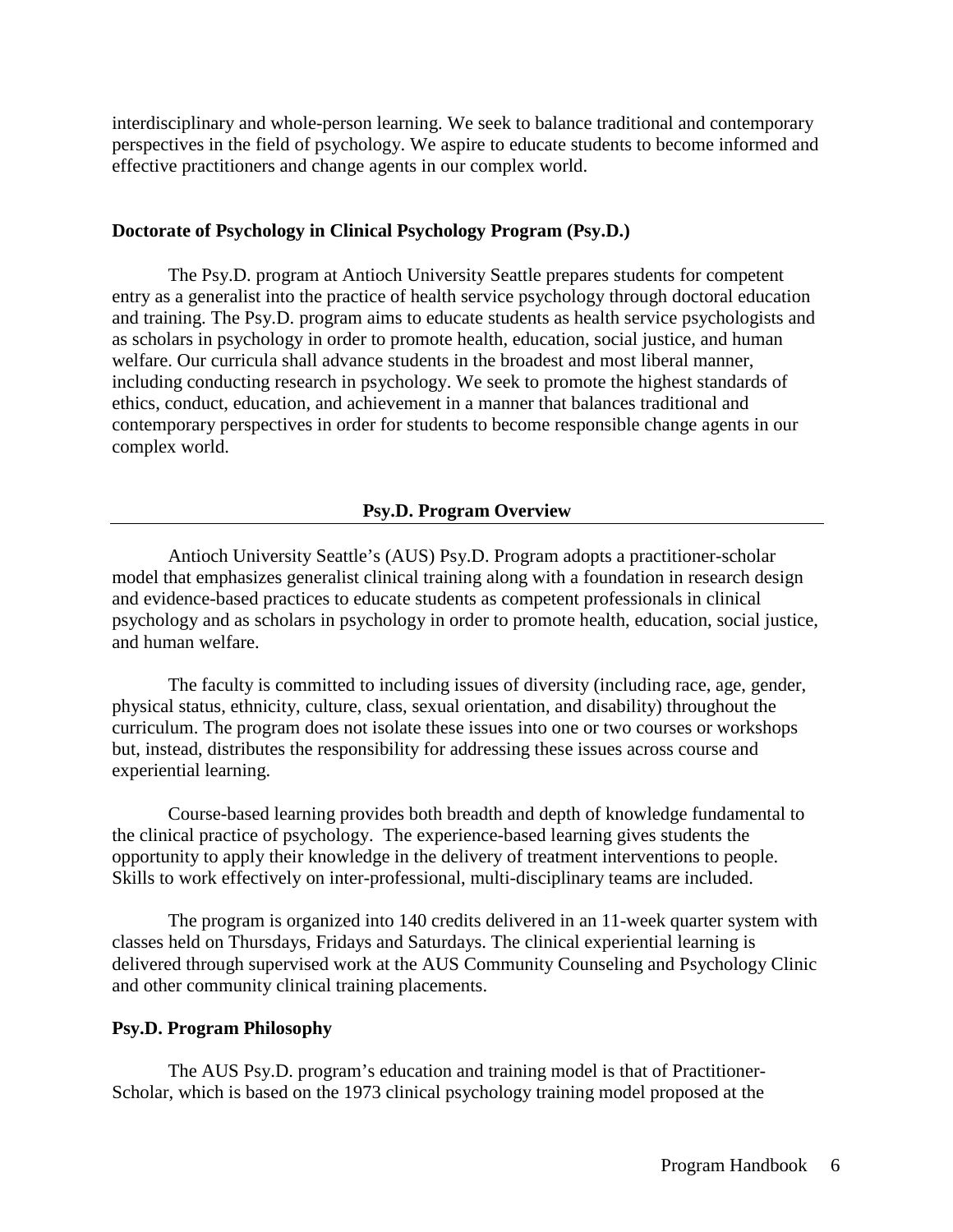interdisciplinary and whole-person learning. We seek to balance traditional and contemporary perspectives in the field of psychology. We aspire to educate students to become informed and effective practitioners and change agents in our complex world.

### Doctorate of Psychology in Clinical Psychology Program (Psy.D.)

The Psy.D. program at Antioch University Seattle prepares students for competent entry as a generalist into the practice of health service psychology through doctoral education and training. The Psy.D. program aims to educate students as health service psychologists and as scholars in psychology in order to promote health, education, social justice, and human welfare. Our curricula shall advance students in the broadest and most liberal manner, including conducting research in psychology. We seek to promote the highest standards of ethics, conduct, education, and achievement in a manner that balances traditional and contemporary perspectives in order for students to become responsible change agents in our complex world.

## Psy.D. Program Overview

Antioch University Seattle's (AUS) Psy.D. Program adopts a practitioner-scholar model that emphasizes generalist clinical training along with a foundation in research design and evidence-based practices to educate students as competent professionals in clinical psychology and as scholars in psychology in order to promote health, education, social justice, and human welfare.

The faculty is committed to including issues of diversity (including race, age, gender, physical status, ethnicity, culture, class, sexual orientation, and disability) throughout the curriculum. The program does not isolate these issues into one or two courses or workshops but, instead, distributes the responsibility for addressing these issues across course and experiential learning.

Course-based learning provides both breadth and depth of knowledge fundamental to the clinical practice of psychology. The experience-based learning gives students the opportunity to apply their knowledge in the delivery of treatment interventions to people. Skills to work effectively on inter-professional, multi-disciplinary teams are included.

The program is organized into 140 credits delivered in an 11-week quarter system with classes held on Thursdays, Fridays and Saturdays. The clinical experiential learning is delivered through supervised work at the AUS Community Counseling and Psychology Clinic and other community clinical training placements.

### Psy.D. Program Philosophy

The AUS Psy.D. program's education and training model is that of Practitioner-Scholar, which is based on the 1973 clinical psychology training model proposed at the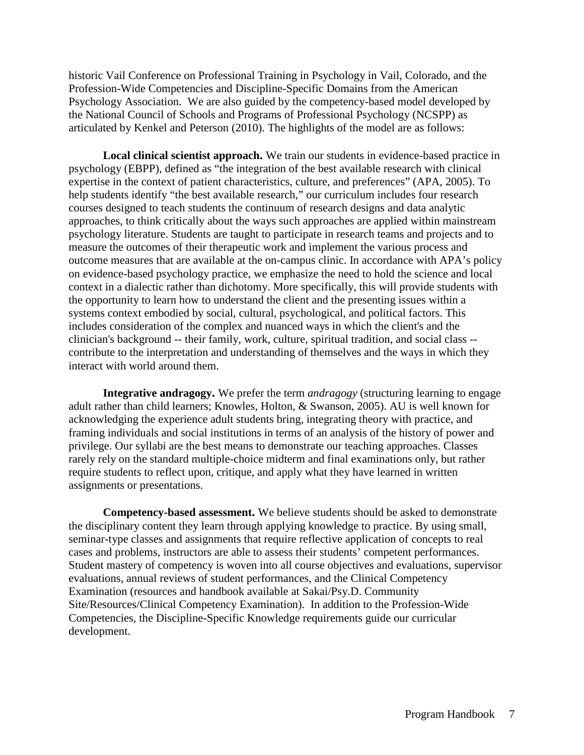historic Vail Conference on Professional Training in Psychology in Vail, Colorado, and the Profession-Wide Competencies and Discipline-Specific Domains from the American Psychology Association. We are also guided by the competency-based model developed by the National Council of Schools and Programs of Professional Psychology (NCSPP) as articulated by Kenkel and Peterson (2010). The highlights of the model are as follows:

**Local clinical scientist approach.** We train our students in evidence-based practice in psychology (EBPP), defined as "the integration of the best available research with clinical expertise in the context of patient characteristics, culture, and preferences" (APA, 2005). To help students identify "the best available research," our curriculum includes four research courses designed to teach students the continuum of research designs and data analytic approaches, to think critically about the ways such approaches are applied within mainstream psychology literature. Students are taught to participate in research teams and projects and to measure the outcomes of their therapeutic work and implement the various process and outcome measures that are available at the on-campus clinic. In accordance with APA's policy on evidence-based psychology practice, we emphasize the need to hold the science and local context in a dialectic rather than dichotomy. More specifically, this will provide students with the opportunity to learn how to understand the client and the presenting issues within a systems context embodied by social, cultural, psychological, and political factors. This includes consideration of the complex and nuanced ways in which the client's and the clinician's background -- their family, work, culture, spiritual tradition, and social class -- contribute to the interpretation and understanding of themselves and the ways in which they interact with world around them.

**Integrative andragogy.** We prefer the term *andragogy* (structuring learning to engage adult rather than child learners; Knowles, Holton, & Swanson, 2005). AU is well known for acknowledging the experience adult students bring, integrating theory with practice, and framing individuals and social institutions in terms of an analysis of the history of power and privilege. Our syllabi are the best means to demonstrate our teaching approaches. Classes rarely rely on the standard multiple-choice midterm and final examinations only, but rather require students to reflect upon, critique, and apply what they have learned in written assignments or presentations.

**Competency-based assessment.** We believe students should be asked to demonstrate the disciplinary content they learn through applying knowledge to practice. By using small, seminar-type classes and assignments that require reflective application of concepts to real cases and problems, instructors are able to assess their students' competent performances. Student mastery of competency is woven into all course objectives and evaluations, supervisor evaluations, annual reviews of student performances, and the Clinical Competency Examination (resources and handbook available at Sakai/Psy.D. Community Site/Resources/Clinical Competency Examination). In addition to the Profession-Wide Competencies, the Discipline-Specific Knowledge requirements guide our curricular development.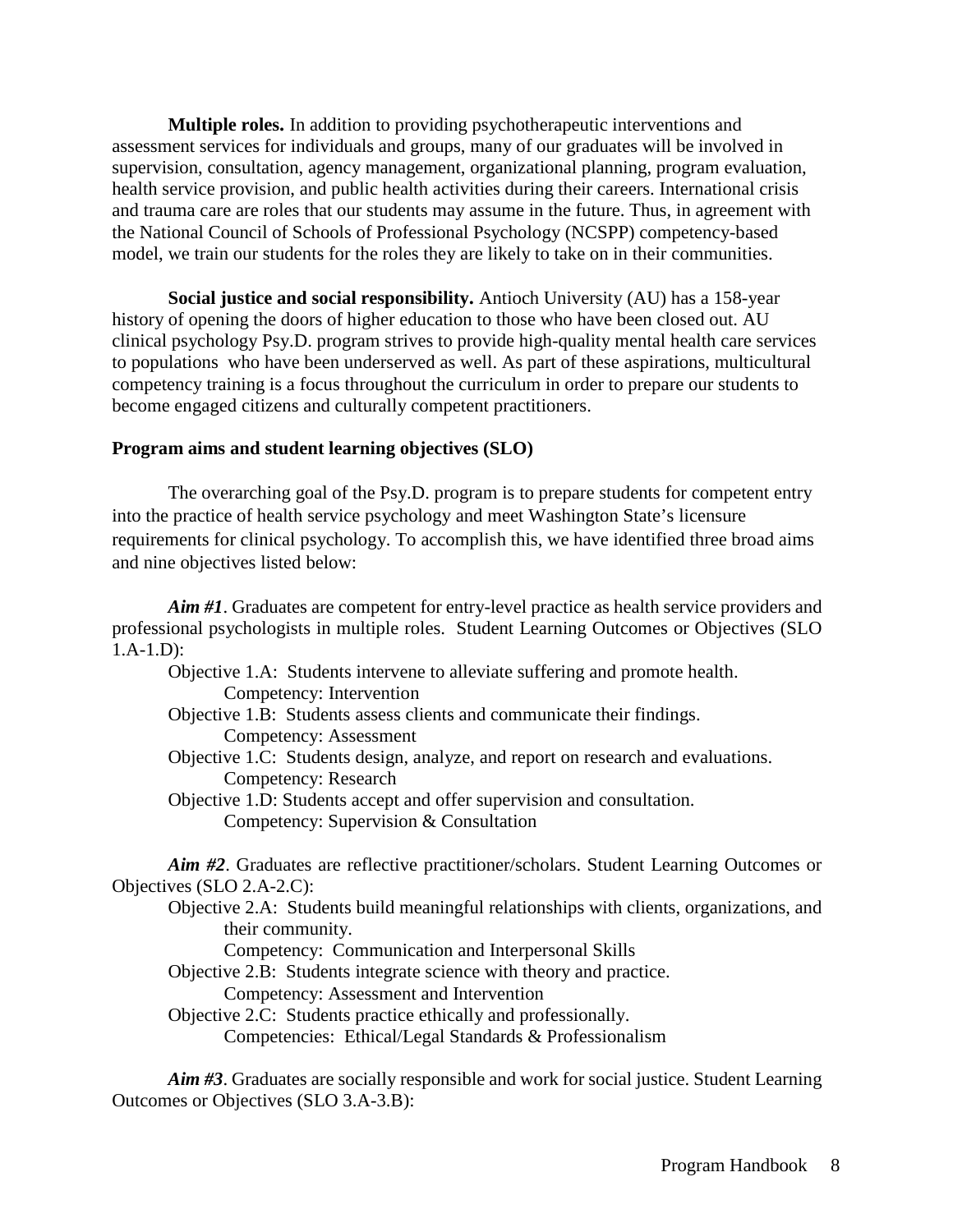**Multiple roles.** In addition to providing psychotherapeutic interventions and assessment services for individuals and groups, many of our graduates will be involved in supervision, consultation, agency management, organizational planning, program evaluation, health service provision, and public health activities during their careers. International crisis and trauma care are roles that our students may assume in the future. Thus, in agreement with the National Council of Schools of Professional Psychology (NCSPP) competency-based model, we train our students for the roles they are likely to take on in their communities.

**Social justice and social responsibility.** Antioch University (AU) has a 158-year history of opening the doors of higher education to those who have been closed out. AU clinical psychology Psy.D. program strives to provide high-quality mental health care services to populations who have been underserved as well. As part of these aspirations, multicultural competency training is a focus throughout the curriculum in order to prepare our students to become engaged citizens and culturally competent practitioners.

### Program aims and student learning objectives (SLO)

The overarching goal of the Psy.D. program is to prepare students for competent entry into the practice of health service psychology and meet Washington State's licensure requirements for clinical psychology. To accomplish this, we have identified three broad aims and nine objectives listed below:

***Aim #1***. Graduates are competent for entry-level practice as health service providers and professional psychologists in multiple roles. Student Learning Outcomes or Objectives (SLO 1.A-1.D):

Objective 1.A: Students intervene to alleviate suffering and promote health.
Competency: Intervention

Objective 1.B: Students assess clients and communicate their findings.
Competency: Assessment

Objective 1.C: Students design, analyze, and report on research and evaluations.
Competency: Research

Objective 1.D: Students accept and offer supervision and consultation.
Competency: Supervision & Consultation

***Aim #2***. Graduates are reflective practitioner/scholars. Student Learning Outcomes or Objectives (SLO 2.A-2.C):

Objective 2.A: Students build meaningful relationships with clients, organizations, and their community.
Competency: Communication and Interpersonal Skills

Objective 2.B: Students integrate science with theory and practice.
Competency: Assessment and Intervention

Objective 2.C: Students practice ethically and professionally.
Competencies: Ethical/Legal Standards & Professionalism

***Aim #3***. Graduates are socially responsible and work for social justice. Student Learning Outcomes or Objectives (SLO 3.A-3.B):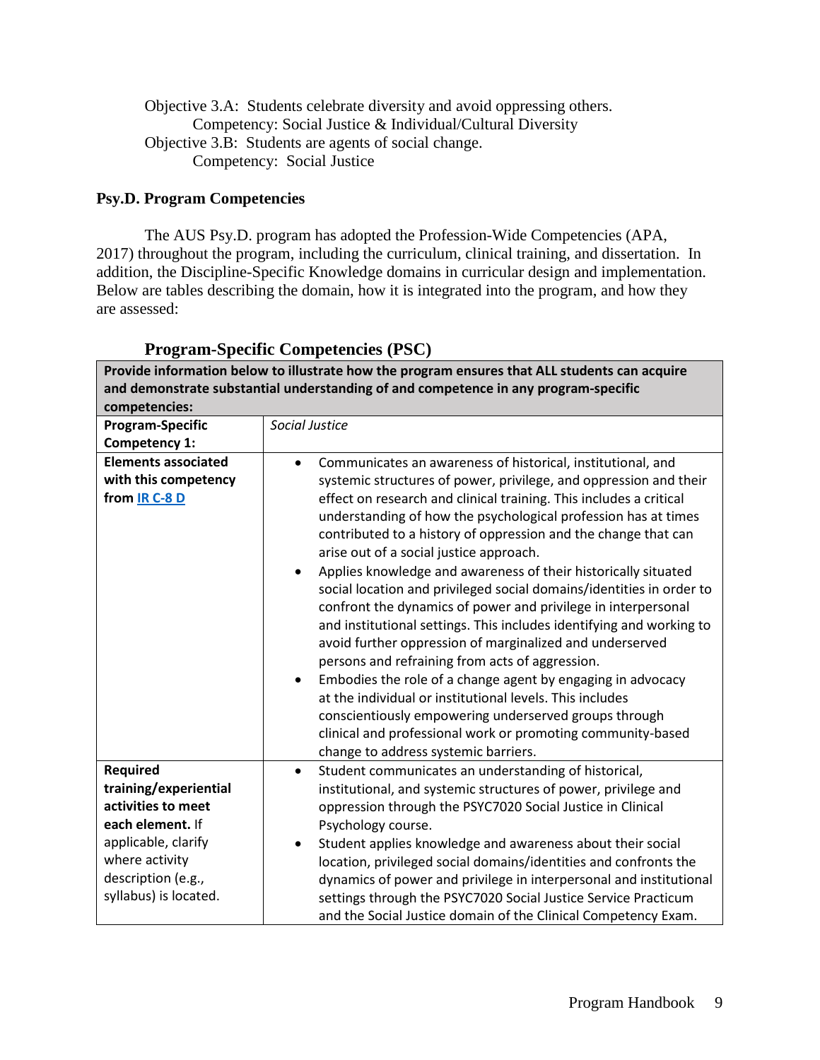Objective 3.A: Students celebrate diversity and avoid oppressing others.
Competency: Social Justice & Individual/Cultural Diversity
Objective 3.B: Students are agents of social change.
Competency: Social Justice

### Psy.D. Program Competencies

The AUS Psy.D. program has adopted the Profession-Wide Competencies (APA, 2017) throughout the program, including the curriculum, clinical training, and dissertation. In addition, the Discipline-Specific Knowledge domains in curricular design and implementation. Below are tables describing the domain, how it is integrated into the program, and how they are assessed:

### Program-Specific Competencies (PSC)

| **Provide information below to illustrate how the program ensures that ALL students can acquire and demonstrate substantial understanding of and competence in any program-specific competencies:** | |
|---|---|
| **Program-Specific Competency 1:** | *Social Justice* |
| **Elements associated with this competency from [IR C-8 D]** | • Communicates an awareness of historical, institutional, and systemic structures of power, privilege, and oppression and their effect on research and clinical training. This includes a critical understanding of how the psychological profession has at times contributed to a history of oppression and the change that can arise out of a social justice approach.<br>• Applies knowledge and awareness of their historically situated social location and privileged social domains/identities in order to confront the dynamics of power and privilege in interpersonal and institutional settings. This includes identifying and working to avoid further oppression of marginalized and underserved persons and refraining from acts of aggression.<br>• Embodies the role of a change agent by engaging in advocacy at the individual or institutional levels. This includes conscientiously empowering underserved groups through clinical and professional work or promoting community-based change to address systemic barriers. |
| **Required training/experiential activities to meet each element.** If applicable, clarify where activity description (e.g., syllabus) is located. | • Student communicates an understanding of historical, institutional, and systemic structures of power, privilege and oppression through the PSYC7020 Social Justice in Clinical Psychology course.<br>• Student applies knowledge and awareness about their social location, privileged social domains/identities and confronts the dynamics of power and privilege in interpersonal and institutional settings through the PSYC7020 Social Justice Service Practicum and the Social Justice domain of the Clinical Competency Exam. |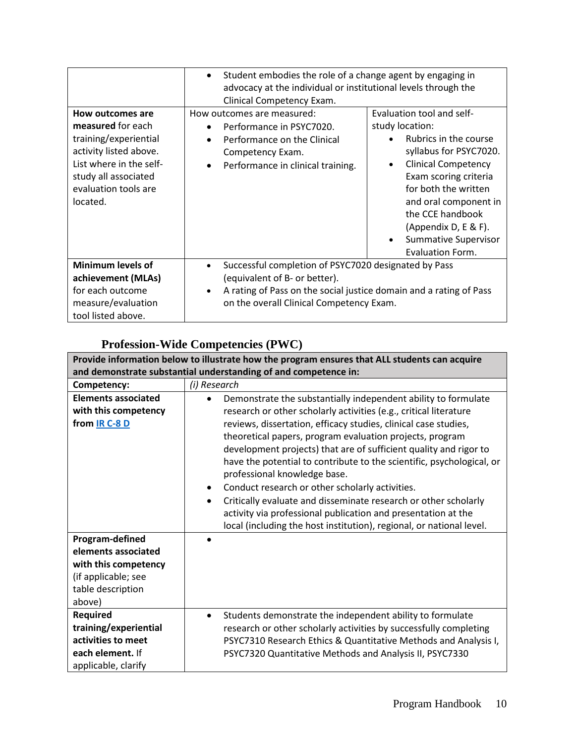| | | |
|---|---|---|
| | • Student embodies the role of a change agent by engaging in advocacy at the individual or institutional levels through the Clinical Competency Exam. | |
| **How outcomes are measured** for each training/experiential activity listed above. List where in the self-study all associated evaluation tools are located. | How outcomes are measured:<br>• Performance in PSYC7020.<br>• Performance on the Clinical Competency Exam.<br>• Performance in clinical training. | Evaluation tool and self-study location:<br>• Rubrics in the course syllabus for PSYC7020.<br>• Clinical Competency Exam scoring criteria for both the written and oral component in the CCE handbook (Appendix D, E & F).<br>• Summative Supervisor Evaluation Form. |
| **Minimum levels of achievement (MLAs)** for each outcome measure/evaluation tool listed above. | • Successful completion of PSYC7020 designated by Pass (equivalent of B- or better).<br>• A rating of Pass on the social justice domain and a rating of Pass on the overall Clinical Competency Exam. | |

## Profession-Wide Competencies (PWC)

| **Provide information below to illustrate how the program ensures that ALL students can acquire and demonstrate substantial understanding of and competence in:** | |
|---|---|
| **Competency:** | *(i) Research* |
| **Elements associated with this competency from IR C-8 D** | • Demonstrate the substantially independent ability to formulate research or other scholarly activities (e.g., critical literature reviews, dissertation, efficacy studies, clinical case studies, theoretical papers, program evaluation projects, program development projects) that are of sufficient quality and rigor to have the potential to contribute to the scientific, psychological, or professional knowledge base.<br>• Conduct research or other scholarly activities.<br>• Critically evaluate and disseminate research or other scholarly activity via professional publication and presentation at the local (including the host institution), regional, or national level. |
| **Program-defined elements associated with this competency** (if applicable; see table description above) | • |
| **Required training/experiential activities to meet each element.** If applicable, clarify | • Students demonstrate the independent ability to formulate research or other scholarly activities by successfully completing PSYC7310 Research Ethics & Quantitative Methods and Analysis I, PSYC7320 Quantitative Methods and Analysis II, PSYC7330 |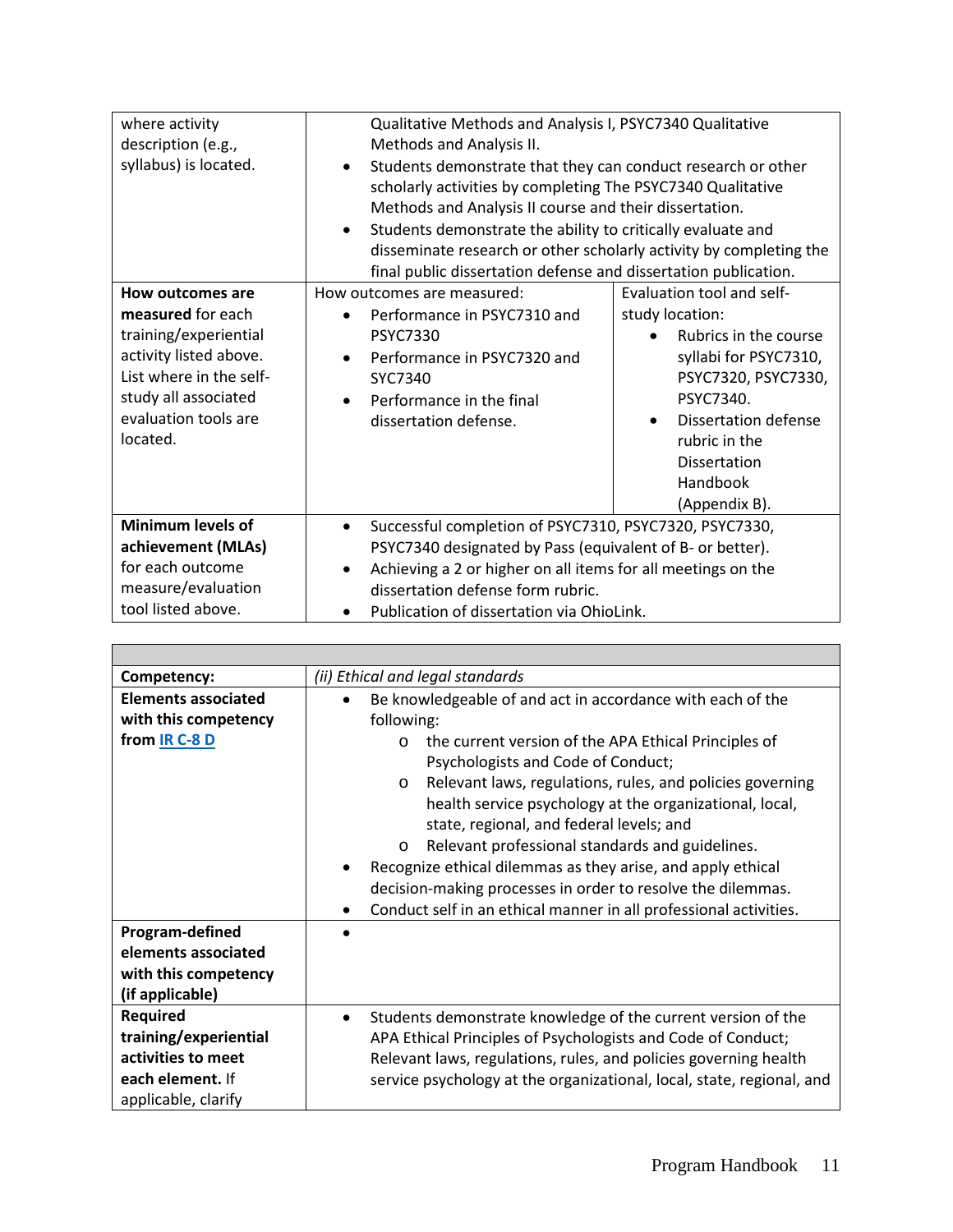| where activity description (e.g., syllabus) is located. | Qualitative Methods and Analysis I, PSYC7340 Qualitative Methods and Analysis II.<br>• Students demonstrate that they can conduct research or other scholarly activities by completing The PSYC7340 Qualitative Methods and Analysis II course and their dissertation.<br>• Students demonstrate the ability to critically evaluate and disseminate research or other scholarly activity by completing the final public dissertation defense and dissertation publication. | |
|---|---|---|
| **How outcomes are measured** for each training/experiential activity listed above. List where in the self-study all associated evaluation tools are located. | How outcomes are measured:<br>• Performance in PSYC7310 and PSYC7330<br>• Performance in PSYC7320 and SYC7340<br>• Performance in the final dissertation defense. | Evaluation tool and self-study location:<br>• Rubrics in the course syllabi for PSYC7310, PSYC7320, PSYC7330, PSYC7340.<br>• Dissertation defense rubric in the Dissertation Handbook (Appendix B). |
| **Minimum levels of achievement (MLAs)** for each outcome measure/evaluation tool listed above. | • Successful completion of PSYC7310, PSYC7320, PSYC7330, PSYC7340 designated by Pass (equivalent of B- or better).<br>• Achieving a 2 or higher on all items for all meetings on the dissertation defense form rubric.<br>• Publication of dissertation via OhioLink. | |

| | |
|---|---|
| **Competency:** | *(ii) Ethical and legal standards* |
| **Elements associated with this competency from IR C-8 D** | • Be knowledgeable of and act in accordance with each of the following:<br>o the current version of the APA Ethical Principles of Psychologists and Code of Conduct;<br>o Relevant laws, regulations, rules, and policies governing health service psychology at the organizational, local, state, regional, and federal levels; and<br>o Relevant professional standards and guidelines.<br>• Recognize ethical dilemmas as they arise, and apply ethical decision-making processes in order to resolve the dilemmas.<br>• Conduct self in an ethical manner in all professional activities. |
| **Program-defined elements associated with this competency (if applicable)** | • |
| **Required training/experiential activities to meet each element.** If applicable, clarify | • Students demonstrate knowledge of the current version of the APA Ethical Principles of Psychologists and Code of Conduct; Relevant laws, regulations, rules, and policies governing health service psychology at the organizational, local, state, regional, and |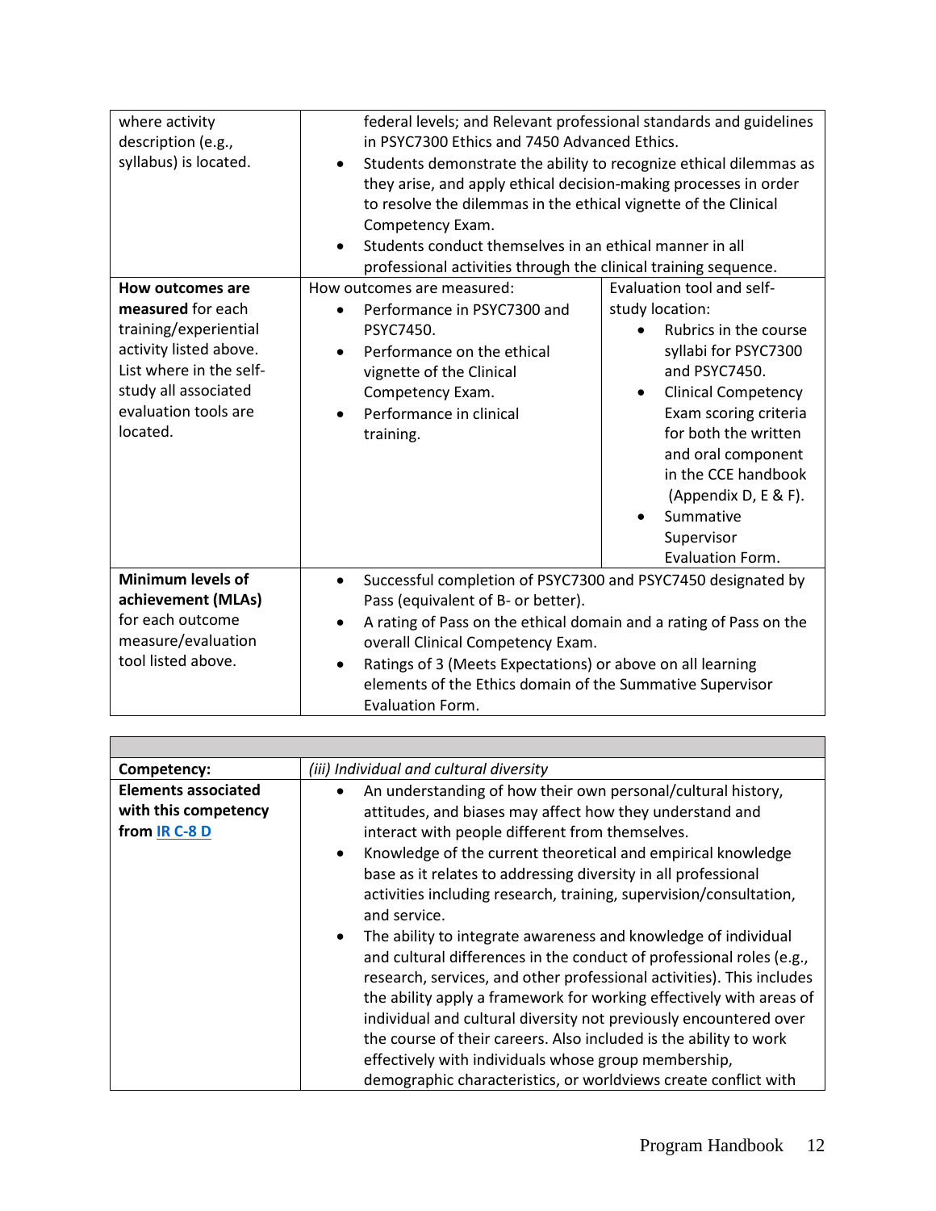| | | |
|---|---|---|
| where activity description (e.g., syllabus) is located. | federal levels; and Relevant professional standards and guidelines in PSYC7300 Ethics and 7450 Advanced Ethics.<br>• Students demonstrate the ability to recognize ethical dilemmas as they arise, and apply ethical decision-making processes in order to resolve the dilemmas in the ethical vignette of the Clinical Competency Exam.<br>• Students conduct themselves in an ethical manner in all professional activities through the clinical training sequence. | |
| **How outcomes are measured** for each training/experiential activity listed above. List where in the self-study all associated evaluation tools are located. | How outcomes are measured:<br>• Performance in PSYC7300 and PSYC7450.<br>• Performance on the ethical vignette of the Clinical Competency Exam.<br>• Performance in clinical training. | Evaluation tool and self-study location:<br>• Rubrics in the course syllabi for PSYC7300 and PSYC7450.<br>• Clinical Competency Exam scoring criteria for both the written and oral component in the CCE handbook (Appendix D, E & F).<br>• Summative Supervisor Evaluation Form. |
| **Minimum levels of achievement (MLAs)** for each outcome measure/evaluation tool listed above. | • Successful completion of PSYC7300 and PSYC7450 designated by Pass (equivalent of B- or better).<br>• A rating of Pass on the ethical domain and a rating of Pass on the overall Clinical Competency Exam.<br>• Ratings of 3 (Meets Expectations) or above on all learning elements of the Ethics domain of the Summative Supervisor Evaluation Form. | |

| | |
|---|---|
| **Competency:** | *(iii) Individual and cultural diversity* |
| **Elements associated with this competency from IR C-8 D** | • An understanding of how their own personal/cultural history, attitudes, and biases may affect how they understand and interact with people different from themselves.<br>• Knowledge of the current theoretical and empirical knowledge base as it relates to addressing diversity in all professional activities including research, training, supervision/consultation, and service.<br>• The ability to integrate awareness and knowledge of individual and cultural differences in the conduct of professional roles (e.g., research, services, and other professional activities). This includes the ability apply a framework for working effectively with areas of individual and cultural diversity not previously encountered over the course of their careers. Also included is the ability to work effectively with individuals whose group membership, demographic characteristics, or worldviews create conflict with |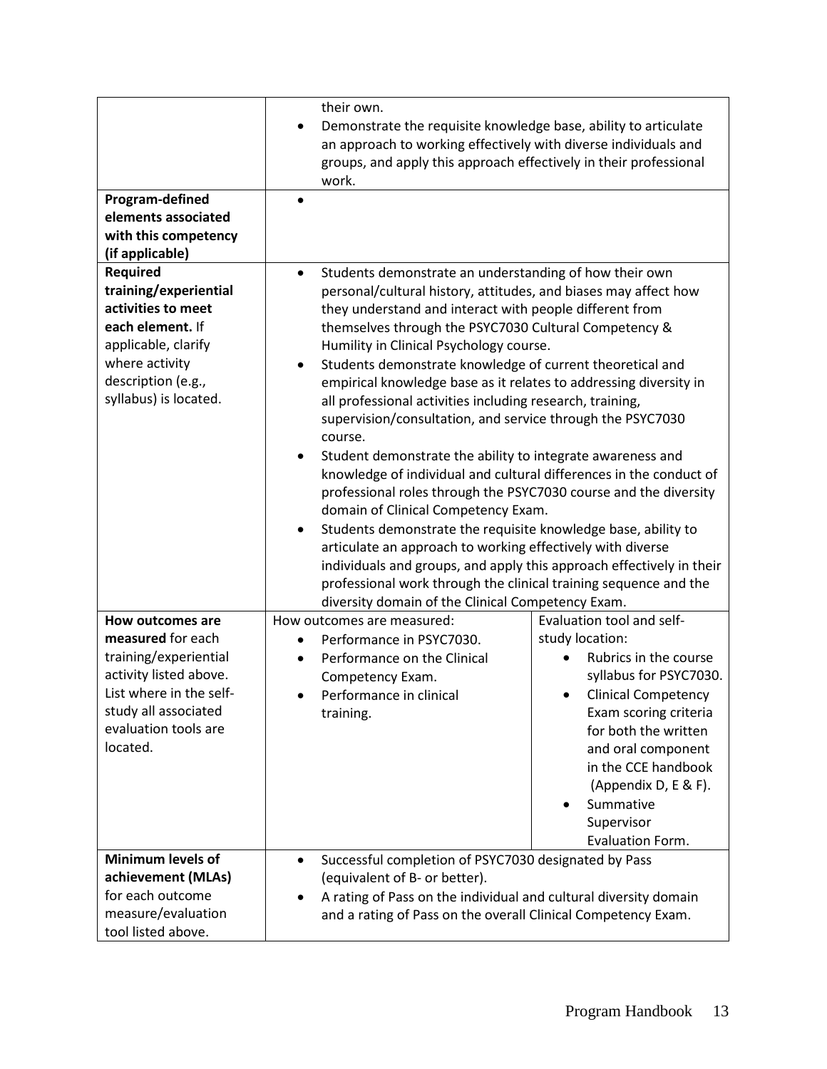| | | |
|---|---|---|
| | their own.<br>• Demonstrate the requisite knowledge base, ability to articulate an approach to working effectively with diverse individuals and groups, and apply this approach effectively in their professional work. | |
| **Program-defined elements associated with this competency (if applicable)** | • | |
| **Required training/experiential activities to meet each element.** If applicable, clarify where activity description (e.g., syllabus) is located. | • Students demonstrate an understanding of how their own personal/cultural history, attitudes, and biases may affect how they understand and interact with people different from themselves through the PSYC7030 Cultural Competency & Humility in Clinical Psychology course.<br>• Students demonstrate knowledge of current theoretical and empirical knowledge base as it relates to addressing diversity in all professional activities including research, training, supervision/consultation, and service through the PSYC7030 course.<br>• Student demonstrate the ability to integrate awareness and knowledge of individual and cultural differences in the conduct of professional roles through the PSYC7030 course and the diversity domain of Clinical Competency Exam.<br>• Students demonstrate the requisite knowledge base, ability to articulate an approach to working effectively with diverse individuals and groups, and apply this approach effectively in their professional work through the clinical training sequence and the diversity domain of the Clinical Competency Exam. | |
| **How outcomes are measured** for each training/experiential activity listed above. List where in the self-study all associated evaluation tools are located. | How outcomes are measured:<br>• Performance in PSYC7030.<br>• Performance on the Clinical Competency Exam.<br>• Performance in clinical training. | Evaluation tool and self-study location:<br>• Rubrics in the course syllabus for PSYC7030.<br>• Clinical Competency Exam scoring criteria for both the written and oral component in the CCE handbook (Appendix D, E & F).<br>• Summative Supervisor Evaluation Form. |
| **Minimum levels of achievement (MLAs)** for each outcome measure/evaluation tool listed above. | • Successful completion of PSYC7030 designated by Pass (equivalent of B- or better).<br>• A rating of Pass on the individual and cultural diversity domain and a rating of Pass on the overall Clinical Competency Exam. | |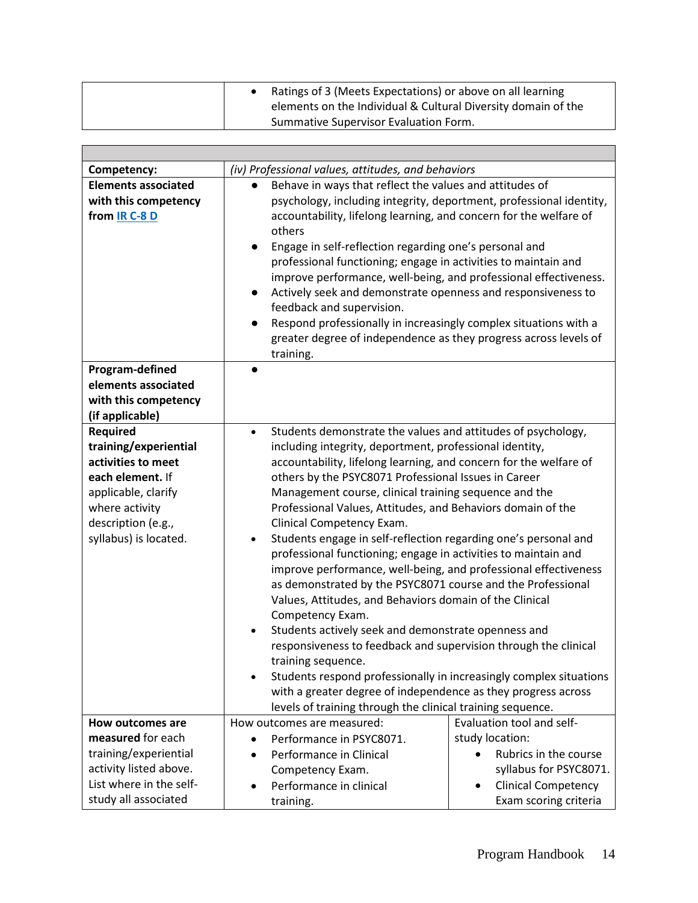| | |
|---|---|
| | • Ratings of 3 (Meets Expectations) or above on all learning elements on the Individual & Cultural Diversity domain of the Summative Supervisor Evaluation Form. |

| | | |
|---|---|---|
| **Competency:** | *(iv) Professional values, attitudes, and behaviors* | |
| **Elements associated with this competency from IR C-8 D** | ● Behave in ways that reflect the values and attitudes of psychology, including integrity, deportment, professional identity, accountability, lifelong learning, and concern for the welfare of others<br>● Engage in self-reflection regarding one's personal and professional functioning; engage in activities to maintain and improve performance, well-being, and professional effectiveness.<br>● Actively seek and demonstrate openness and responsiveness to feedback and supervision.<br>● Respond professionally in increasingly complex situations with a greater degree of independence as they progress across levels of training. | |
| **Program-defined elements associated with this competency (if applicable)** | ● | |
| **Required training/experiential activities to meet each element.** If applicable, clarify where activity description (e.g., syllabus) is located. | • Students demonstrate the values and attitudes of psychology, including integrity, deportment, professional identity, accountability, lifelong learning, and concern for the welfare of others by the PSYC8071 Professional Issues in Career Management course, clinical training sequence and the Professional Values, Attitudes, and Behaviors domain of the Clinical Competency Exam.<br>• Students engage in self-reflection regarding one's personal and professional functioning; engage in activities to maintain and improve performance, well-being, and professional effectiveness as demonstrated by the PSYC8071 course and the Professional Values, Attitudes, and Behaviors domain of the Clinical Competency Exam.<br>• Students actively seek and demonstrate openness and responsiveness to feedback and supervision through the clinical training sequence.<br>• Students respond professionally in increasingly complex situations with a greater degree of independence as they progress across levels of training through the clinical training sequence. | |
| **How outcomes are measured** for each training/experiential activity listed above. List where in the self-study all associated | How outcomes are measured:<br>• Performance in PSYC8071.<br>• Performance in Clinical Competency Exam.<br>• Performance in clinical training. | Evaluation tool and self-study location:<br>• Rubrics in the course syllabus for PSYC8071.<br>• Clinical Competency Exam scoring criteria |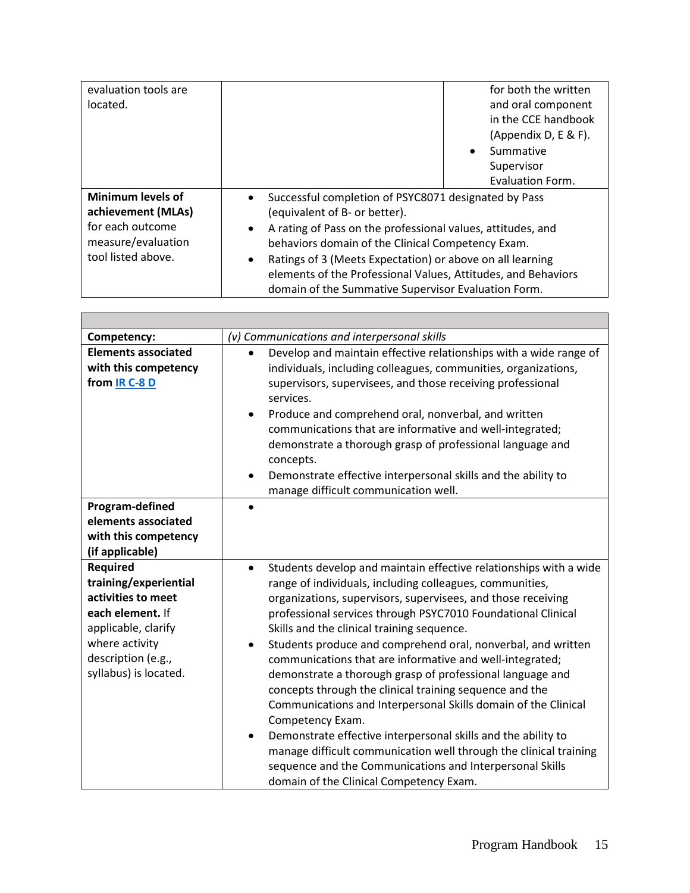| evaluation tools are located. | | for both the written and oral component in the CCE handbook (Appendix D, E & F).<br>• Summative Supervisor Evaluation Form. |
|---|---|---|
| **Minimum levels of achievement (MLAs)** for each outcome measure/evaluation tool listed above. | • Successful completion of PSYC8071 designated by Pass (equivalent of B- or better).<br>• A rating of Pass on the professional values, attitudes, and behaviors domain of the Clinical Competency Exam.<br>• Ratings of 3 (Meets Expectation) or above on all learning elements of the Professional Values, Attitudes, and Behaviors domain of the Summative Supervisor Evaluation Form. | |

| | |
|---|---|
| **Competency:** | *(v) Communications and interpersonal skills* |
| **Elements associated with this competency from IR C-8 D** | • Develop and maintain effective relationships with a wide range of individuals, including colleagues, communities, organizations, supervisors, supervisees, and those receiving professional services.<br>• Produce and comprehend oral, nonverbal, and written communications that are informative and well-integrated; demonstrate a thorough grasp of professional language and concepts.<br>• Demonstrate effective interpersonal skills and the ability to manage difficult communication well. |
| **Program-defined elements associated with this competency (if applicable)** | • |
| **Required training/experiential activities to meet each element.** If applicable, clarify where activity description (e.g., syllabus) is located. | • Students develop and maintain effective relationships with a wide range of individuals, including colleagues, communities, organizations, supervisors, supervisees, and those receiving professional services through PSYC7010 Foundational Clinical Skills and the clinical training sequence.<br>• Students produce and comprehend oral, nonverbal, and written communications that are informative and well-integrated; demonstrate a thorough grasp of professional language and concepts through the clinical training sequence and the Communications and Interpersonal Skills domain of the Clinical Competency Exam.<br>• Demonstrate effective interpersonal skills and the ability to manage difficult communication well through the clinical training sequence and the Communications and Interpersonal Skills domain of the Clinical Competency Exam. |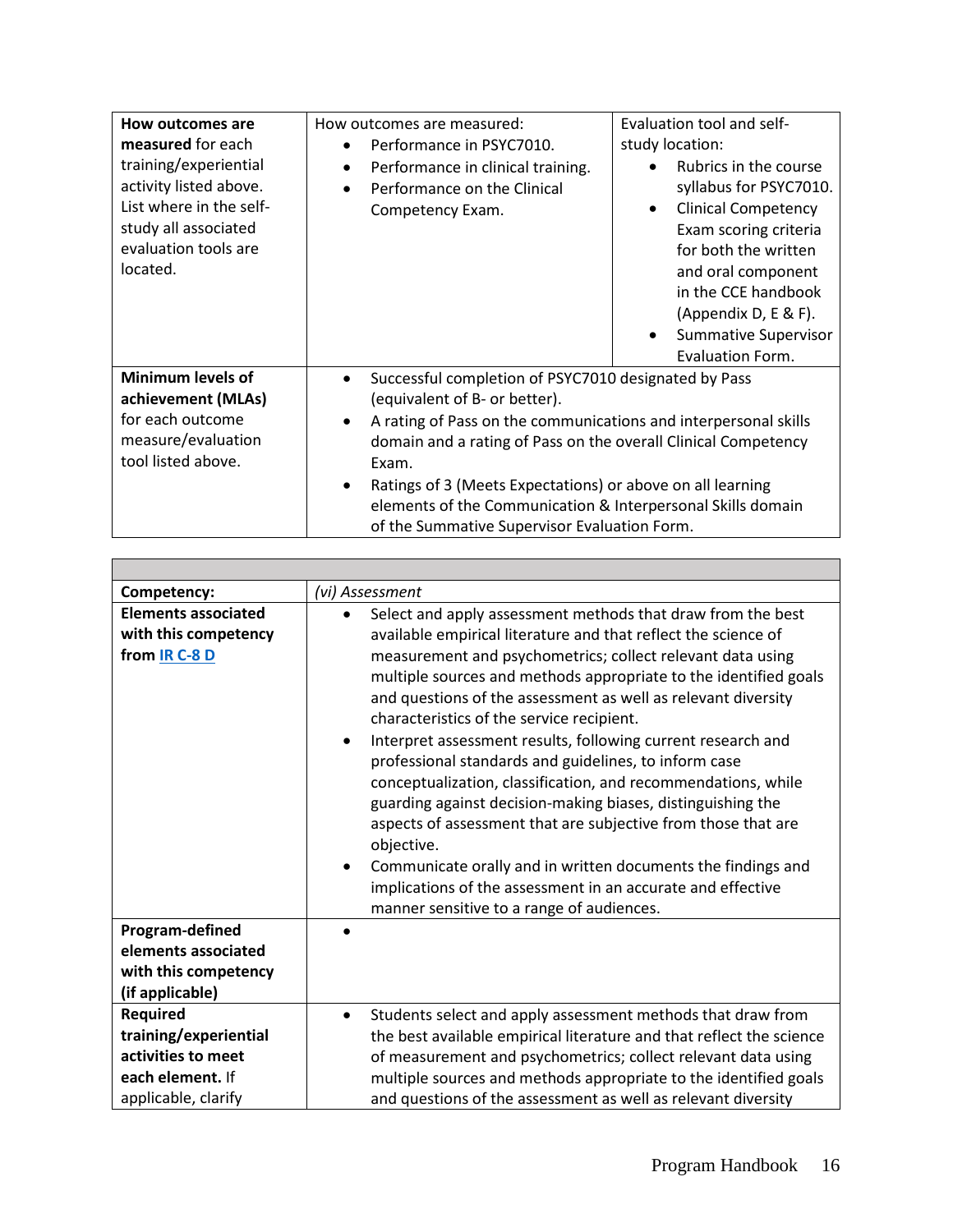| **How outcomes are measured** for each training/experiential activity listed above. List where in the self-study all associated evaluation tools are located. | How outcomes are measured:<br>• Performance in PSYC7010.<br>• Performance in clinical training.<br>• Performance on the Clinical Competency Exam. | Evaluation tool and self-study location:<br>• Rubrics in the course syllabus for PSYC7010.<br>• Clinical Competency Exam scoring criteria for both the written and oral component in the CCE handbook (Appendix D, E & F).<br>• Summative Supervisor Evaluation Form. |
|---|---|---|
| **Minimum levels of achievement (MLAs)** for each outcome measure/evaluation tool listed above. | • Successful completion of PSYC7010 designated by Pass (equivalent of B- or better).<br>• A rating of Pass on the communications and interpersonal skills domain and a rating of Pass on the overall Clinical Competency Exam.<br>• Ratings of 3 (Meets Expectations) or above on all learning elements of the Communication & Interpersonal Skills domain of the Summative Supervisor Evaluation Form. | |

| | |
|---|---|
| **Competency:** | *(vi) Assessment* |
| **Elements associated with this competency from [IR C-8 D]** | • Select and apply assessment methods that draw from the best available empirical literature and that reflect the science of measurement and psychometrics; collect relevant data using multiple sources and methods appropriate to the identified goals and questions of the assessment as well as relevant diversity characteristics of the service recipient.<br>• Interpret assessment results, following current research and professional standards and guidelines, to inform case conceptualization, classification, and recommendations, while guarding against decision-making biases, distinguishing the aspects of assessment that are subjective from those that are objective.<br>• Communicate orally and in written documents the findings and implications of the assessment in an accurate and effective manner sensitive to a range of audiences. |
| **Program-defined elements associated with this competency (if applicable)** | • |
| **Required training/experiential activities to meet each element.** If applicable, clarify | • Students select and apply assessment methods that draw from the best available empirical literature and that reflect the science of measurement and psychometrics; collect relevant data using multiple sources and methods appropriate to the identified goals and questions of the assessment as well as relevant diversity |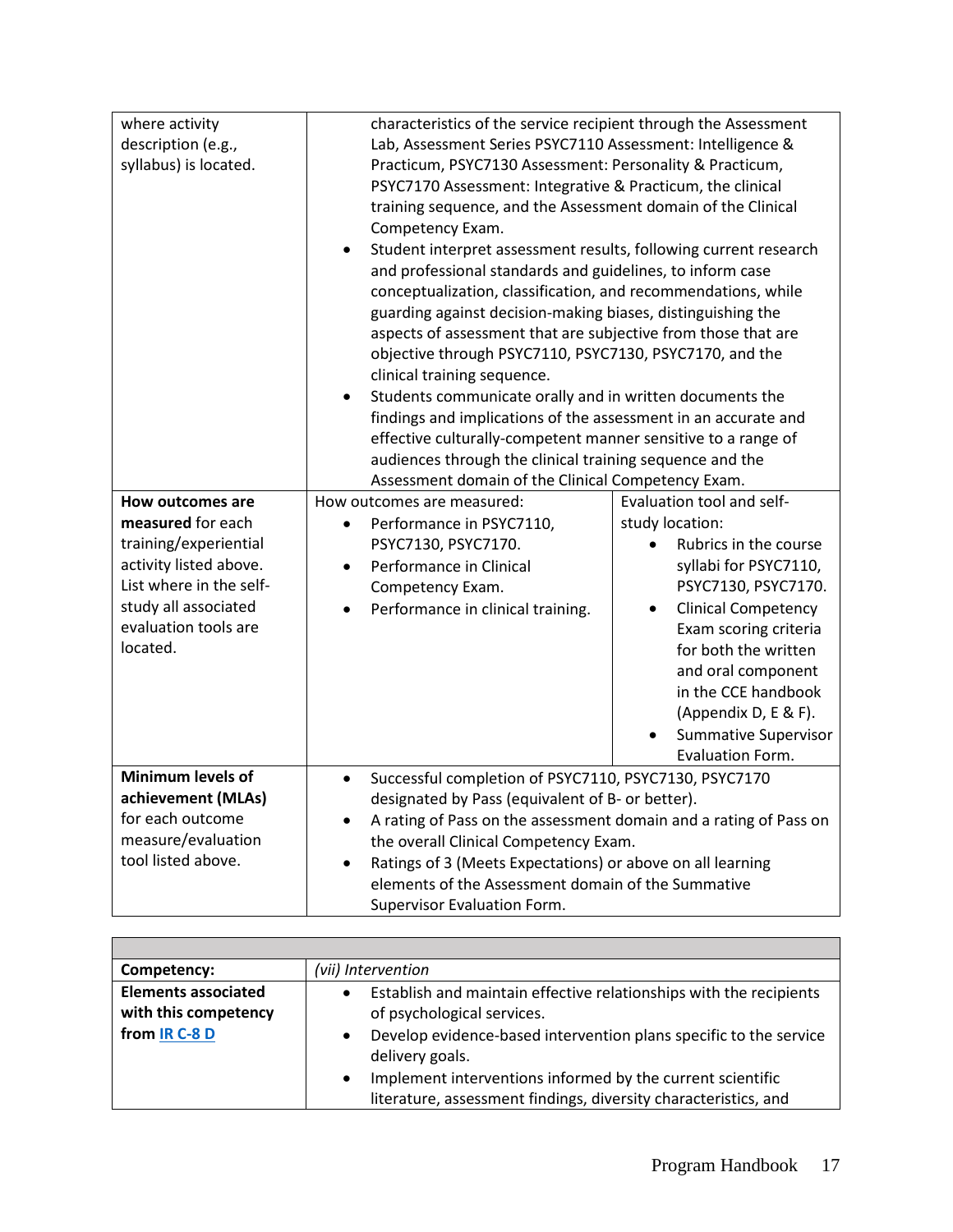| where activity description (e.g., syllabus) is located. | characteristics of the service recipient through the Assessment Lab, Assessment Series PSYC7110 Assessment: Intelligence & Practicum, PSYC7130 Assessment: Personality & Practicum, PSYC7170 Assessment: Integrative & Practicum, the clinical training sequence, and the Assessment domain of the Clinical Competency Exam.<br>• Student interpret assessment results, following current research and professional standards and guidelines, to inform case conceptualization, classification, and recommendations, while guarding against decision-making biases, distinguishing the aspects of assessment that are subjective from those that are objective through PSYC7110, PSYC7130, PSYC7170, and the clinical training sequence.<br>• Students communicate orally and in written documents the findings and implications of the assessment in an accurate and effective culturally-competent manner sensitive to a range of audiences through the clinical training sequence and the Assessment domain of the Clinical Competency Exam. | |
|---|---|---|
| **How outcomes are measured** for each training/experiential activity listed above. List where in the self-study all associated evaluation tools are located. | How outcomes are measured:<br>• Performance in PSYC7110, PSYC7130, PSYC7170.<br>• Performance in Clinical Competency Exam.<br>• Performance in clinical training. | Evaluation tool and self-study location:<br>• Rubrics in the course syllabi for PSYC7110, PSYC7130, PSYC7170.<br>• Clinical Competency Exam scoring criteria for both the written and oral component in the CCE handbook (Appendix D, E & F).<br>• Summative Supervisor Evaluation Form. |
| **Minimum levels of achievement (MLAs)** for each outcome measure/evaluation tool listed above. | • Successful completion of PSYC7110, PSYC7130, PSYC7170 designated by Pass (equivalent of B- or better).<br>• A rating of Pass on the assessment domain and a rating of Pass on the overall Clinical Competency Exam.<br>• Ratings of 3 (Meets Expectations) or above on all learning elements of the Assessment domain of the Summative Supervisor Evaluation Form. | |

| | |
|---|---|
| **Competency:** | *(vii) Intervention* |
| **Elements associated with this competency from IR C-8 D** | • Establish and maintain effective relationships with the recipients of psychological services.<br>• Develop evidence-based intervention plans specific to the service delivery goals.<br>• Implement interventions informed by the current scientific literature, assessment findings, diversity characteristics, and |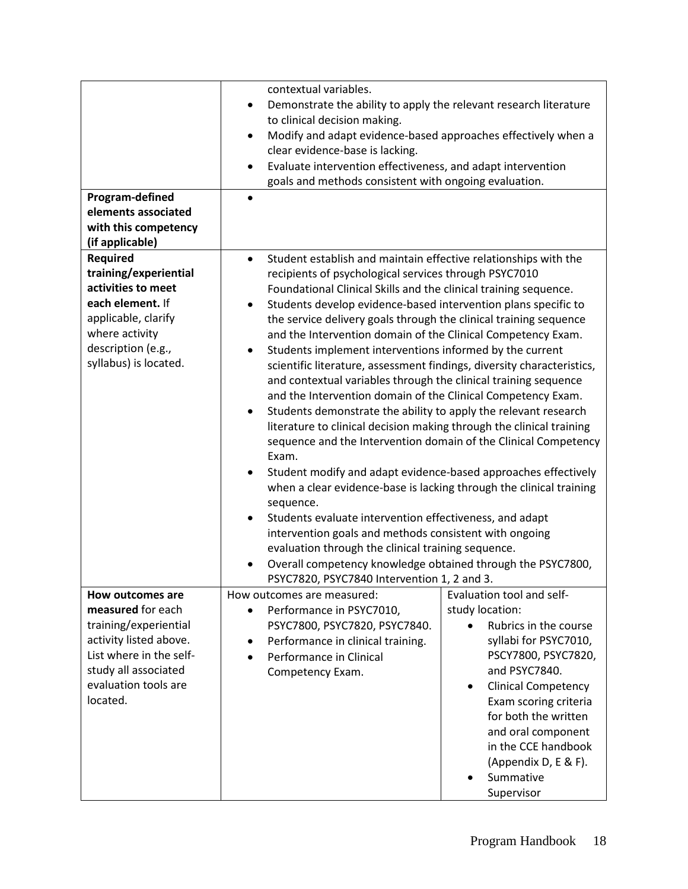| | | |
|---|---|---|
| | contextual variables.<br>• Demonstrate the ability to apply the relevant research literature to clinical decision making.<br>• Modify and adapt evidence-based approaches effectively when a clear evidence-base is lacking.<br>• Evaluate intervention effectiveness, and adapt intervention goals and methods consistent with ongoing evaluation. | |
| **Program-defined elements associated with this competency (if applicable)** | • | |
| **Required training/experiential activities to meet each element.** If applicable, clarify where activity description (e.g., syllabus) is located. | • Student establish and maintain effective relationships with the recipients of psychological services through PSYC7010 Foundational Clinical Skills and the clinical training sequence.<br>• Students develop evidence-based intervention plans specific to the service delivery goals through the clinical training sequence and the Intervention domain of the Clinical Competency Exam.<br>• Students implement interventions informed by the current scientific literature, assessment findings, diversity characteristics, and contextual variables through the clinical training sequence and the Intervention domain of the Clinical Competency Exam.<br>• Students demonstrate the ability to apply the relevant research literature to clinical decision making through the clinical training sequence and the Intervention domain of the Clinical Competency Exam.<br>• Student modify and adapt evidence-based approaches effectively when a clear evidence-base is lacking through the clinical training sequence.<br>• Students evaluate intervention effectiveness, and adapt intervention goals and methods consistent with ongoing evaluation through the clinical training sequence.<br>• Overall competency knowledge obtained through the PSYC7800, PSYC7820, PSYC7840 Intervention 1, 2 and 3. | |
| **How outcomes are measured** for each training/experiential activity listed above. List where in the self-study all associated evaluation tools are located. | How outcomes are measured:<br>• Performance in PSYC7010, PSYC7800, PSYC7820, PSYC7840.<br>• Performance in clinical training.<br>• Performance in Clinical Competency Exam. | Evaluation tool and self-study location:<br>• Rubrics in the course syllabi for PSYC7010, PSCY7800, PSYC7820, and PSYC7840.<br>• Clinical Competency Exam scoring criteria for both the written and oral component in the CCE handbook (Appendix D, E & F).<br>• Summative Supervisor |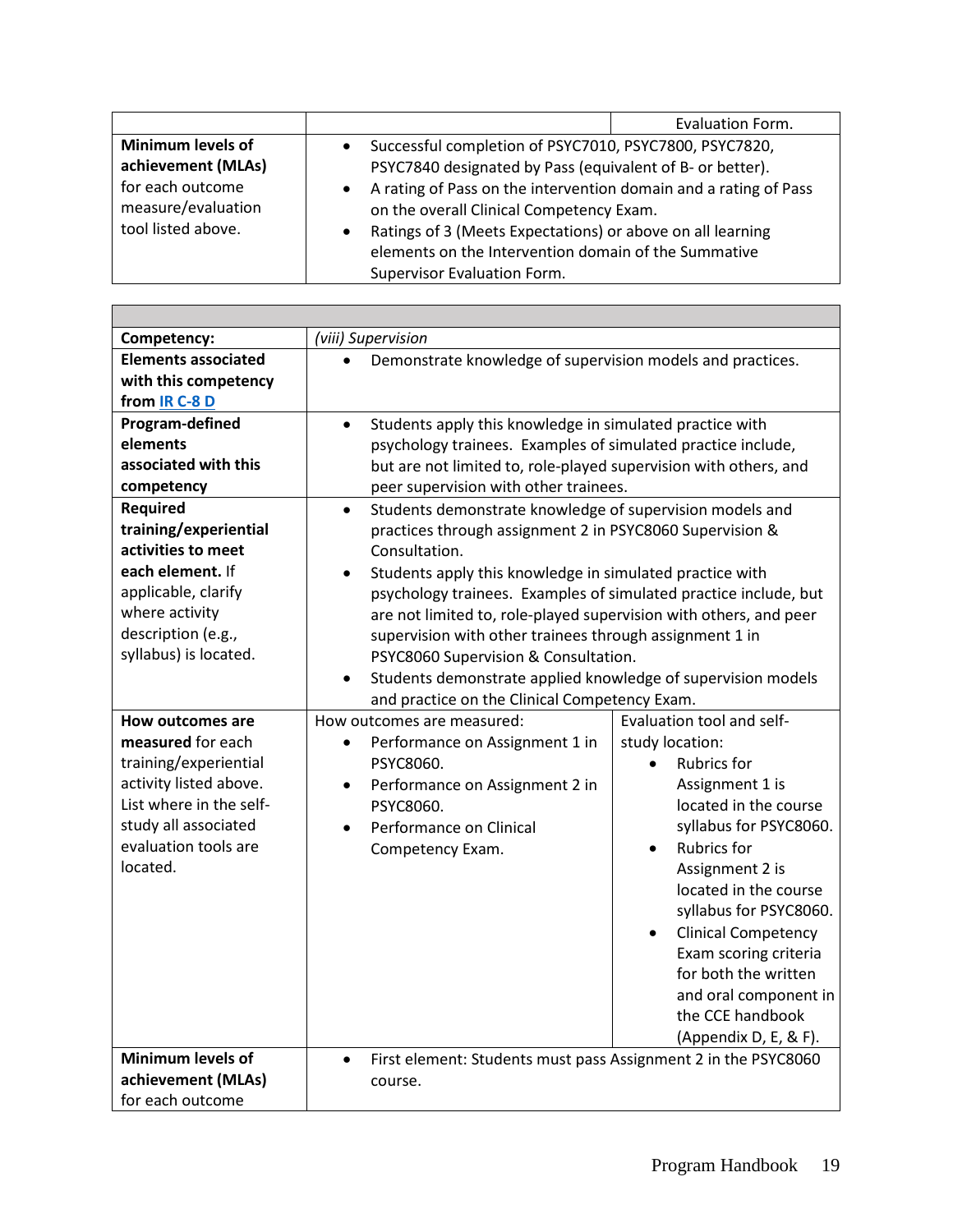| | | |
|---|---|---|
| | | Evaluation Form. |
| **Minimum levels of achievement (MLAs)** for each outcome measure/evaluation tool listed above. | • Successful completion of PSYC7010, PSYC7800, PSYC7820, PSYC7840 designated by Pass (equivalent of B- or better).<br>• A rating of Pass on the intervention domain and a rating of Pass on the overall Clinical Competency Exam.<br>• Ratings of 3 (Meets Expectations) or above on all learning elements on the Intervention domain of the Summative Supervisor Evaluation Form. | |

| | | |
|---|---|---|
| **Competency:** | *(viii) Supervision* | |
| **Elements associated with this competency from [IR C-8 D]** | • Demonstrate knowledge of supervision models and practices. | |
| **Program-defined elements associated with this competency** | • Students apply this knowledge in simulated practice with psychology trainees. Examples of simulated practice include, but are not limited to, role-played supervision with others, and peer supervision with other trainees. | |
| **Required training/experiential activities to meet each element.** If applicable, clarify where activity description (e.g., syllabus) is located. | • Students demonstrate knowledge of supervision models and practices through assignment 2 in PSYC8060 Supervision & Consultation.<br>• Students apply this knowledge in simulated practice with psychology trainees. Examples of simulated practice include, but are not limited to, role-played supervision with others, and peer supervision with other trainees through assignment 1 in PSYC8060 Supervision & Consultation.<br>• Students demonstrate applied knowledge of supervision models and practice on the Clinical Competency Exam. | |
| **How outcomes are measured** for each training/experiential activity listed above. List where in the self-study all associated evaluation tools are located. | How outcomes are measured:<br>• Performance on Assignment 1 in PSYC8060.<br>• Performance on Assignment 2 in PSYC8060.<br>• Performance on Clinical Competency Exam. | Evaluation tool and self-study location:<br>• Rubrics for Assignment 1 is located in the course syllabus for PSYC8060.<br>• Rubrics for Assignment 2 is located in the course syllabus for PSYC8060.<br>• Clinical Competency Exam scoring criteria for both the written and oral component in the CCE handbook (Appendix D, E, & F). |
| **Minimum levels of achievement (MLAs)** for each outcome | • First element: Students must pass Assignment 2 in the PSYC8060 course. | |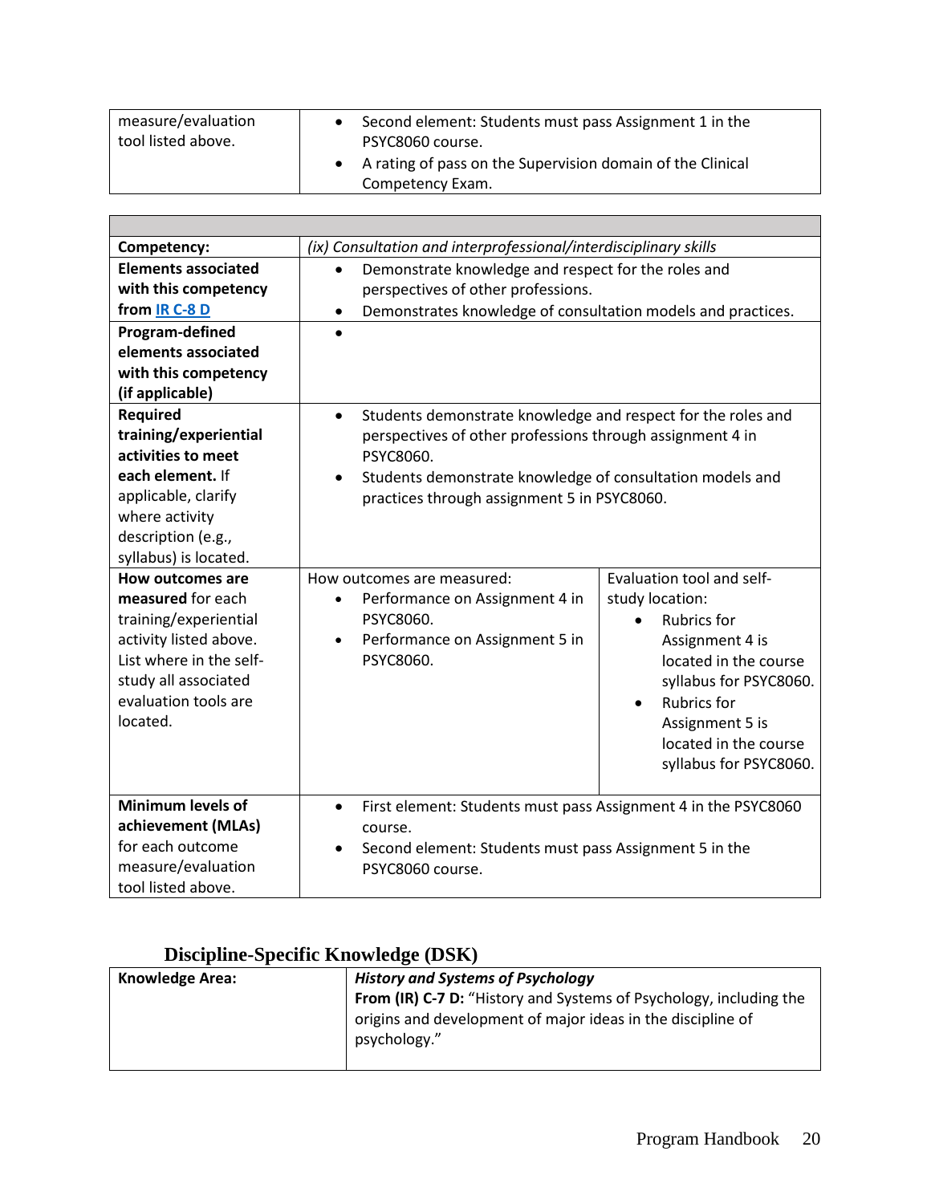| measure/evaluation tool listed above. | • Second element: Students must pass Assignment 1 in the PSYC8060 course.<br>• A rating of pass on the Supervision domain of the Clinical Competency Exam. |
|---|---|

| | | |
|---|---|---|
| **Competency:** | *(ix) Consultation and interprofessional/interdisciplinary skills* | |
| **Elements associated with this competency from IR C-8 D** | • Demonstrate knowledge and respect for the roles and perspectives of other professions.<br>• Demonstrates knowledge of consultation models and practices. | |
| **Program-defined elements associated with this competency (if applicable)** | • | |
| **Required training/experiential activities to meet each element.** If applicable, clarify where activity description (e.g., syllabus) is located. | • Students demonstrate knowledge and respect for the roles and perspectives of other professions through assignment 4 in PSYC8060.<br>• Students demonstrate knowledge of consultation models and practices through assignment 5 in PSYC8060. | |
| **How outcomes are measured** for each training/experiential activity listed above. List where in the self-study all associated evaluation tools are located. | How outcomes are measured:<br>• Performance on Assignment 4 in PSYC8060.<br>• Performance on Assignment 5 in PSYC8060. | Evaluation tool and self-study location:<br>• Rubrics for Assignment 4 is located in the course syllabus for PSYC8060.<br>• Rubrics for Assignment 5 is located in the course syllabus for PSYC8060. |
| **Minimum levels of achievement (MLAs)** for each outcome measure/evaluation tool listed above. | • First element: Students must pass Assignment 4 in the PSYC8060 course.<br>• Second element: Students must pass Assignment 5 in the PSYC8060 course. | |

## Discipline-Specific Knowledge (DSK)

| **Knowledge Area:** | ***History and Systems of Psychology***<br>**From (IR) C-7 D:** "History and Systems of Psychology, including the origins and development of major ideas in the discipline of psychology." |
|---|---|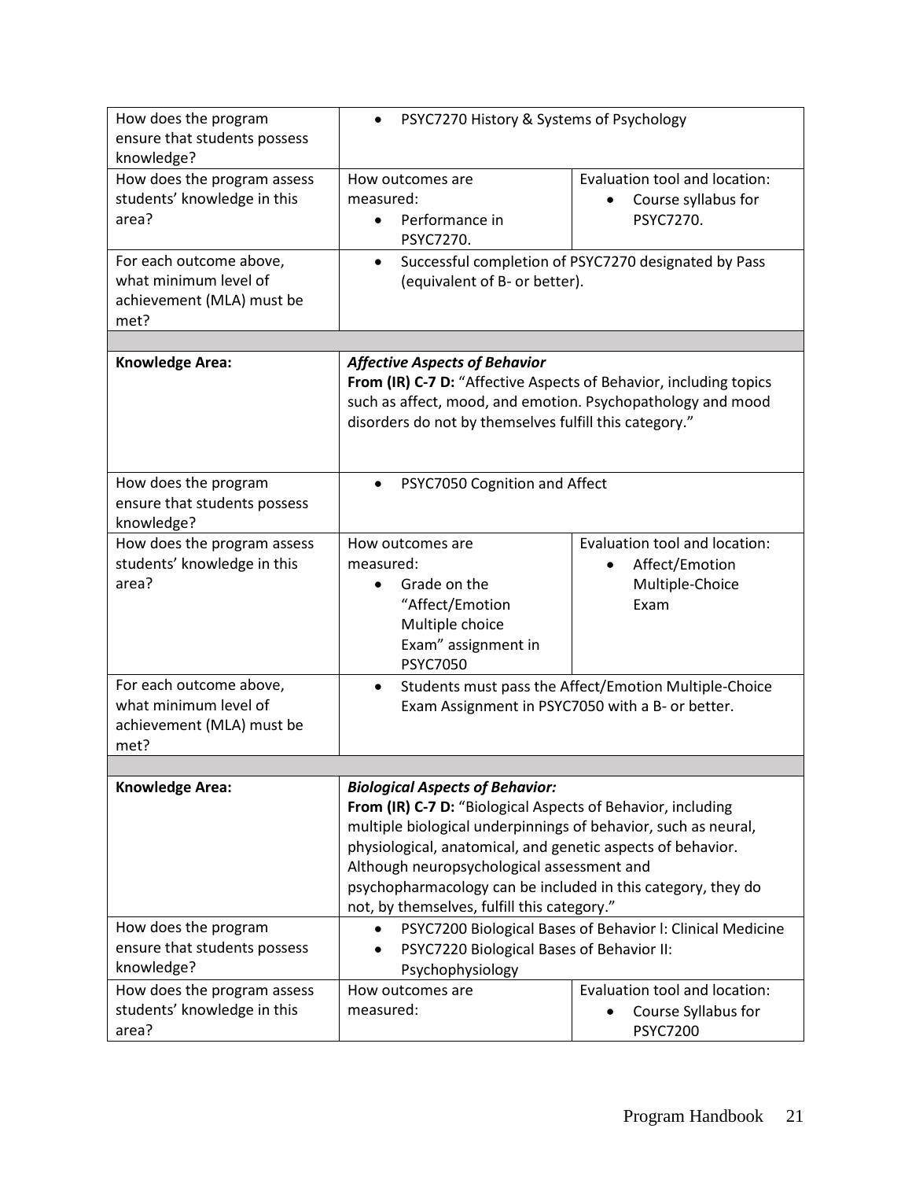| | | |
|---|---|---|
| How does the program ensure that students possess knowledge? | • PSYC7270 History & Systems of Psychology | |
| How does the program assess students' knowledge in this area? | How outcomes are measured:<br>• Performance in PSYC7270. | Evaluation tool and location:<br>• Course syllabus for PSYC7270. |
| For each outcome above, what minimum level of achievement (MLA) must be met? | • Successful completion of PSYC7270 designated by Pass (equivalent of B- or better). | |
| | | |
| **Knowledge Area:** | ***Affective Aspects of Behavior***<br>**From (IR) C-7 D:** "Affective Aspects of Behavior, including topics such as affect, mood, and emotion. Psychopathology and mood disorders do not by themselves fulfill this category." | |
| How does the program ensure that students possess knowledge? | • PSYC7050 Cognition and Affect | |
| How does the program assess students' knowledge in this area? | How outcomes are measured:<br>• Grade on the "Affect/Emotion Multiple choice Exam" assignment in PSYC7050 | Evaluation tool and location:<br>• Affect/Emotion Multiple-Choice Exam |
| For each outcome above, what minimum level of achievement (MLA) must be met? | • Students must pass the Affect/Emotion Multiple-Choice Exam Assignment in PSYC7050 with a B- or better. | |
| | | |
| **Knowledge Area:** | ***Biological Aspects of Behavior:***<br>**From (IR) C-7 D:** "Biological Aspects of Behavior, including multiple biological underpinnings of behavior, such as neural, physiological, anatomical, and genetic aspects of behavior. Although neuropsychological assessment and psychopharmacology can be included in this category, they do not, by themselves, fulfill this category." | |
| How does the program ensure that students possess knowledge? | • PSYC7200 Biological Bases of Behavior I: Clinical Medicine<br>• PSYC7220 Biological Bases of Behavior II: Psychophysiology | |
| How does the program assess students' knowledge in this area? | How outcomes are measured: | Evaluation tool and location:<br>• Course Syllabus for PSYC7200 |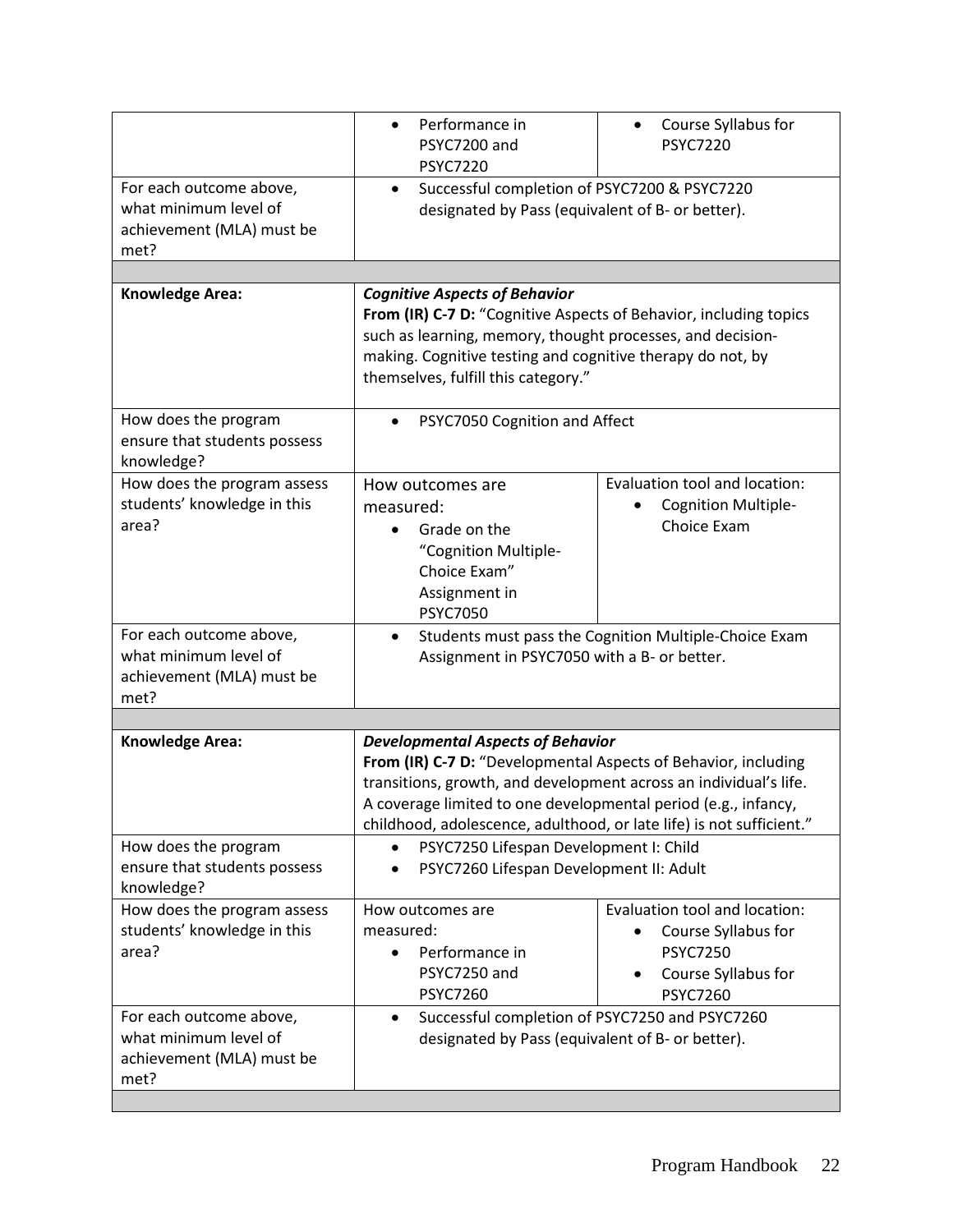| | | |
|---|---|---|
| | • Performance in PSYC7200 and PSYC7220 | • Course Syllabus for PSYC7220 |
| For each outcome above, what minimum level of achievement (MLA) must be met? | • Successful completion of PSYC7200 & PSYC7220 designated by Pass (equivalent of B- or better). | |
| | | |
| **Knowledge Area:** | ***Cognitive Aspects of Behavior*** **From (IR) C-7 D:** "Cognitive Aspects of Behavior, including topics such as learning, memory, thought processes, and decision-making. Cognitive testing and cognitive therapy do not, by themselves, fulfill this category." | |
| How does the program ensure that students possess knowledge? | • PSYC7050 Cognition and Affect | |
| How does the program assess students' knowledge in this area? | How outcomes are measured: • Grade on the "Cognition Multiple-Choice Exam" Assignment in PSYC7050 | Evaluation tool and location: • Cognition Multiple-Choice Exam |
| For each outcome above, what minimum level of achievement (MLA) must be met? | • Students must pass the Cognition Multiple-Choice Exam Assignment in PSYC7050 with a B- or better. | |
| | | |
| **Knowledge Area:** | ***Developmental Aspects of Behavior*** **From (IR) C-7 D:** "Developmental Aspects of Behavior, including transitions, growth, and development across an individual's life. A coverage limited to one developmental period (e.g., infancy, childhood, adolescence, adulthood, or late life) is not sufficient." | |
| How does the program ensure that students possess knowledge? | • PSYC7250 Lifespan Development I: Child<br>• PSYC7260 Lifespan Development II: Adult | |
| How does the program assess students' knowledge in this area? | How outcomes are measured: • Performance in PSYC7250 and PSYC7260 | Evaluation tool and location: • Course Syllabus for PSYC7250 • Course Syllabus for PSYC7260 |
| For each outcome above, what minimum level of achievement (MLA) must be met? | • Successful completion of PSYC7250 and PSYC7260 designated by Pass (equivalent of B- or better). | |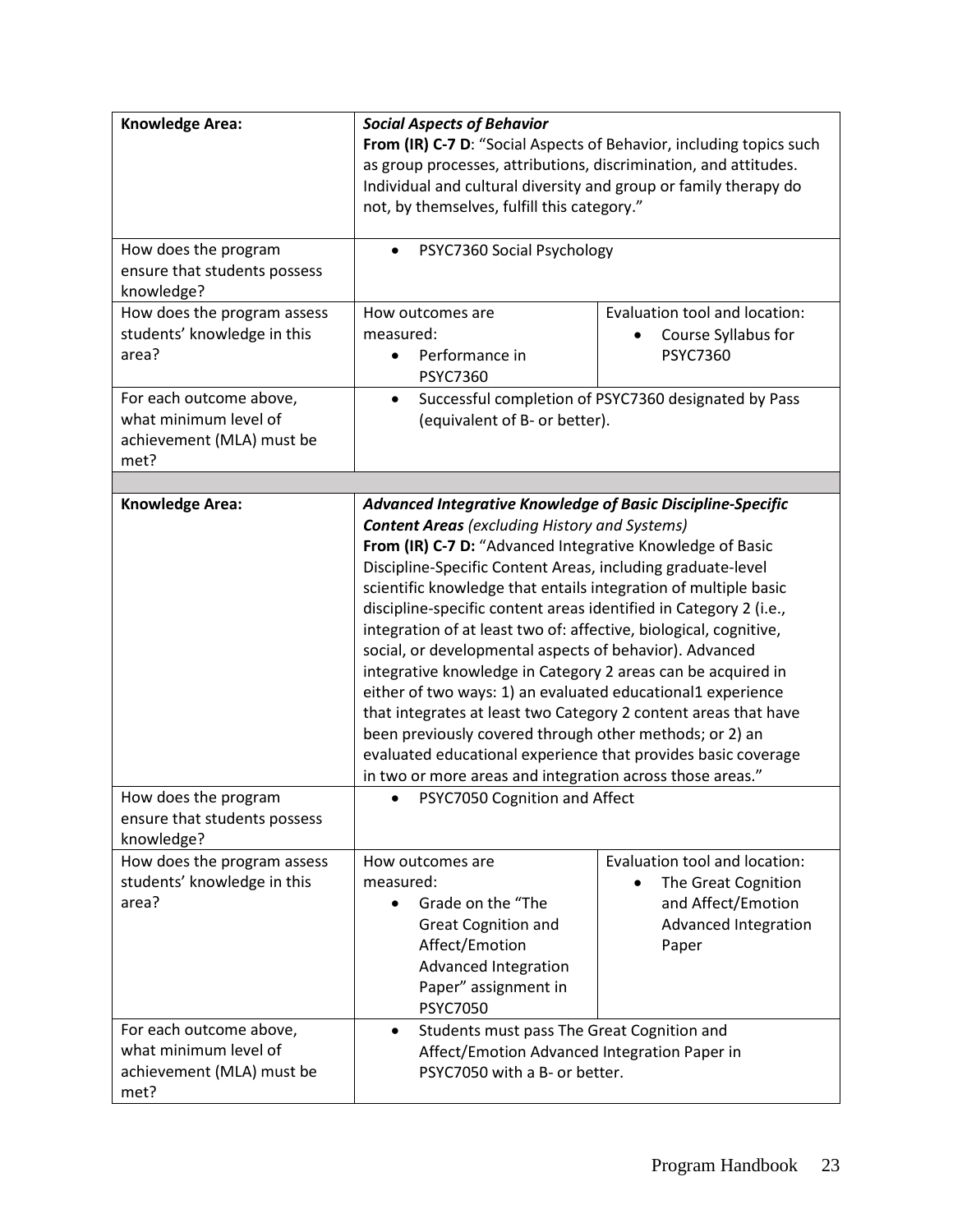| **Knowledge Area:** | ***Social Aspects of Behavior*** **From (IR) C-7 D**: "Social Aspects of Behavior, including topics such as group processes, attributions, discrimination, and attitudes. Individual and cultural diversity and group or family therapy do not, by themselves, fulfill this category." | |
|---|---|---|
| How does the program ensure that students possess knowledge? | • PSYC7360 Social Psychology | |
| How does the program assess students' knowledge in this area? | How outcomes are measured: • Performance in PSYC7360 | Evaluation tool and location: • Course Syllabus for PSYC7360 |
| For each outcome above, what minimum level of achievement (MLA) must be met? | • Successful completion of PSYC7360 designated by Pass (equivalent of B- or better). | |

| **Knowledge Area:** | ***Advanced Integrative Knowledge of Basic Discipline-Specific Content Areas*** *(excluding History and Systems)* **From (IR) C-7 D:** "Advanced Integrative Knowledge of Basic Discipline-Specific Content Areas, including graduate-level scientific knowledge that entails integration of multiple basic discipline-specific content areas identified in Category 2 (i.e., integration of at least two of: affective, biological, cognitive, social, or developmental aspects of behavior). Advanced integrative knowledge in Category 2 areas can be acquired in either of two ways: 1) an evaluated educational1 experience that integrates at least two Category 2 content areas that have been previously covered through other methods; or 2) an evaluated educational experience that provides basic coverage in two or more areas and integration across those areas." | |
|---|---|---|
| How does the program ensure that students possess knowledge? | • PSYC7050 Cognition and Affect | |
| How does the program assess students' knowledge in this area? | How outcomes are measured: • Grade on the "The Great Cognition and Affect/Emotion Advanced Integration Paper" assignment in PSYC7050 | Evaluation tool and location: • The Great Cognition and Affect/Emotion Advanced Integration Paper |
| For each outcome above, what minimum level of achievement (MLA) must be met? | • Students must pass The Great Cognition and Affect/Emotion Advanced Integration Paper in PSYC7050 with a B- or better. | |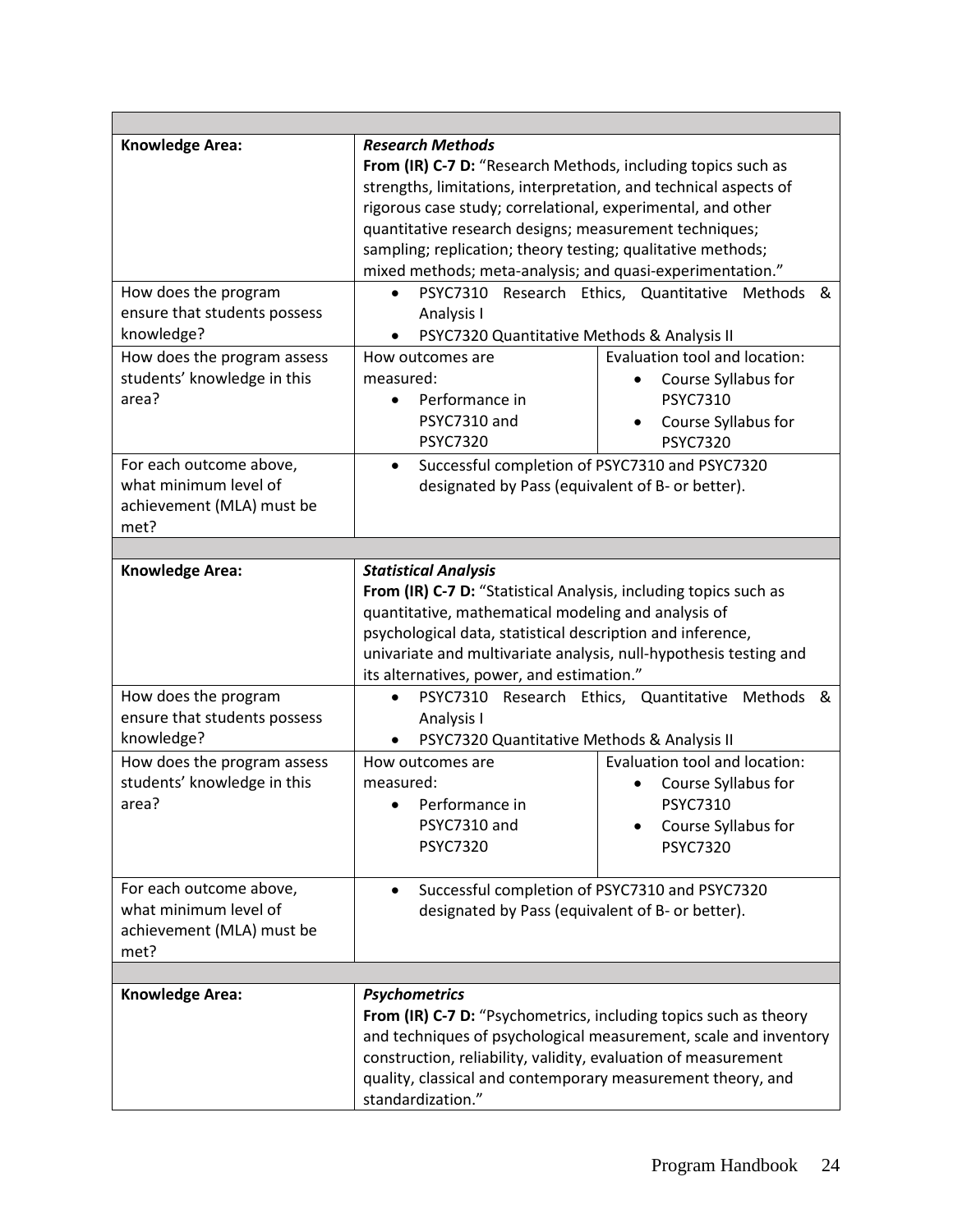| | | |
|---|---|---|
| **Knowledge Area:** | ***Research Methods*** **From (IR) C-7 D:** "Research Methods, including topics such as strengths, limitations, interpretation, and technical aspects of rigorous case study; correlational, experimental, and other quantitative research designs; measurement techniques; sampling; replication; theory testing; qualitative methods; mixed methods; meta-analysis; and quasi-experimentation." | |
| How does the program ensure that students possess knowledge? | • PSYC7310 Research Ethics, Quantitative Methods & Analysis I<br>• PSYC7320 Quantitative Methods & Analysis II | |
| How does the program assess students' knowledge in this area? | How outcomes are measured:<br>• Performance in PSYC7310 and PSYC7320 | Evaluation tool and location:<br>• Course Syllabus for PSYC7310<br>• Course Syllabus for PSYC7320 |
| For each outcome above, what minimum level of achievement (MLA) must be met? | • Successful completion of PSYC7310 and PSYC7320 designated by Pass (equivalent of B- or better). | |
| | | |
| **Knowledge Area:** | ***Statistical Analysis*** **From (IR) C-7 D:** "Statistical Analysis, including topics such as quantitative, mathematical modeling and analysis of psychological data, statistical description and inference, univariate and multivariate analysis, null-hypothesis testing and its alternatives, power, and estimation." | |
| How does the program ensure that students possess knowledge? | • PSYC7310 Research Ethics, Quantitative Methods & Analysis I<br>• PSYC7320 Quantitative Methods & Analysis II | |
| How does the program assess students' knowledge in this area? | How outcomes are measured:<br>• Performance in PSYC7310 and PSYC7320 | Evaluation tool and location:<br>• Course Syllabus for PSYC7310<br>• Course Syllabus for PSYC7320 |
| For each outcome above, what minimum level of achievement (MLA) must be met? | • Successful completion of PSYC7310 and PSYC7320 designated by Pass (equivalent of B- or better). | |
| | | |
| **Knowledge Area:** | ***Psychometrics*** **From (IR) C-7 D:** "Psychometrics, including topics such as theory and techniques of psychological measurement, scale and inventory construction, reliability, validity, evaluation of measurement quality, classical and contemporary measurement theory, and standardization." | |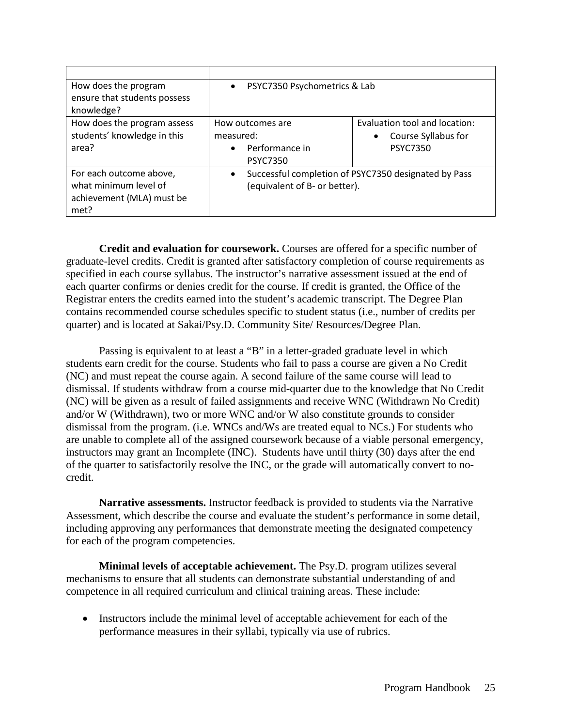| | | |
|---|---|---|
| How does the program ensure that students possess knowledge? | • PSYC7350 Psychometrics & Lab | |
| How does the program assess students' knowledge in this area? | How outcomes are measured:<br>• Performance in PSYC7350 | Evaluation tool and location:<br>• Course Syllabus for PSYC7350 |
| For each outcome above, what minimum level of achievement (MLA) must be met? | • Successful completion of PSYC7350 designated by Pass (equivalent of B- or better). | |

**Credit and evaluation for coursework.** Courses are offered for a specific number of graduate-level credits. Credit is granted after satisfactory completion of course requirements as specified in each course syllabus. The instructor's narrative assessment issued at the end of each quarter confirms or denies credit for the course. If credit is granted, the Office of the Registrar enters the credits earned into the student's academic transcript. The Degree Plan contains recommended course schedules specific to student status (i.e., number of credits per quarter) and is located at Sakai/Psy.D. Community Site/ Resources/Degree Plan.

Passing is equivalent to at least a "B" in a letter-graded graduate level in which students earn credit for the course. Students who fail to pass a course are given a No Credit (NC) and must repeat the course again. A second failure of the same course will lead to dismissal. If students withdraw from a course mid-quarter due to the knowledge that No Credit (NC) will be given as a result of failed assignments and receive WNC (Withdrawn No Credit) and/or W (Withdrawn), two or more WNC and/or W also constitute grounds to consider dismissal from the program. (i.e. WNCs and/Ws are treated equal to NCs.) For students who are unable to complete all of the assigned coursework because of a viable personal emergency, instructors may grant an Incomplete (INC). Students have until thirty (30) days after the end of the quarter to satisfactorily resolve the INC, or the grade will automatically convert to no-credit.

**Narrative assessments.** Instructor feedback is provided to students via the Narrative Assessment, which describe the course and evaluate the student's performance in some detail, including approving any performances that demonstrate meeting the designated competency for each of the program competencies.

**Minimal levels of acceptable achievement.** The Psy.D. program utilizes several mechanisms to ensure that all students can demonstrate substantial understanding of and competence in all required curriculum and clinical training areas. These include:

- Instructors include the minimal level of acceptable achievement for each of the performance measures in their syllabi, typically via use of rubrics.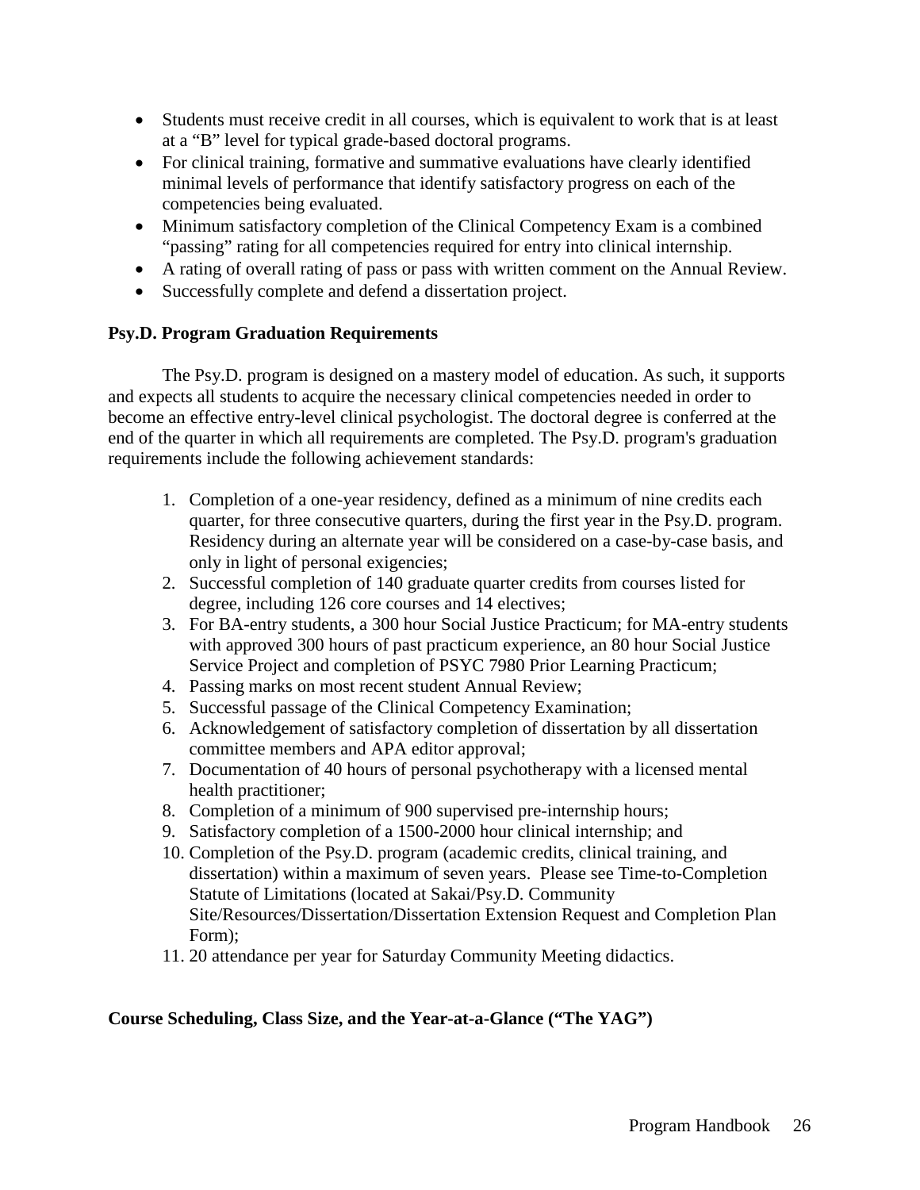- Students must receive credit in all courses, which is equivalent to work that is at least at a "B" level for typical grade-based doctoral programs.
- For clinical training, formative and summative evaluations have clearly identified minimal levels of performance that identify satisfactory progress on each of the competencies being evaluated.
- Minimum satisfactory completion of the Clinical Competency Exam is a combined "passing" rating for all competencies required for entry into clinical internship.
- A rating of overall rating of pass or pass with written comment on the Annual Review.
- Successfully complete and defend a dissertation project.

**Psy.D. Program Graduation Requirements**

The Psy.D. program is designed on a mastery model of education. As such, it supports and expects all students to acquire the necessary clinical competencies needed in order to become an effective entry-level clinical psychologist. The doctoral degree is conferred at the end of the quarter in which all requirements are completed. The Psy.D. program's graduation requirements include the following achievement standards:

1. Completion of a one-year residency, defined as a minimum of nine credits each quarter, for three consecutive quarters, during the first year in the Psy.D. program. Residency during an alternate year will be considered on a case-by-case basis, and only in light of personal exigencies;
2. Successful completion of 140 graduate quarter credits from courses listed for degree, including 126 core courses and 14 electives;
3. For BA-entry students, a 300 hour Social Justice Practicum; for MA-entry students with approved 300 hours of past practicum experience, an 80 hour Social Justice Service Project and completion of PSYC 7980 Prior Learning Practicum;
4. Passing marks on most recent student Annual Review;
5. Successful passage of the Clinical Competency Examination;
6. Acknowledgement of satisfactory completion of dissertation by all dissertation committee members and APA editor approval;
7. Documentation of 40 hours of personal psychotherapy with a licensed mental health practitioner;
8. Completion of a minimum of 900 supervised pre-internship hours;
9. Satisfactory completion of a 1500-2000 hour clinical internship; and
10. Completion of the Psy.D. program (academic credits, clinical training, and dissertation) within a maximum of seven years. Please see Time-to-Completion Statute of Limitations (located at Sakai/Psy.D. Community Site/Resources/Dissertation/Dissertation Extension Request and Completion Plan Form);
11. 20 attendance per year for Saturday Community Meeting didactics.

**Course Scheduling, Class Size, and the Year-at-a-Glance ("The YAG")**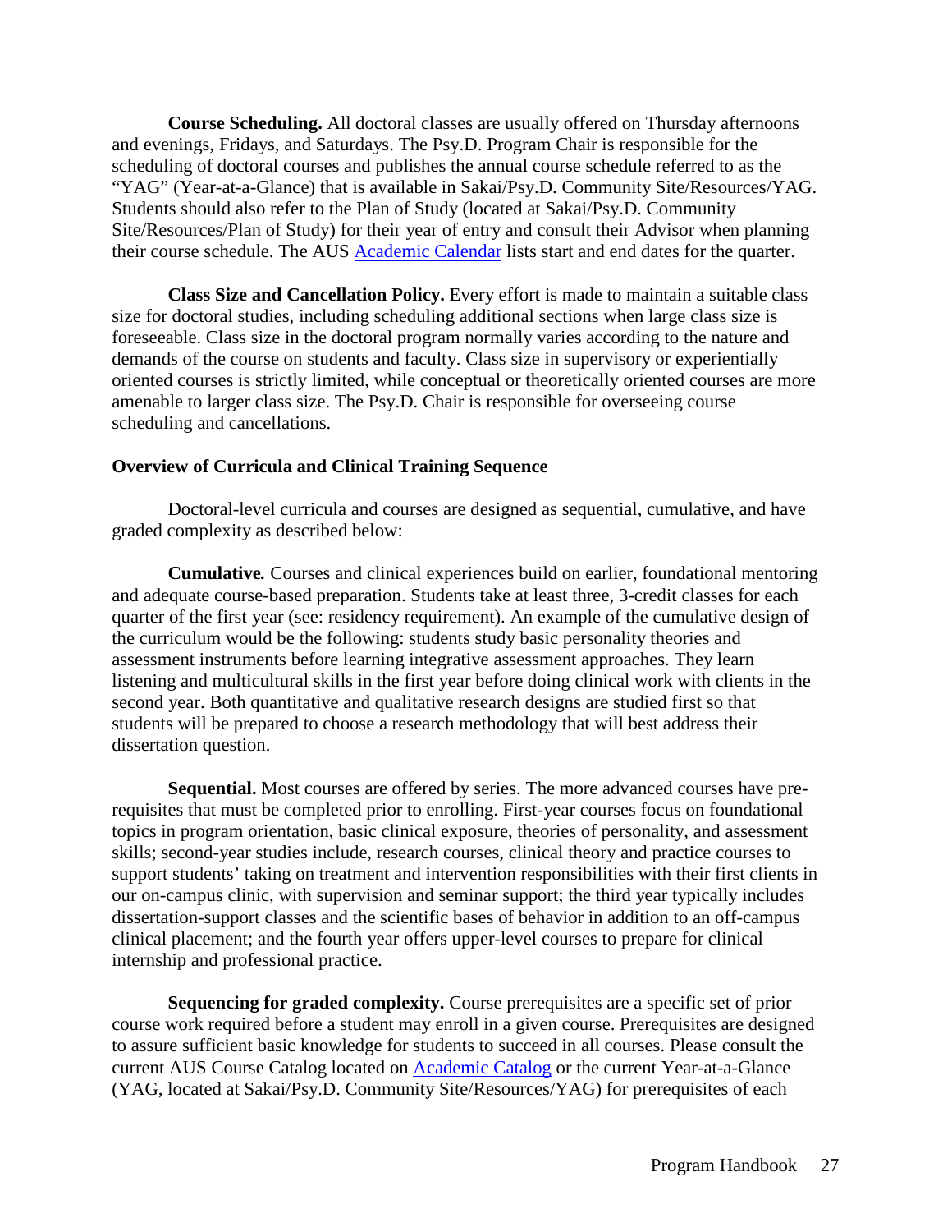**Course Scheduling.** All doctoral classes are usually offered on Thursday afternoons and evenings, Fridays, and Saturdays. The Psy.D. Program Chair is responsible for the scheduling of doctoral courses and publishes the annual course schedule referred to as the "YAG" (Year-at-a-Glance) that is available in Sakai/Psy.D. Community Site/Resources/YAG. Students should also refer to the Plan of Study (located at Sakai/Psy.D. Community Site/Resources/Plan of Study) for their year of entry and consult their Advisor when planning their course schedule. The AUS Academic Calendar lists start and end dates for the quarter.

**Class Size and Cancellation Policy.** Every effort is made to maintain a suitable class size for doctoral studies, including scheduling additional sections when large class size is foreseeable. Class size in the doctoral program normally varies according to the nature and demands of the course on students and faculty. Class size in supervisory or experientially oriented courses is strictly limited, while conceptual or theoretically oriented courses are more amenable to larger class size. The Psy.D. Chair is responsible for overseeing course scheduling and cancellations.

### Overview of Curricula and Clinical Training Sequence

Doctoral-level curricula and courses are designed as sequential, cumulative, and have graded complexity as described below:

***Cumulative.*** Courses and clinical experiences build on earlier, foundational mentoring and adequate course-based preparation. Students take at least three, 3-credit classes for each quarter of the first year (see: residency requirement). An example of the cumulative design of the curriculum would be the following: students study basic personality theories and assessment instruments before learning integrative assessment approaches. They learn listening and multicultural skills in the first year before doing clinical work with clients in the second year. Both quantitative and qualitative research designs are studied first so that students will be prepared to choose a research methodology that will best address their dissertation question.

**Sequential.** Most courses are offered by series. The more advanced courses have pre-requisites that must be completed prior to enrolling. First-year courses focus on foundational topics in program orientation, basic clinical exposure, theories of personality, and assessment skills; second-year studies include, research courses, clinical theory and practice courses to support students' taking on treatment and intervention responsibilities with their first clients in our on-campus clinic, with supervision and seminar support; the third year typically includes dissertation-support classes and the scientific bases of behavior in addition to an off-campus clinical placement; and the fourth year offers upper-level courses to prepare for clinical internship and professional practice.

**Sequencing for graded complexity.** Course prerequisites are a specific set of prior course work required before a student may enroll in a given course. Prerequisites are designed to assure sufficient basic knowledge for students to succeed in all courses. Please consult the current AUS Course Catalog located on Academic Catalog or the current Year-at-a-Glance (YAG, located at Sakai/Psy.D. Community Site/Resources/YAG) for prerequisites of each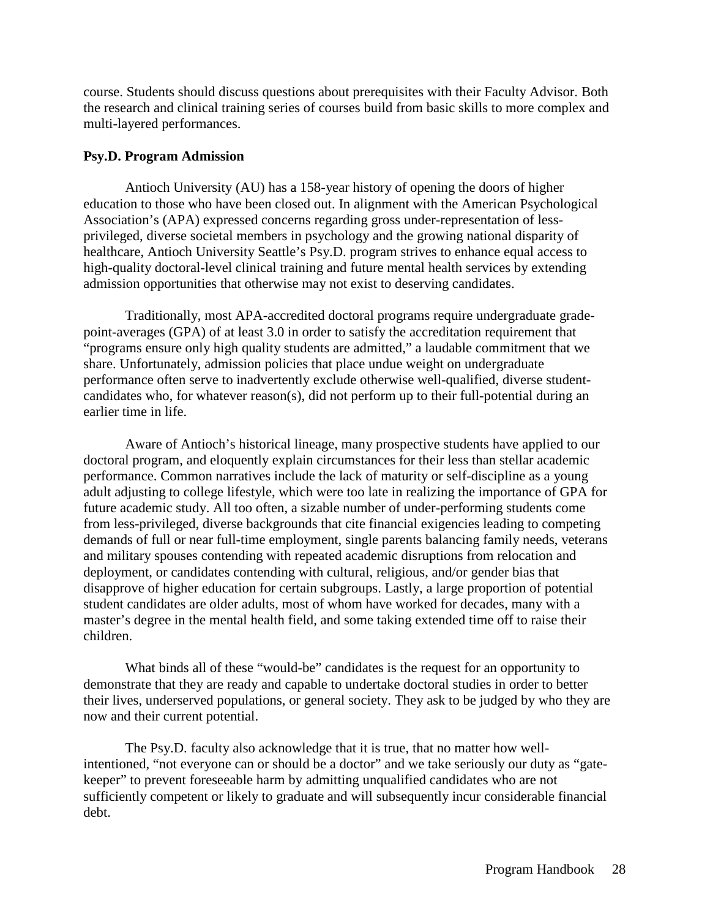course. Students should discuss questions about prerequisites with their Faculty Advisor. Both the research and clinical training series of courses build from basic skills to more complex and multi-layered performances.

**Psy.D. Program Admission**

Antioch University (AU) has a 158-year history of opening the doors of higher education to those who have been closed out. In alignment with the American Psychological Association's (APA) expressed concerns regarding gross under-representation of less-privileged, diverse societal members in psychology and the growing national disparity of healthcare, Antioch University Seattle's Psy.D. program strives to enhance equal access to high-quality doctoral-level clinical training and future mental health services by extending admission opportunities that otherwise may not exist to deserving candidates.

Traditionally, most APA-accredited doctoral programs require undergraduate grade-point-averages (GPA) of at least 3.0 in order to satisfy the accreditation requirement that "programs ensure only high quality students are admitted," a laudable commitment that we share. Unfortunately, admission policies that place undue weight on undergraduate performance often serve to inadvertently exclude otherwise well-qualified, diverse student-candidates who, for whatever reason(s), did not perform up to their full-potential during an earlier time in life.

Aware of Antioch's historical lineage, many prospective students have applied to our doctoral program, and eloquently explain circumstances for their less than stellar academic performance. Common narratives include the lack of maturity or self-discipline as a young adult adjusting to college lifestyle, which were too late in realizing the importance of GPA for future academic study. All too often, a sizable number of under-performing students come from less-privileged, diverse backgrounds that cite financial exigencies leading to competing demands of full or near full-time employment, single parents balancing family needs, veterans and military spouses contending with repeated academic disruptions from relocation and deployment, or candidates contending with cultural, religious, and/or gender bias that disapprove of higher education for certain subgroups. Lastly, a large proportion of potential student candidates are older adults, most of whom have worked for decades, many with a master's degree in the mental health field, and some taking extended time off to raise their children.

What binds all of these "would-be" candidates is the request for an opportunity to demonstrate that they are ready and capable to undertake doctoral studies in order to better their lives, underserved populations, or general society. They ask to be judged by who they are now and their current potential.

The Psy.D. faculty also acknowledge that it is true, that no matter how well-intentioned, "not everyone can or should be a doctor" and we take seriously our duty as "gate-keeper" to prevent foreseeable harm by admitting unqualified candidates who are not sufficiently competent or likely to graduate and will subsequently incur considerable financial debt.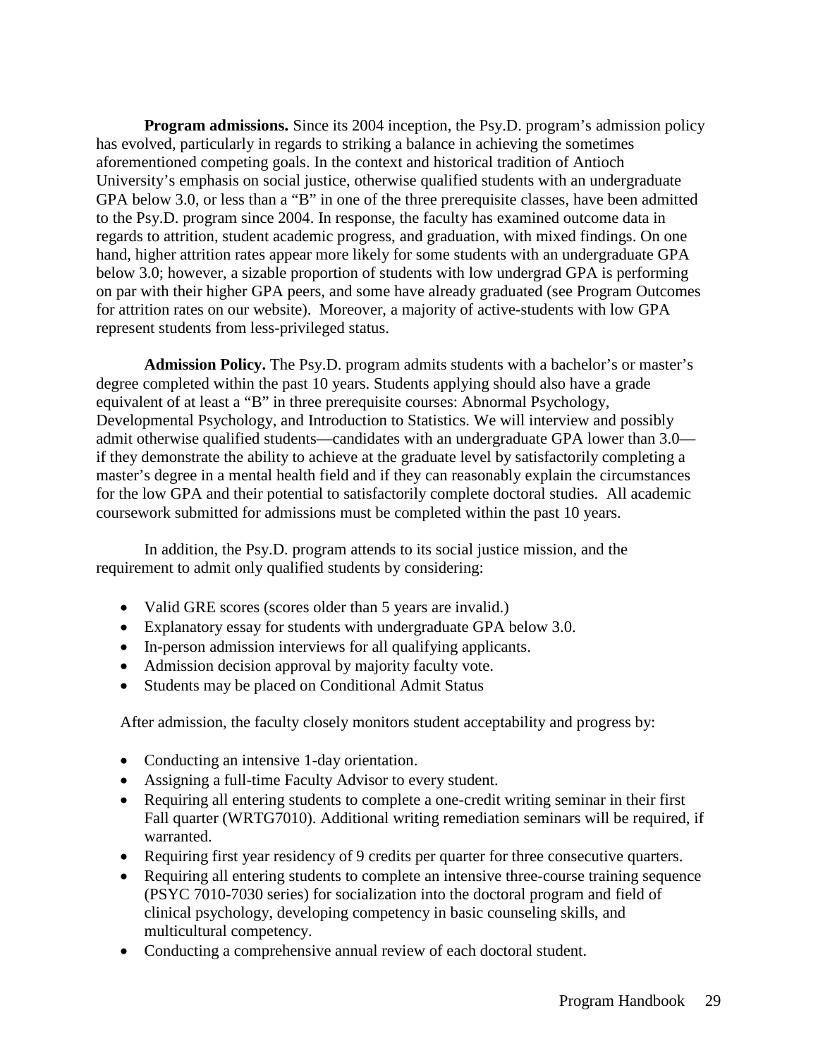**Program admissions.** Since its 2004 inception, the Psy.D. program's admission policy has evolved, particularly in regards to striking a balance in achieving the sometimes aforementioned competing goals. In the context and historical tradition of Antioch University's emphasis on social justice, otherwise qualified students with an undergraduate GPA below 3.0, or less than a "B" in one of the three prerequisite classes, have been admitted to the Psy.D. program since 2004. In response, the faculty has examined outcome data in regards to attrition, student academic progress, and graduation, with mixed findings. On one hand, higher attrition rates appear more likely for some students with an undergraduate GPA below 3.0; however, a sizable proportion of students with low undergrad GPA is performing on par with their higher GPA peers, and some have already graduated (see Program Outcomes for attrition rates on our website). Moreover, a majority of active-students with low GPA represent students from less-privileged status.

**Admission Policy.** The Psy.D. program admits students with a bachelor's or master's degree completed within the past 10 years. Students applying should also have a grade equivalent of at least a "B" in three prerequisite courses: Abnormal Psychology, Developmental Psychology, and Introduction to Statistics. We will interview and possibly admit otherwise qualified students—candidates with an undergraduate GPA lower than 3.0—if they demonstrate the ability to achieve at the graduate level by satisfactorily completing a master's degree in a mental health field and if they can reasonably explain the circumstances for the low GPA and their potential to satisfactorily complete doctoral studies. All academic coursework submitted for admissions must be completed within the past 10 years.

In addition, the Psy.D. program attends to its social justice mission, and the requirement to admit only qualified students by considering:

- Valid GRE scores (scores older than 5 years are invalid.)
- Explanatory essay for students with undergraduate GPA below 3.0.
- In-person admission interviews for all qualifying applicants.
- Admission decision approval by majority faculty vote.
- Students may be placed on Conditional Admit Status

After admission, the faculty closely monitors student acceptability and progress by:

- Conducting an intensive 1-day orientation.
- Assigning a full-time Faculty Advisor to every student.
- Requiring all entering students to complete a one-credit writing seminar in their first Fall quarter (WRTG7010). Additional writing remediation seminars will be required, if warranted.
- Requiring first year residency of 9 credits per quarter for three consecutive quarters.
- Requiring all entering students to complete an intensive three-course training sequence (PSYC 7010-7030 series) for socialization into the doctoral program and field of clinical psychology, developing competency in basic counseling skills, and multicultural competency.
- Conducting a comprehensive annual review of each doctoral student.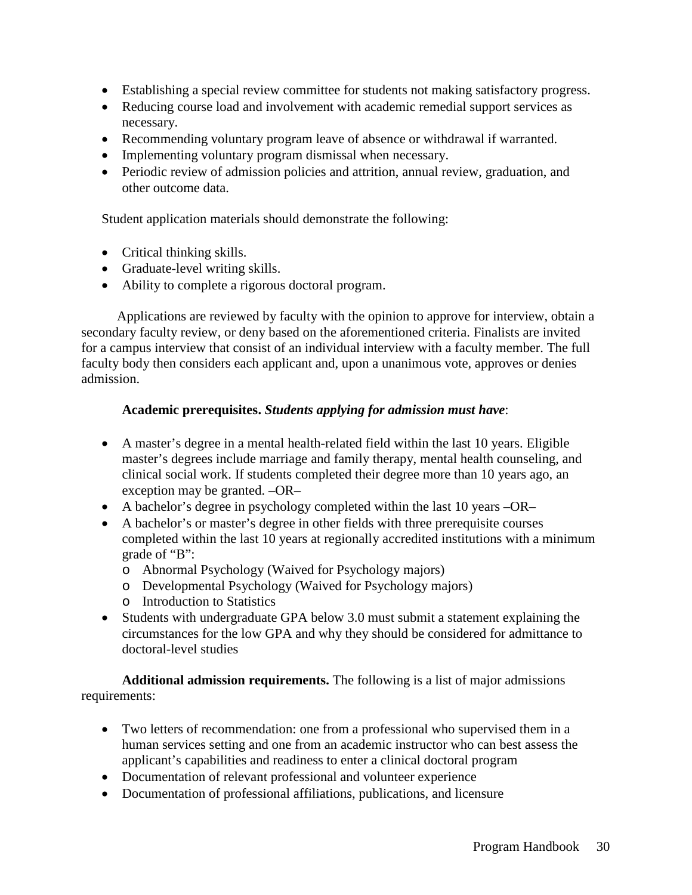- Establishing a special review committee for students not making satisfactory progress.
- Reducing course load and involvement with academic remedial support services as necessary.
- Recommending voluntary program leave of absence or withdrawal if warranted.
- Implementing voluntary program dismissal when necessary.
- Periodic review of admission policies and attrition, annual review, graduation, and other outcome data.

Student application materials should demonstrate the following:

- Critical thinking skills.
- Graduate-level writing skills.
- Ability to complete a rigorous doctoral program.

Applications are reviewed by faculty with the opinion to approve for interview, obtain a secondary faculty review, or deny based on the aforementioned criteria. Finalists are invited for a campus interview that consist of an individual interview with a faculty member. The full faculty body then considers each applicant and, upon a unanimous vote, approves or denies admission.

**Academic prerequisites.** ***Students applying for admission must have***:

- A master's degree in a mental health-related field within the last 10 years. Eligible master's degrees include marriage and family therapy, mental health counseling, and clinical social work. If students completed their degree more than 10 years ago, an exception may be granted. –OR–
- A bachelor's degree in psychology completed within the last 10 years –OR–
- A bachelor's or master's degree in other fields with three prerequisite courses completed within the last 10 years at regionally accredited institutions with a minimum grade of "B":
  - Abnormal Psychology (Waived for Psychology majors)
  - Developmental Psychology (Waived for Psychology majors)
  - Introduction to Statistics
- Students with undergraduate GPA below 3.0 must submit a statement explaining the circumstances for the low GPA and why they should be considered for admittance to doctoral-level studies

**Additional admission requirements.** The following is a list of major admissions requirements:

- Two letters of recommendation: one from a professional who supervised them in a human services setting and one from an academic instructor who can best assess the applicant's capabilities and readiness to enter a clinical doctoral program
- Documentation of relevant professional and volunteer experience
- Documentation of professional affiliations, publications, and licensure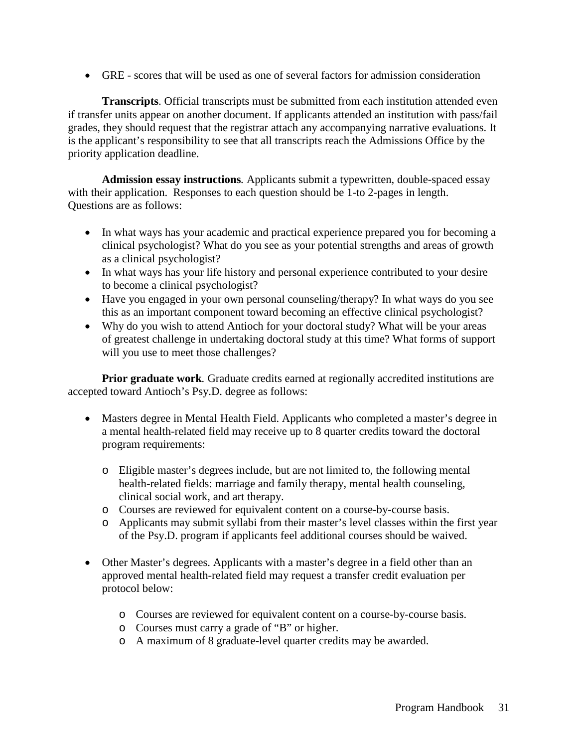- GRE - scores that will be used as one of several factors for admission consideration

**Transcripts**. Official transcripts must be submitted from each institution attended even if transfer units appear on another document. If applicants attended an institution with pass/fail grades, they should request that the registrar attach any accompanying narrative evaluations. It is the applicant's responsibility to see that all transcripts reach the Admissions Office by the priority application deadline.

**Admission essay instructions***.* Applicants submit a typewritten, double-spaced essay with their application. Responses to each question should be 1-to 2-pages in length. Questions are as follows:

- In what ways has your academic and practical experience prepared you for becoming a clinical psychologist? What do you see as your potential strengths and areas of growth as a clinical psychologist?
- In what ways has your life history and personal experience contributed to your desire to become a clinical psychologist?
- Have you engaged in your own personal counseling/therapy? In what ways do you see this as an important component toward becoming an effective clinical psychologist?
- Why do you wish to attend Antioch for your doctoral study? What will be your areas of greatest challenge in undertaking doctoral study at this time? What forms of support will you use to meet those challenges?

**Prior graduate work***.* Graduate credits earned at regionally accredited institutions are accepted toward Antioch's Psy.D. degree as follows:

- Masters degree in Mental Health Field. Applicants who completed a master's degree in a mental health-related field may receive up to 8 quarter credits toward the doctoral program requirements:
    - Eligible master's degrees include, but are not limited to, the following mental health-related fields: marriage and family therapy, mental health counseling, clinical social work, and art therapy.
    - Courses are reviewed for equivalent content on a course-by-course basis.
    - Applicants may submit syllabi from their master's level classes within the first year of the Psy.D. program if applicants feel additional courses should be waived.

- Other Master's degrees. Applicants with a master's degree in a field other than an approved mental health-related field may request a transfer credit evaluation per protocol below:
    - Courses are reviewed for equivalent content on a course-by-course basis.
    - Courses must carry a grade of "B" or higher.
    - A maximum of 8 graduate-level quarter credits may be awarded.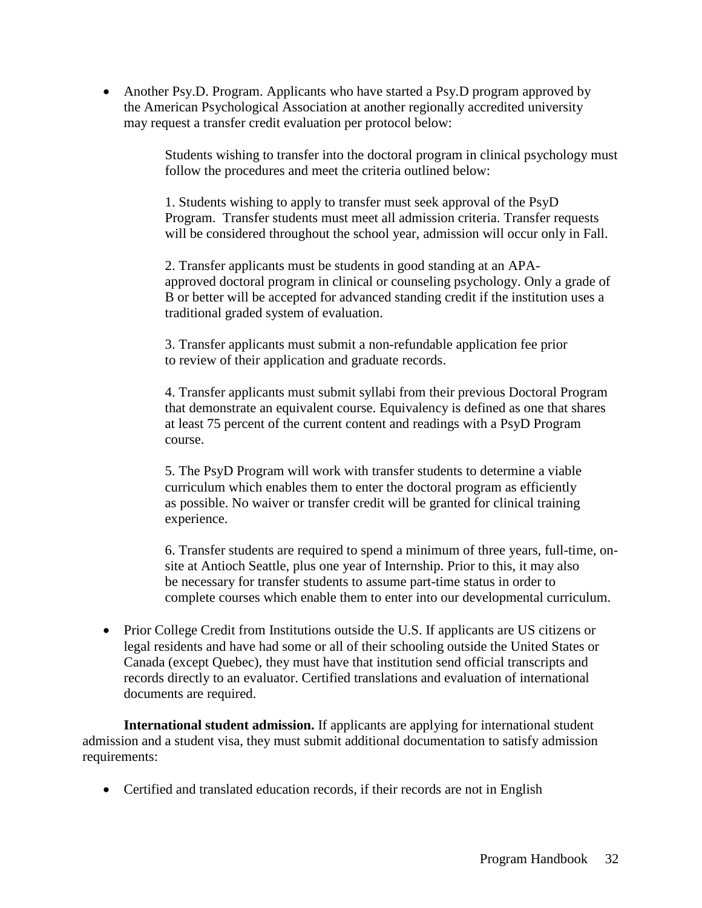- Another Psy.D. Program. Applicants who have started a Psy.D program approved by the American Psychological Association at another regionally accredited university may request a transfer credit evaluation per protocol below:

  Students wishing to transfer into the doctoral program in clinical psychology must follow the procedures and meet the criteria outlined below:

  1. Students wishing to apply to transfer must seek approval of the PsyD Program. Transfer students must meet all admission criteria. Transfer requests will be considered throughout the school year, admission will occur only in Fall.

  2. Transfer applicants must be students in good standing at an APA-approved doctoral program in clinical or counseling psychology. Only a grade of B or better will be accepted for advanced standing credit if the institution uses a traditional graded system of evaluation.

  3. Transfer applicants must submit a non-refundable application fee prior to review of their application and graduate records.

  4. Transfer applicants must submit syllabi from their previous Doctoral Program that demonstrate an equivalent course. Equivalency is defined as one that shares at least 75 percent of the current content and readings with a PsyD Program course.

  5. The PsyD Program will work with transfer students to determine a viable curriculum which enables them to enter the doctoral program as efficiently as possible. No waiver or transfer credit will be granted for clinical training experience.

  6. Transfer students are required to spend a minimum of three years, full-time, on-site at Antioch Seattle, plus one year of Internship. Prior to this, it may also be necessary for transfer students to assume part-time status in order to complete courses which enable them to enter into our developmental curriculum.

- Prior College Credit from Institutions outside the U.S. If applicants are US citizens or legal residents and have had some or all of their schooling outside the United States or Canada (except Quebec), they must have that institution send official transcripts and records directly to an evaluator. Certified translations and evaluation of international documents are required.

**International student admission.** If applicants are applying for international student admission and a student visa, they must submit additional documentation to satisfy admission requirements:

- Certified and translated education records, if their records are not in English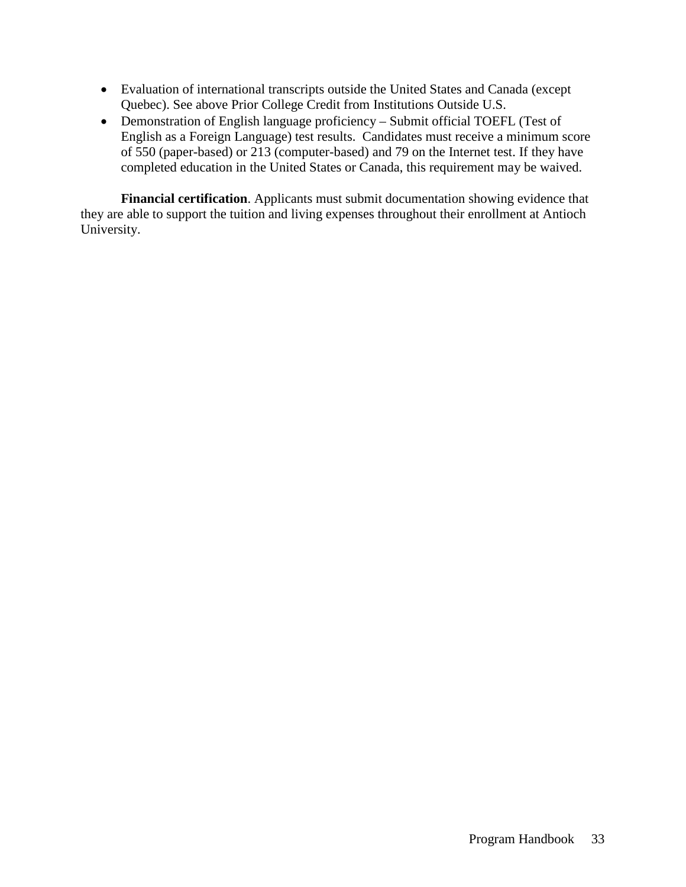- Evaluation of international transcripts outside the United States and Canada (except Quebec). See above Prior College Credit from Institutions Outside U.S.
- Demonstration of English language proficiency – Submit official TOEFL (Test of English as a Foreign Language) test results. Candidates must receive a minimum score of 550 (paper-based) or 213 (computer-based) and 79 on the Internet test. If they have completed education in the United States or Canada, this requirement may be waived.

**Financial certification**. Applicants must submit documentation showing evidence that they are able to support the tuition and living expenses throughout their enrollment at Antioch University.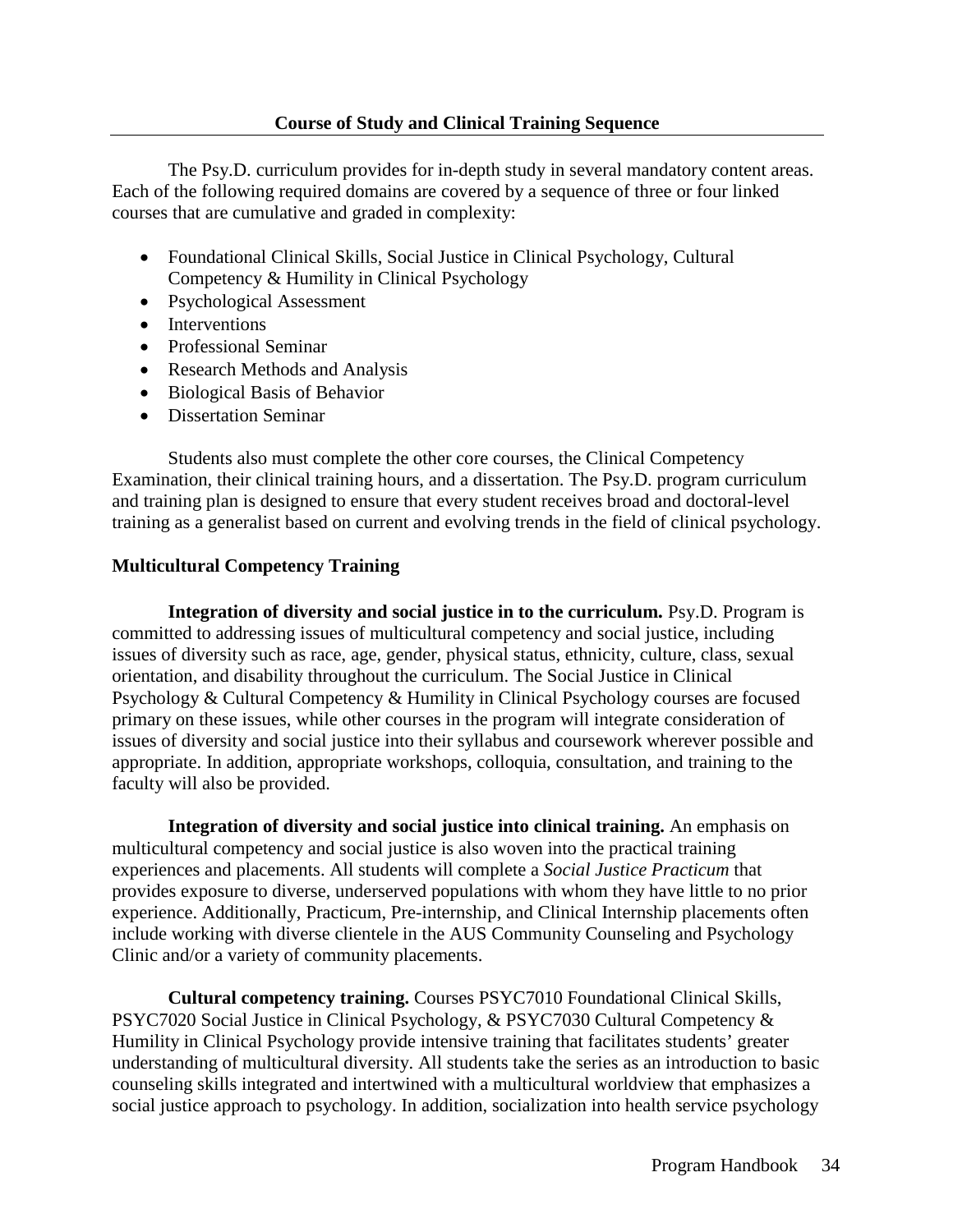## Course of Study and Clinical Training Sequence

The Psy.D. curriculum provides for in-depth study in several mandatory content areas. Each of the following required domains are covered by a sequence of three or four linked courses that are cumulative and graded in complexity:

- Foundational Clinical Skills, Social Justice in Clinical Psychology, Cultural Competency & Humility in Clinical Psychology
- Psychological Assessment
- Interventions
- Professional Seminar
- Research Methods and Analysis
- Biological Basis of Behavior
- Dissertation Seminar

Students also must complete the other core courses, the Clinical Competency Examination, their clinical training hours, and a dissertation. The Psy.D. program curriculum and training plan is designed to ensure that every student receives broad and doctoral-level training as a generalist based on current and evolving trends in the field of clinical psychology.

### Multicultural Competency Training

**Integration of diversity and social justice in to the curriculum.** Psy.D. Program is committed to addressing issues of multicultural competency and social justice, including issues of diversity such as race, age, gender, physical status, ethnicity, culture, class, sexual orientation, and disability throughout the curriculum. The Social Justice in Clinical Psychology & Cultural Competency & Humility in Clinical Psychology courses are focused primary on these issues, while other courses in the program will integrate consideration of issues of diversity and social justice into their syllabus and coursework wherever possible and appropriate. In addition, appropriate workshops, colloquia, consultation, and training to the faculty will also be provided.

**Integration of diversity and social justice into clinical training.** An emphasis on multicultural competency and social justice is also woven into the practical training experiences and placements. All students will complete a *Social Justice Practicum* that provides exposure to diverse, underserved populations with whom they have little to no prior experience. Additionally, Practicum, Pre-internship, and Clinical Internship placements often include working with diverse clientele in the AUS Community Counseling and Psychology Clinic and/or a variety of community placements.

**Cultural competency training.** Courses PSYC7010 Foundational Clinical Skills, PSYC7020 Social Justice in Clinical Psychology, & PSYC7030 Cultural Competency & Humility in Clinical Psychology provide intensive training that facilitates students' greater understanding of multicultural diversity. All students take the series as an introduction to basic counseling skills integrated and intertwined with a multicultural worldview that emphasizes a social justice approach to psychology. In addition, socialization into health service psychology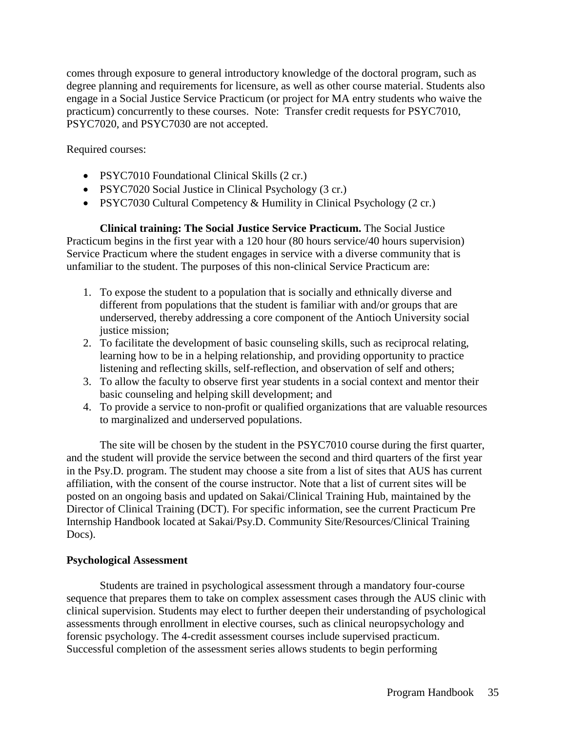comes through exposure to general introductory knowledge of the doctoral program, such as degree planning and requirements for licensure, as well as other course material. Students also engage in a Social Justice Service Practicum (or project for MA entry students who waive the practicum) concurrently to these courses. Note: Transfer credit requests for PSYC7010, PSYC7020, and PSYC7030 are not accepted.

Required courses:

- PSYC7010 Foundational Clinical Skills (2 cr.)
- PSYC7020 Social Justice in Clinical Psychology (3 cr.)
- PSYC7030 Cultural Competency & Humility in Clinical Psychology (2 cr.)

**Clinical training: The Social Justice Service Practicum.** The Social Justice Practicum begins in the first year with a 120 hour (80 hours service/40 hours supervision) Service Practicum where the student engages in service with a diverse community that is unfamiliar to the student. The purposes of this non-clinical Service Practicum are:

1. To expose the student to a population that is socially and ethnically diverse and different from populations that the student is familiar with and/or groups that are underserved, thereby addressing a core component of the Antioch University social justice mission;
2. To facilitate the development of basic counseling skills, such as reciprocal relating, learning how to be in a helping relationship, and providing opportunity to practice listening and reflecting skills, self-reflection, and observation of self and others;
3. To allow the faculty to observe first year students in a social context and mentor their basic counseling and helping skill development; and
4. To provide a service to non-profit or qualified organizations that are valuable resources to marginalized and underserved populations.

The site will be chosen by the student in the PSYC7010 course during the first quarter, and the student will provide the service between the second and third quarters of the first year in the Psy.D. program. The student may choose a site from a list of sites that AUS has current affiliation, with the consent of the course instructor. Note that a list of current sites will be posted on an ongoing basis and updated on Sakai/Clinical Training Hub, maintained by the Director of Clinical Training (DCT). For specific information, see the current Practicum Pre Internship Handbook located at Sakai/Psy.D. Community Site/Resources/Clinical Training Docs).

**Psychological Assessment**

Students are trained in psychological assessment through a mandatory four-course sequence that prepares them to take on complex assessment cases through the AUS clinic with clinical supervision. Students may elect to further deepen their understanding of psychological assessments through enrollment in elective courses, such as clinical neuropsychology and forensic psychology. The 4-credit assessment courses include supervised practicum. Successful completion of the assessment series allows students to begin performing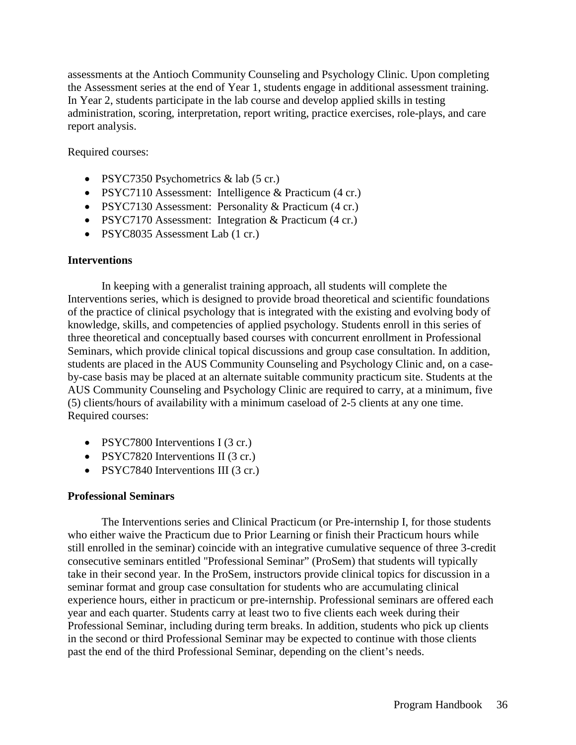assessments at the Antioch Community Counseling and Psychology Clinic. Upon completing the Assessment series at the end of Year 1, students engage in additional assessment training. In Year 2, students participate in the lab course and develop applied skills in testing administration, scoring, interpretation, report writing, practice exercises, role-plays, and care report analysis.

Required courses:

- PSYC7350 Psychometrics & lab (5 cr.)
- PSYC7110 Assessment: Intelligence & Practicum (4 cr.)
- PSYC7130 Assessment: Personality & Practicum (4 cr.)
- PSYC7170 Assessment: Integration & Practicum (4 cr.)
- PSYC8035 Assessment Lab (1 cr.)

**Interventions**

In keeping with a generalist training approach, all students will complete the Interventions series, which is designed to provide broad theoretical and scientific foundations of the practice of clinical psychology that is integrated with the existing and evolving body of knowledge, skills, and competencies of applied psychology. Students enroll in this series of three theoretical and conceptually based courses with concurrent enrollment in Professional Seminars, which provide clinical topical discussions and group case consultation. In addition, students are placed in the AUS Community Counseling and Psychology Clinic and, on a case-by-case basis may be placed at an alternate suitable community practicum site. Students at the AUS Community Counseling and Psychology Clinic are required to carry, at a minimum, five (5) clients/hours of availability with a minimum caseload of 2-5 clients at any one time. Required courses:

- PSYC7800 Interventions I (3 cr.)
- PSYC7820 Interventions II (3 cr.)
- PSYC7840 Interventions III (3 cr.)

**Professional Seminars**

The Interventions series and Clinical Practicum (or Pre-internship I, for those students who either waive the Practicum due to Prior Learning or finish their Practicum hours while still enrolled in the seminar) coincide with an integrative cumulative sequence of three 3-credit consecutive seminars entitled "Professional Seminar" (ProSem) that students will typically take in their second year. In the ProSem, instructors provide clinical topics for discussion in a seminar format and group case consultation for students who are accumulating clinical experience hours, either in practicum or pre-internship. Professional seminars are offered each year and each quarter. Students carry at least two to five clients each week during their Professional Seminar, including during term breaks. In addition, students who pick up clients in the second or third Professional Seminar may be expected to continue with those clients past the end of the third Professional Seminar, depending on the client's needs.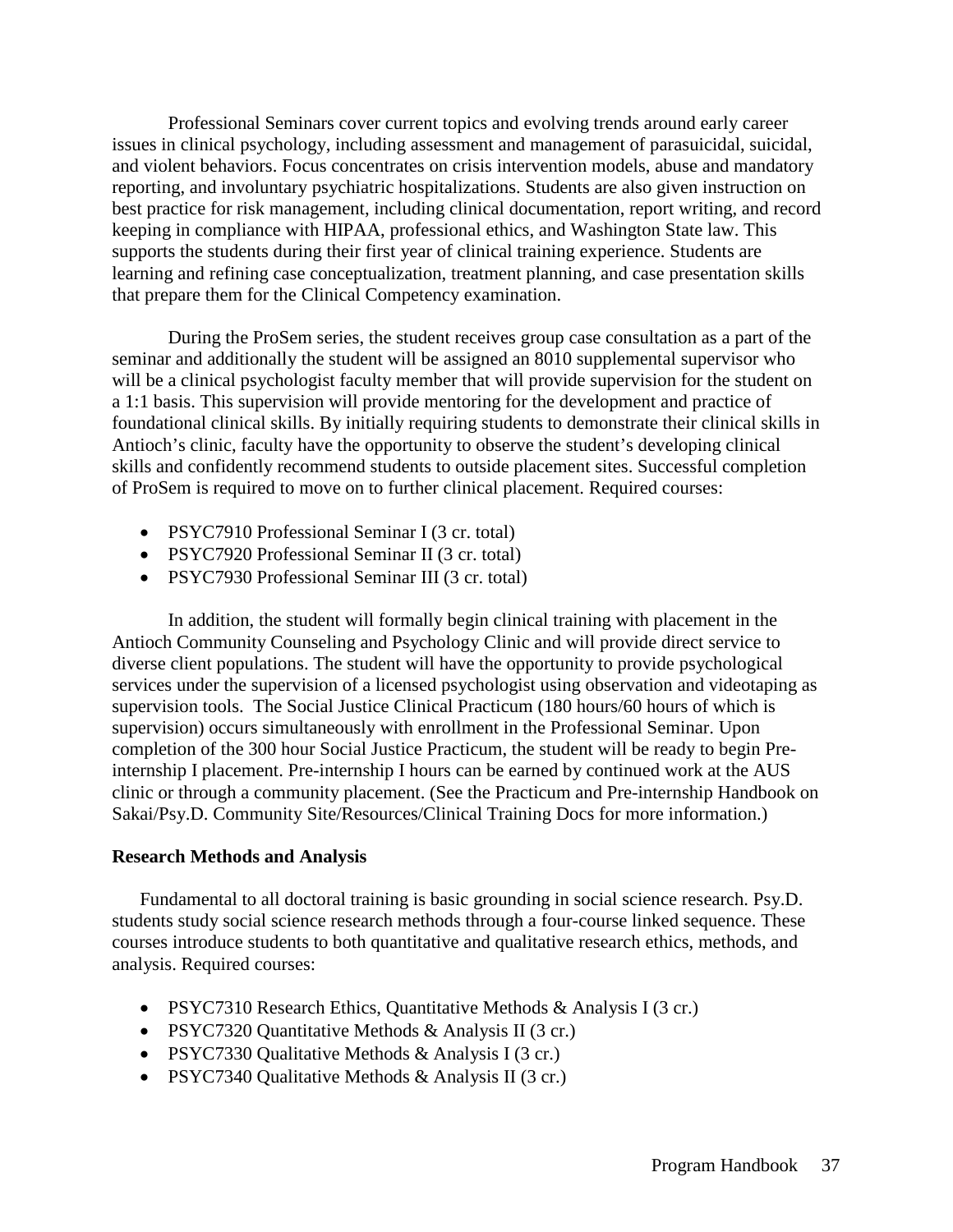Professional Seminars cover current topics and evolving trends around early career issues in clinical psychology, including assessment and management of parasuicidal, suicidal, and violent behaviors. Focus concentrates on crisis intervention models, abuse and mandatory reporting, and involuntary psychiatric hospitalizations. Students are also given instruction on best practice for risk management, including clinical documentation, report writing, and record keeping in compliance with HIPAA, professional ethics, and Washington State law. This supports the students during their first year of clinical training experience. Students are learning and refining case conceptualization, treatment planning, and case presentation skills that prepare them for the Clinical Competency examination.

During the ProSem series, the student receives group case consultation as a part of the seminar and additionally the student will be assigned an 8010 supplemental supervisor who will be a clinical psychologist faculty member that will provide supervision for the student on a 1:1 basis. This supervision will provide mentoring for the development and practice of foundational clinical skills. By initially requiring students to demonstrate their clinical skills in Antioch's clinic, faculty have the opportunity to observe the student's developing clinical skills and confidently recommend students to outside placement sites. Successful completion of ProSem is required to move on to further clinical placement. Required courses:

- PSYC7910 Professional Seminar I (3 cr. total)
- PSYC7920 Professional Seminar II (3 cr. total)
- PSYC7930 Professional Seminar III (3 cr. total)

In addition, the student will formally begin clinical training with placement in the Antioch Community Counseling and Psychology Clinic and will provide direct service to diverse client populations. The student will have the opportunity to provide psychological services under the supervision of a licensed psychologist using observation and videotaping as supervision tools. The Social Justice Clinical Practicum (180 hours/60 hours of which is supervision) occurs simultaneously with enrollment in the Professional Seminar. Upon completion of the 300 hour Social Justice Practicum, the student will be ready to begin Pre-internship I placement. Pre-internship I hours can be earned by continued work at the AUS clinic or through a community placement. (See the Practicum and Pre-internship Handbook on Sakai/Psy.D. Community Site/Resources/Clinical Training Docs for more information.)

**Research Methods and Analysis**

Fundamental to all doctoral training is basic grounding in social science research. Psy.D. students study social science research methods through a four-course linked sequence. These courses introduce students to both quantitative and qualitative research ethics, methods, and analysis. Required courses:

- PSYC7310 Research Ethics, Quantitative Methods & Analysis I (3 cr.)
- PSYC7320 Quantitative Methods & Analysis II (3 cr.)
- PSYC7330 Qualitative Methods & Analysis I (3 cr.)
- PSYC7340 Qualitative Methods & Analysis II (3 cr.)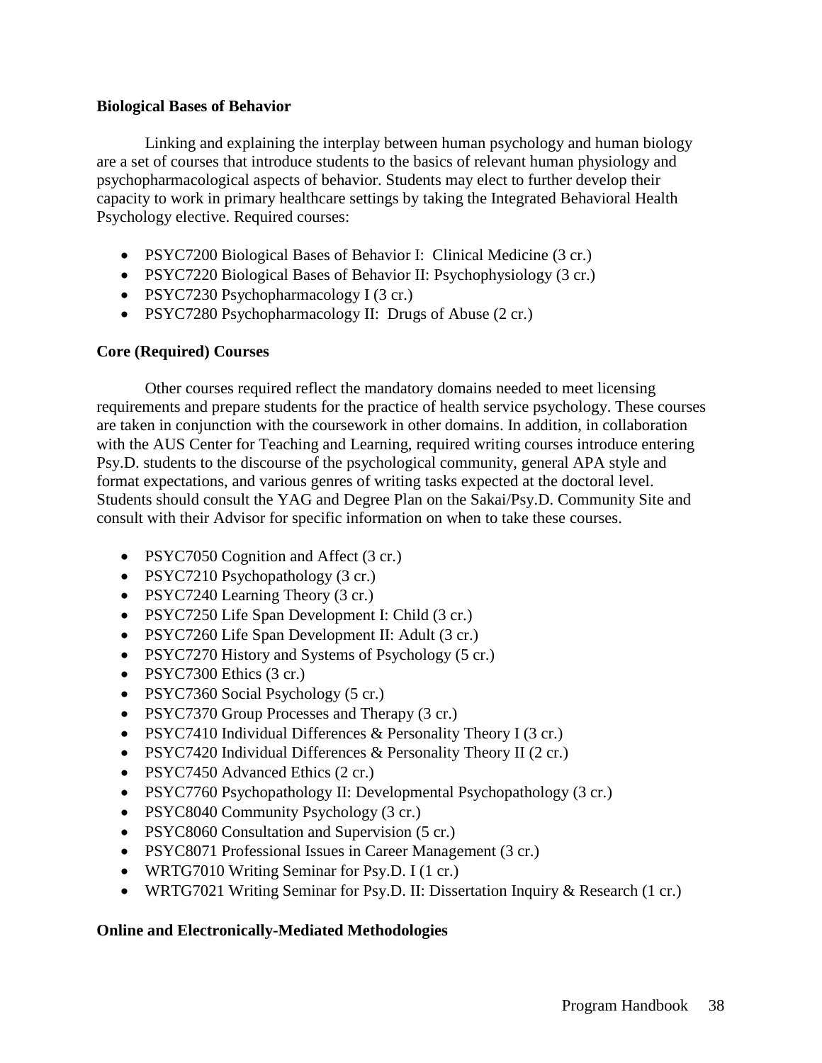**Biological Bases of Behavior**

Linking and explaining the interplay between human psychology and human biology are a set of courses that introduce students to the basics of relevant human physiology and psychopharmacological aspects of behavior. Students may elect to further develop their capacity to work in primary healthcare settings by taking the Integrated Behavioral Health Psychology elective. Required courses:

- PSYC7200 Biological Bases of Behavior I: Clinical Medicine (3 cr.)
- PSYC7220 Biological Bases of Behavior II: Psychophysiology (3 cr.)
- PSYC7230 Psychopharmacology I (3 cr.)
- PSYC7280 Psychopharmacology II: Drugs of Abuse (2 cr.)

**Core (Required) Courses**

Other courses required reflect the mandatory domains needed to meet licensing requirements and prepare students for the practice of health service psychology. These courses are taken in conjunction with the coursework in other domains. In addition, in collaboration with the AUS Center for Teaching and Learning, required writing courses introduce entering Psy.D. students to the discourse of the psychological community, general APA style and format expectations, and various genres of writing tasks expected at the doctoral level. Students should consult the YAG and Degree Plan on the Sakai/Psy.D. Community Site and consult with their Advisor for specific information on when to take these courses.

- PSYC7050 Cognition and Affect (3 cr.)
- PSYC7210 Psychopathology (3 cr.)
- PSYC7240 Learning Theory (3 cr.)
- PSYC7250 Life Span Development I: Child (3 cr.)
- PSYC7260 Life Span Development II: Adult (3 cr.)
- PSYC7270 History and Systems of Psychology (5 cr.)
- PSYC7300 Ethics (3 cr.)
- PSYC7360 Social Psychology (5 cr.)
- PSYC7370 Group Processes and Therapy (3 cr.)
- PSYC7410 Individual Differences & Personality Theory I (3 cr.)
- PSYC7420 Individual Differences & Personality Theory II (2 cr.)
- PSYC7450 Advanced Ethics (2 cr.)
- PSYC7760 Psychopathology II: Developmental Psychopathology (3 cr.)
- PSYC8040 Community Psychology (3 cr.)
- PSYC8060 Consultation and Supervision (5 cr.)
- PSYC8071 Professional Issues in Career Management (3 cr.)
- WRTG7010 Writing Seminar for Psy.D. I (1 cr.)
- WRTG7021 Writing Seminar for Psy.D. II: Dissertation Inquiry & Research (1 cr.)

**Online and Electronically-Mediated Methodologies**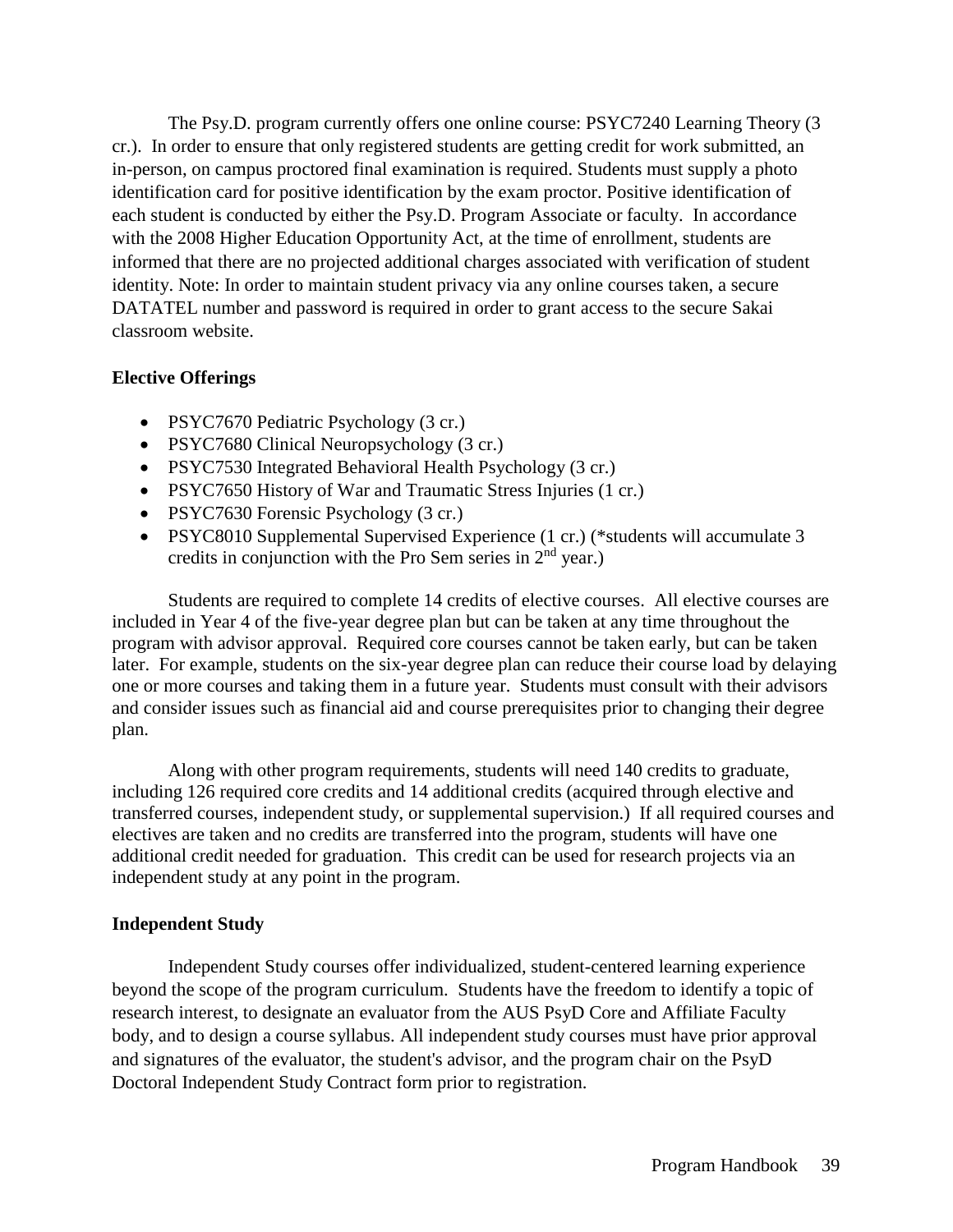The Psy.D. program currently offers one online course: PSYC7240 Learning Theory (3 cr.). In order to ensure that only registered students are getting credit for work submitted, an in-person, on campus proctored final examination is required. Students must supply a photo identification card for positive identification by the exam proctor. Positive identification of each student is conducted by either the Psy.D. Program Associate or faculty. In accordance with the 2008 Higher Education Opportunity Act, at the time of enrollment, students are informed that there are no projected additional charges associated with verification of student identity. Note: In order to maintain student privacy via any online courses taken, a secure DATATEL number and password is required in order to grant access to the secure Sakai classroom website.

**Elective Offerings**

- PSYC7670 Pediatric Psychology (3 cr.)
- PSYC7680 Clinical Neuropsychology (3 cr.)
- PSYC7530 Integrated Behavioral Health Psychology (3 cr.)
- PSYC7650 History of War and Traumatic Stress Injuries (1 cr.)
- PSYC7630 Forensic Psychology (3 cr.)
- PSYC8010 Supplemental Supervised Experience (1 cr.) (*students will accumulate 3 credits in conjunction with the Pro Sem series in 2nd year.)

Students are required to complete 14 credits of elective courses. All elective courses are included in Year 4 of the five-year degree plan but can be taken at any time throughout the program with advisor approval. Required core courses cannot be taken early, but can be taken later. For example, students on the six-year degree plan can reduce their course load by delaying one or more courses and taking them in a future year. Students must consult with their advisors and consider issues such as financial aid and course prerequisites prior to changing their degree plan.

Along with other program requirements, students will need 140 credits to graduate, including 126 required core credits and 14 additional credits (acquired through elective and transferred courses, independent study, or supplemental supervision.) If all required courses and electives are taken and no credits are transferred into the program, students will have one additional credit needed for graduation. This credit can be used for research projects via an independent study at any point in the program.

**Independent Study**

Independent Study courses offer individualized, student-centered learning experience beyond the scope of the program curriculum. Students have the freedom to identify a topic of research interest, to designate an evaluator from the AUS PsyD Core and Affiliate Faculty body, and to design a course syllabus. All independent study courses must have prior approval and signatures of the evaluator, the student's advisor, and the program chair on the PsyD Doctoral Independent Study Contract form prior to registration.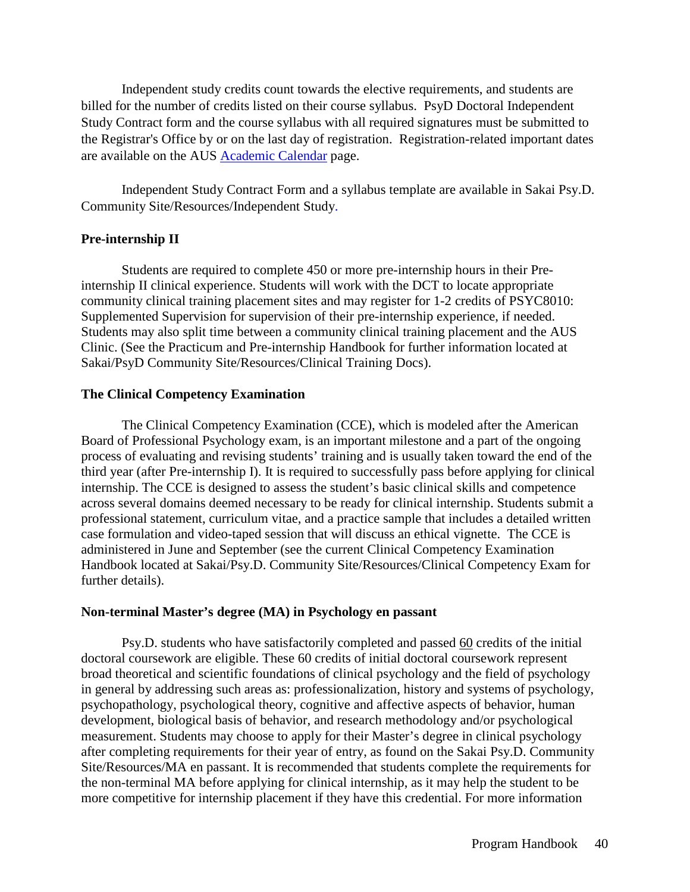Independent study credits count towards the elective requirements, and students are billed for the number of credits listed on their course syllabus. PsyD Doctoral Independent Study Contract form and the course syllabus with all required signatures must be submitted to the Registrar's Office by or on the last day of registration. Registration-related important dates are available on the AUS [Academic Calendar](#) page.

Independent Study Contract Form and a syllabus template are available in Sakai Psy.D. Community Site/Resources/Independent Study.

**Pre-internship II**

Students are required to complete 450 or more pre-internship hours in their Pre-internship II clinical experience. Students will work with the DCT to locate appropriate community clinical training placement sites and may register for 1-2 credits of PSYC8010: Supplemented Supervision for supervision of their pre-internship experience, if needed. Students may also split time between a community clinical training placement and the AUS Clinic. (See the Practicum and Pre-internship Handbook for further information located at Sakai/PsyD Community Site/Resources/Clinical Training Docs).

**The Clinical Competency Examination**

The Clinical Competency Examination (CCE), which is modeled after the American Board of Professional Psychology exam, is an important milestone and a part of the ongoing process of evaluating and revising students' training and is usually taken toward the end of the third year (after Pre-internship I). It is required to successfully pass before applying for clinical internship. The CCE is designed to assess the student's basic clinical skills and competence across several domains deemed necessary to be ready for clinical internship. Students submit a professional statement, curriculum vitae, and a practice sample that includes a detailed written case formulation and video-taped session that will discuss an ethical vignette. The CCE is administered in June and September (see the current Clinical Competency Examination Handbook located at Sakai/Psy.D. Community Site/Resources/Clinical Competency Exam for further details).

**Non-terminal Master's degree (MA) in Psychology en passant**

Psy.D. students who have satisfactorily completed and passed <u>60</u> credits of the initial doctoral coursework are eligible. These 60 credits of initial doctoral coursework represent broad theoretical and scientific foundations of clinical psychology and the field of psychology in general by addressing such areas as: professionalization, history and systems of psychology, psychopathology, psychological theory, cognitive and affective aspects of behavior, human development, biological basis of behavior, and research methodology and/or psychological measurement. Students may choose to apply for their Master's degree in clinical psychology after completing requirements for their year of entry, as found on the Sakai Psy.D. Community Site/Resources/MA en passant. It is recommended that students complete the requirements for the non-terminal MA before applying for clinical internship, as it may help the student to be more competitive for internship placement if they have this credential. For more information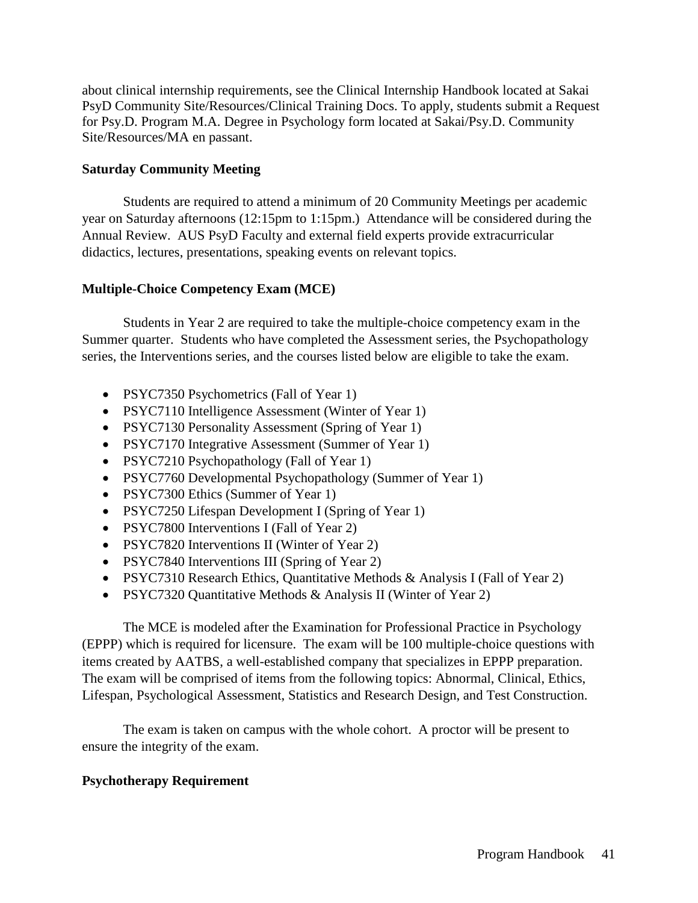about clinical internship requirements, see the Clinical Internship Handbook located at Sakai PsyD Community Site/Resources/Clinical Training Docs. To apply, students submit a Request for Psy.D. Program M.A. Degree in Psychology form located at Sakai/Psy.D. Community Site/Resources/MA en passant.

**Saturday Community Meeting**

Students are required to attend a minimum of 20 Community Meetings per academic year on Saturday afternoons (12:15pm to 1:15pm.) Attendance will be considered during the Annual Review. AUS PsyD Faculty and external field experts provide extracurricular didactics, lectures, presentations, speaking events on relevant topics.

**Multiple-Choice Competency Exam (MCE)**

Students in Year 2 are required to take the multiple-choice competency exam in the Summer quarter. Students who have completed the Assessment series, the Psychopathology series, the Interventions series, and the courses listed below are eligible to take the exam.

- PSYC7350 Psychometrics (Fall of Year 1)
- PSYC7110 Intelligence Assessment (Winter of Year 1)
- PSYC7130 Personality Assessment (Spring of Year 1)
- PSYC7170 Integrative Assessment (Summer of Year 1)
- PSYC7210 Psychopathology (Fall of Year 1)
- PSYC7760 Developmental Psychopathology (Summer of Year 1)
- PSYC7300 Ethics (Summer of Year 1)
- PSYC7250 Lifespan Development I (Spring of Year 1)
- PSYC7800 Interventions I (Fall of Year 2)
- PSYC7820 Interventions II (Winter of Year 2)
- PSYC7840 Interventions III (Spring of Year 2)
- PSYC7310 Research Ethics, Quantitative Methods & Analysis I (Fall of Year 2)
- PSYC7320 Quantitative Methods & Analysis II (Winter of Year 2)

The MCE is modeled after the Examination for Professional Practice in Psychology (EPPP) which is required for licensure. The exam will be 100 multiple-choice questions with items created by AATBS, a well-established company that specializes in EPPP preparation. The exam will be comprised of items from the following topics: Abnormal, Clinical, Ethics, Lifespan, Psychological Assessment, Statistics and Research Design, and Test Construction.

The exam is taken on campus with the whole cohort. A proctor will be present to ensure the integrity of the exam.

**Psychotherapy Requirement**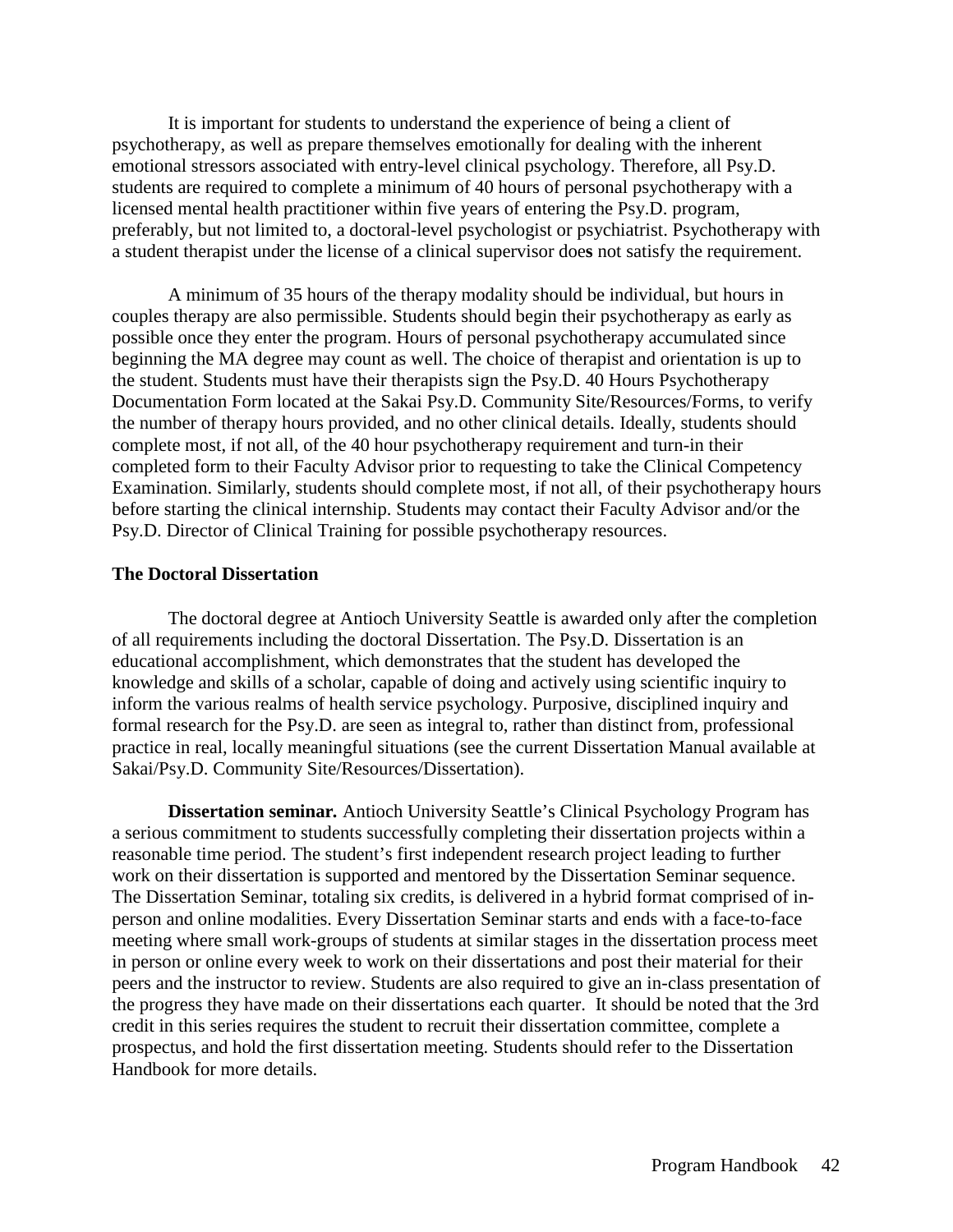It is important for students to understand the experience of being a client of psychotherapy, as well as prepare themselves emotionally for dealing with the inherent emotional stressors associated with entry-level clinical psychology. Therefore, all Psy.D. students are required to complete a minimum of 40 hours of personal psychotherapy with a licensed mental health practitioner within five years of entering the Psy.D. program, preferably, but not limited to, a doctoral-level psychologist or psychiatrist. Psychotherapy with a student therapist under the license of a clinical supervisor does not satisfy the requirement.

A minimum of 35 hours of the therapy modality should be individual, but hours in couples therapy are also permissible. Students should begin their psychotherapy as early as possible once they enter the program. Hours of personal psychotherapy accumulated since beginning the MA degree may count as well. The choice of therapist and orientation is up to the student. Students must have their therapists sign the Psy.D. 40 Hours Psychotherapy Documentation Form located at the Sakai Psy.D. Community Site/Resources/Forms, to verify the number of therapy hours provided, and no other clinical details. Ideally, students should complete most, if not all, of the 40 hour psychotherapy requirement and turn-in their completed form to their Faculty Advisor prior to requesting to take the Clinical Competency Examination. Similarly, students should complete most, if not all, of their psychotherapy hours before starting the clinical internship. Students may contact their Faculty Advisor and/or the Psy.D. Director of Clinical Training for possible psychotherapy resources.

### The Doctoral Dissertation

The doctoral degree at Antioch University Seattle is awarded only after the completion of all requirements including the doctoral Dissertation. The Psy.D. Dissertation is an educational accomplishment, which demonstrates that the student has developed the knowledge and skills of a scholar, capable of doing and actively using scientific inquiry to inform the various realms of health service psychology. Purposive, disciplined inquiry and formal research for the Psy.D. are seen as integral to, rather than distinct from, professional practice in real, locally meaningful situations (see the current Dissertation Manual available at Sakai/Psy.D. Community Site/Resources/Dissertation).

**Dissertation seminar.** Antioch University Seattle's Clinical Psychology Program has a serious commitment to students successfully completing their dissertation projects within a reasonable time period. The student's first independent research project leading to further work on their dissertation is supported and mentored by the Dissertation Seminar sequence. The Dissertation Seminar, totaling six credits, is delivered in a hybrid format comprised of in-person and online modalities. Every Dissertation Seminar starts and ends with a face-to-face meeting where small work-groups of students at similar stages in the dissertation process meet in person or online every week to work on their dissertations and post their material for their peers and the instructor to review. Students are also required to give an in-class presentation of the progress they have made on their dissertations each quarter. It should be noted that the 3rd credit in this series requires the student to recruit their dissertation committee, complete a prospectus, and hold the first dissertation meeting. Students should refer to the Dissertation Handbook for more details.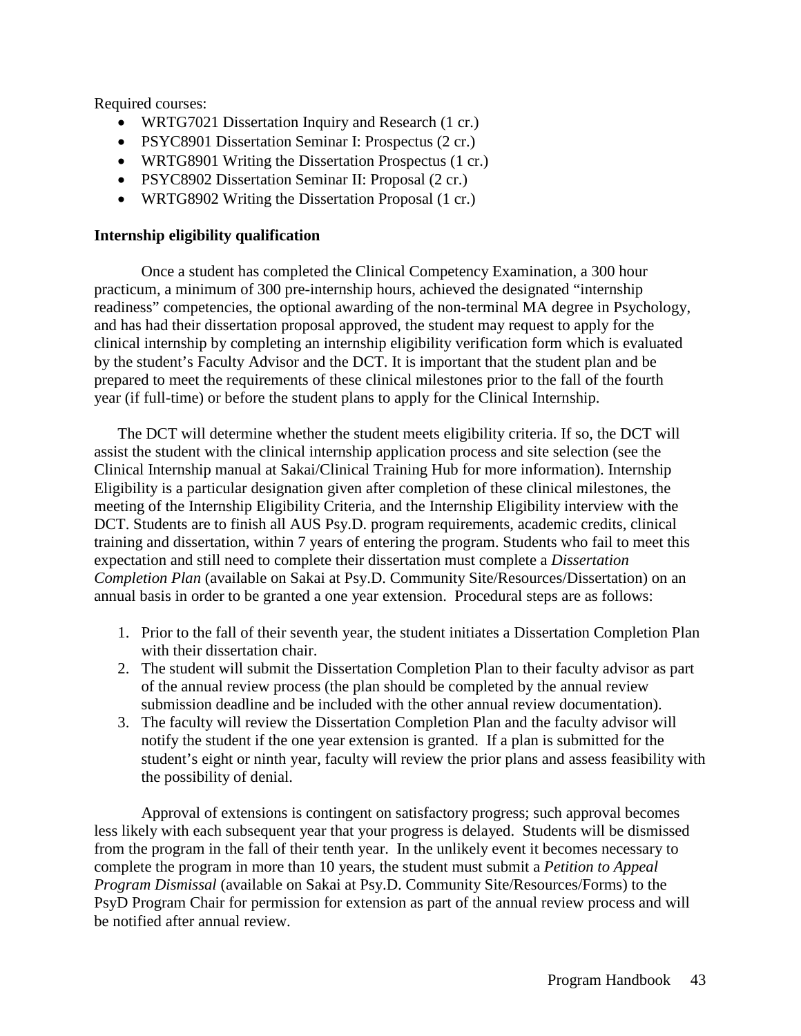Required courses:

- WRTG7021 Dissertation Inquiry and Research (1 cr.)
- PSYC8901 Dissertation Seminar I: Prospectus (2 cr.)
- WRTG8901 Writing the Dissertation Prospectus (1 cr.)
- PSYC8902 Dissertation Seminar II: Proposal (2 cr.)
- WRTG8902 Writing the Dissertation Proposal (1 cr.)

**Internship eligibility qualification**

Once a student has completed the Clinical Competency Examination, a 300 hour practicum, a minimum of 300 pre-internship hours, achieved the designated "internship readiness" competencies, the optional awarding of the non-terminal MA degree in Psychology, and has had their dissertation proposal approved, the student may request to apply for the clinical internship by completing an internship eligibility verification form which is evaluated by the student's Faculty Advisor and the DCT. It is important that the student plan and be prepared to meet the requirements of these clinical milestones prior to the fall of the fourth year (if full-time) or before the student plans to apply for the Clinical Internship.

The DCT will determine whether the student meets eligibility criteria. If so, the DCT will assist the student with the clinical internship application process and site selection (see the Clinical Internship manual at Sakai/Clinical Training Hub for more information). Internship Eligibility is a particular designation given after completion of these clinical milestones, the meeting of the Internship Eligibility Criteria, and the Internship Eligibility interview with the DCT. Students are to finish all AUS Psy.D. program requirements, academic credits, clinical training and dissertation, within 7 years of entering the program. Students who fail to meet this expectation and still need to complete their dissertation must complete a *Dissertation Completion Plan* (available on Sakai at Psy.D. Community Site/Resources/Dissertation) on an annual basis in order to be granted a one year extension. Procedural steps are as follows:

1. Prior to the fall of their seventh year, the student initiates a Dissertation Completion Plan with their dissertation chair.
2. The student will submit the Dissertation Completion Plan to their faculty advisor as part of the annual review process (the plan should be completed by the annual review submission deadline and be included with the other annual review documentation).
3. The faculty will review the Dissertation Completion Plan and the faculty advisor will notify the student if the one year extension is granted. If a plan is submitted for the student's eight or ninth year, faculty will review the prior plans and assess feasibility with the possibility of denial.

Approval of extensions is contingent on satisfactory progress; such approval becomes less likely with each subsequent year that your progress is delayed. Students will be dismissed from the program in the fall of their tenth year. In the unlikely event it becomes necessary to complete the program in more than 10 years, the student must submit a *Petition to Appeal Program Dismissal* (available on Sakai at Psy.D. Community Site/Resources/Forms) to the PsyD Program Chair for permission for extension as part of the annual review process and will be notified after annual review.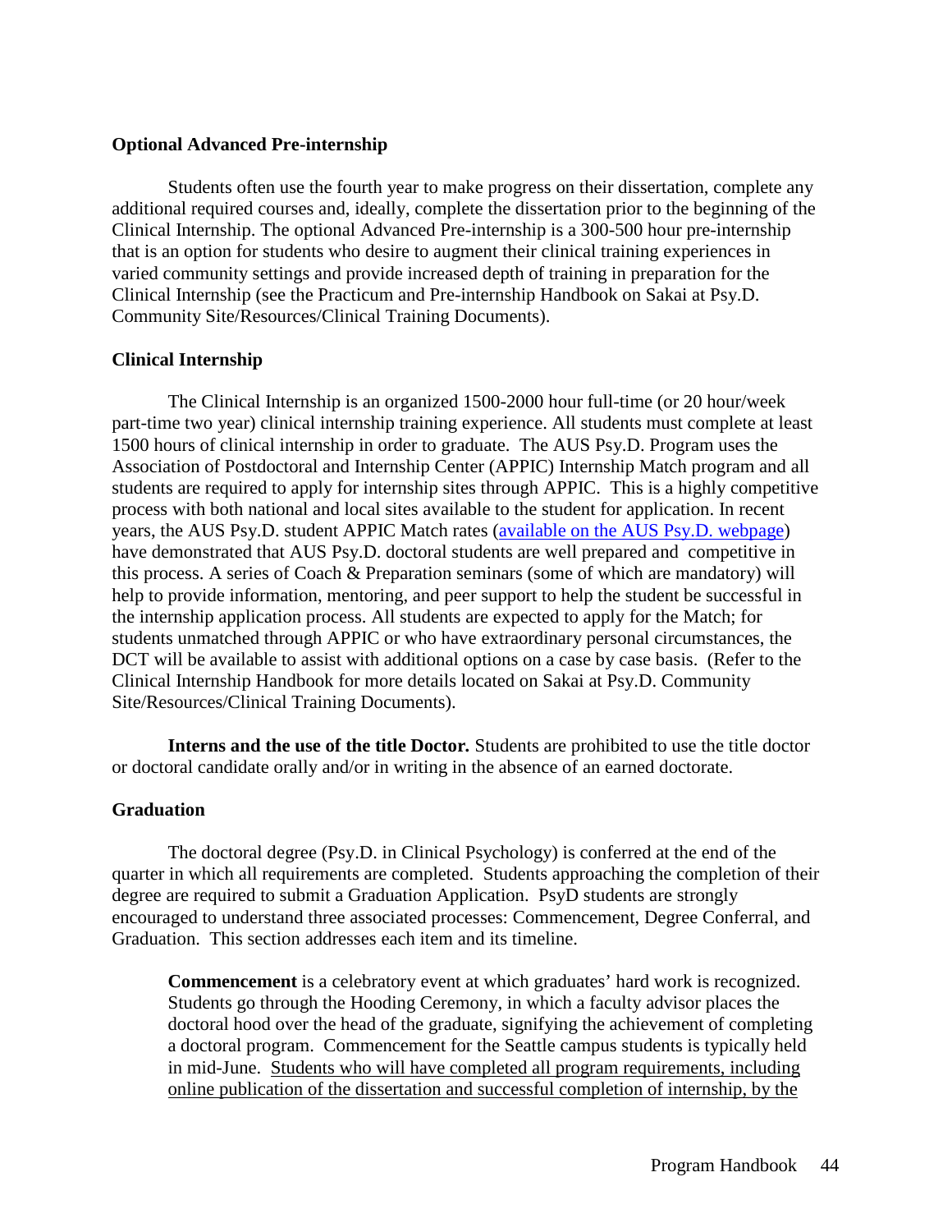### Optional Advanced Pre-internship

Students often use the fourth year to make progress on their dissertation, complete any additional required courses and, ideally, complete the dissertation prior to the beginning of the Clinical Internship. The optional Advanced Pre-internship is a 300-500 hour pre-internship that is an option for students who desire to augment their clinical training experiences in varied community settings and provide increased depth of training in preparation for the Clinical Internship (see the Practicum and Pre-internship Handbook on Sakai at Psy.D. Community Site/Resources/Clinical Training Documents).

### Clinical Internship

The Clinical Internship is an organized 1500-2000 hour full-time (or 20 hour/week part-time two year) clinical internship training experience. All students must complete at least 1500 hours of clinical internship in order to graduate. The AUS Psy.D. Program uses the Association of Postdoctoral and Internship Center (APPIC) Internship Match program and all students are required to apply for internship sites through APPIC. This is a highly competitive process with both national and local sites available to the student for application. In recent years, the AUS Psy.D. student APPIC Match rates ([available on the AUS Psy.D. webpage]) have demonstrated that AUS Psy.D. doctoral students are well prepared and competitive in this process. A series of Coach & Preparation seminars (some of which are mandatory) will help to provide information, mentoring, and peer support to help the student be successful in the internship application process. All students are expected to apply for the Match; for students unmatched through APPIC or who have extraordinary personal circumstances, the DCT will be available to assist with additional options on a case by case basis. (Refer to the Clinical Internship Handbook for more details located on Sakai at Psy.D. Community Site/Resources/Clinical Training Documents).

**Interns and the use of the title Doctor.** Students are prohibited to use the title doctor or doctoral candidate orally and/or in writing in the absence of an earned doctorate.

### Graduation

The doctoral degree (Psy.D. in Clinical Psychology) is conferred at the end of the quarter in which all requirements are completed. Students approaching the completion of their degree are required to submit a Graduation Application. PsyD students are strongly encouraged to understand three associated processes: Commencement, Degree Conferral, and Graduation. This section addresses each item and its timeline.

> **Commencement** is a celebratory event at which graduates' hard work is recognized. Students go through the Hooding Ceremony, in which a faculty advisor places the doctoral hood over the head of the graduate, signifying the achievement of completing a doctoral program. Commencement for the Seattle campus students is typically held in mid-June. <u>Students who will have completed all program requirements, including online publication of the dissertation and successful completion of internship, by the</u>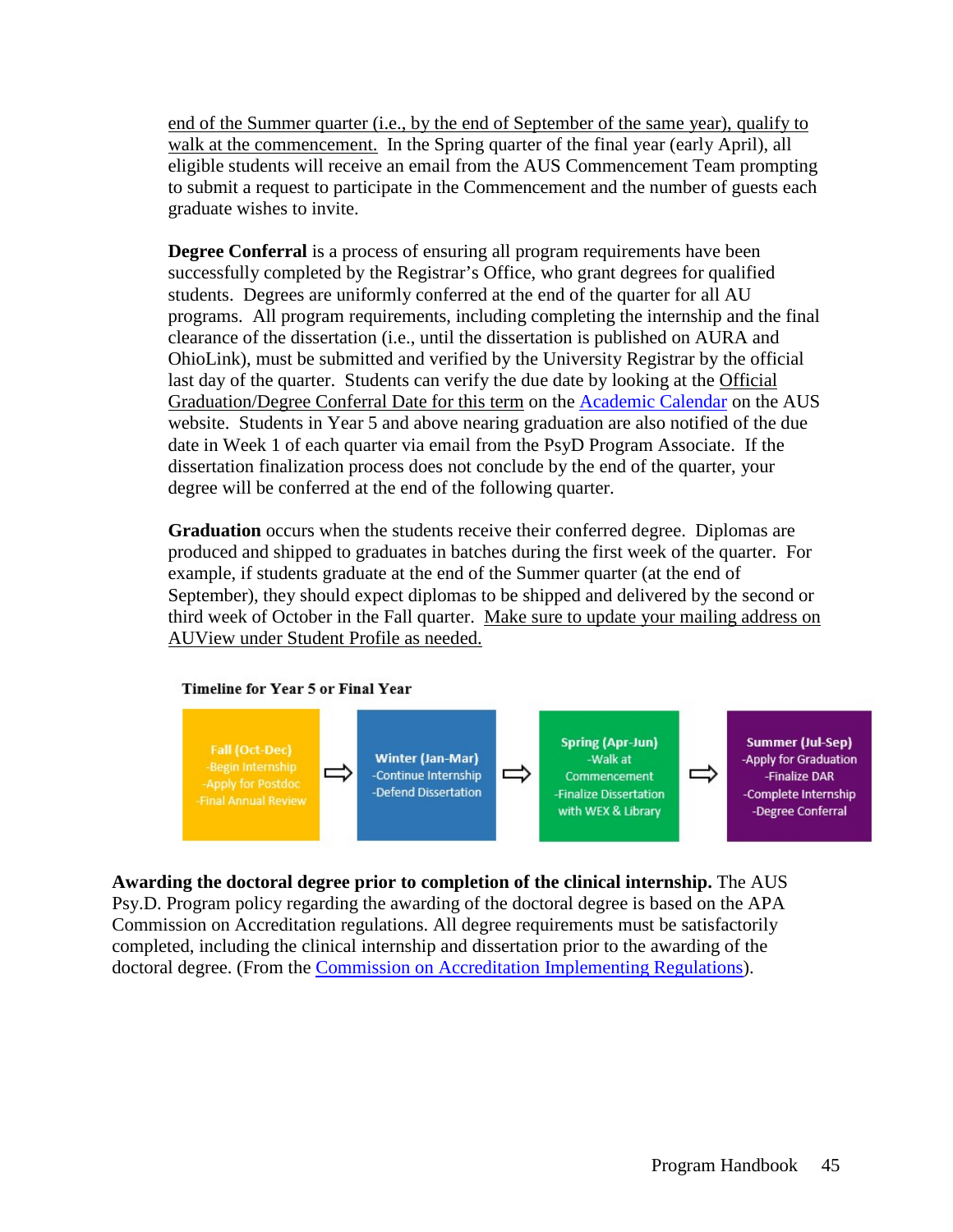end of the Summer quarter (i.e., by the end of September of the same year), qualify to walk at the commencement. In the Spring quarter of the final year (early April), all eligible students will receive an email from the AUS Commencement Team prompting to submit a request to participate in the Commencement and the number of guests each graduate wishes to invite.

**Degree Conferral** is a process of ensuring all program requirements have been successfully completed by the Registrar's Office, who grant degrees for qualified students. Degrees are uniformly conferred at the end of the quarter for all AU programs. All program requirements, including completing the internship and the final clearance of the dissertation (i.e., until the dissertation is published on AURA and OhioLink), must be submitted and verified by the University Registrar by the official last day of the quarter. Students can verify the due date by looking at the Official Graduation/Degree Conferral Date for this term on the Academic Calendar on the AUS website. Students in Year 5 and above nearing graduation are also notified of the due date in Week 1 of each quarter via email from the PsyD Program Associate. If the dissertation finalization process does not conclude by the end of the quarter, your degree will be conferred at the end of the following quarter.

**Graduation** occurs when the students receive their conferred degree. Diplomas are produced and shipped to graduates in batches during the first week of the quarter. For example, if students graduate at the end of the Summer quarter (at the end of September), they should expect diplomas to be shipped and delivered by the second or third week of October in the Fall quarter. Make sure to update your mailing address on AUView under Student Profile as needed.

**Timeline for Year 5 or Final Year**

| Fall (Oct-Dec) | ⇨ | Winter (Jan-Mar) | ⇨ | Spring (Apr-Jun) | ⇨ | Summer (Jul-Sep) |
|---|---|---|---|---|---|---|
| -Begin Internship<br>-Apply for Postdoc<br>-Final Annual Review | | -Continue Internship<br>-Defend Dissertation | | -Walk at Commencement<br>-Finalize Dissertation with WEX & Library | | -Apply for Graduation<br>-Finalize DAR<br>-Complete Internship<br>-Degree Conferral |

**Awarding the doctoral degree prior to completion of the clinical internship.** The AUS Psy.D. Program policy regarding the awarding of the doctoral degree is based on the APA Commission on Accreditation regulations. All degree requirements must be satisfactorily completed, including the clinical internship and dissertation prior to the awarding of the doctoral degree. (From the Commission on Accreditation Implementing Regulations).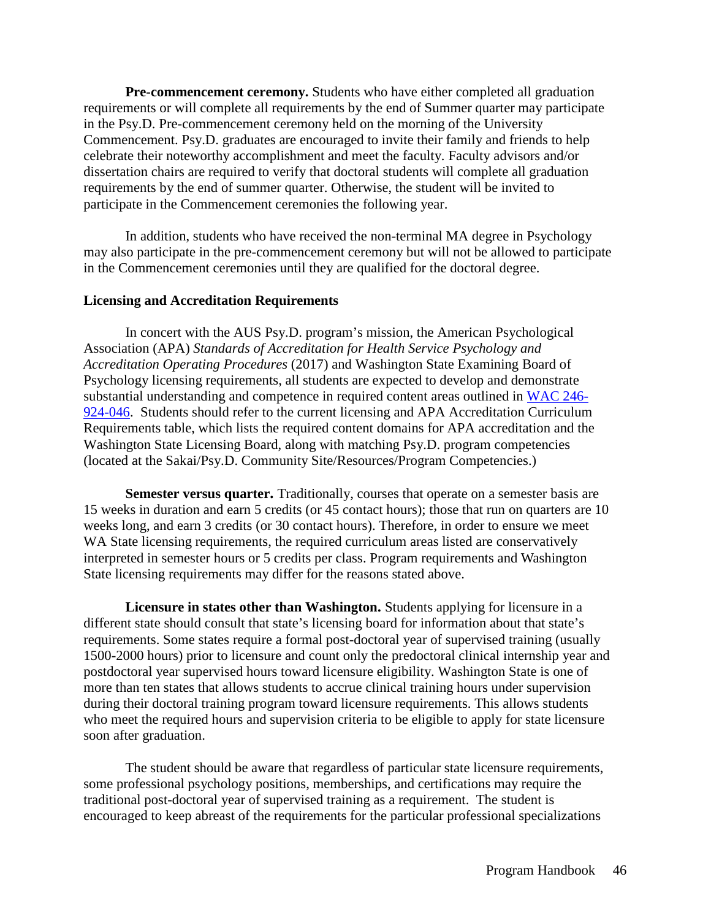**Pre-commencement ceremony.** Students who have either completed all graduation requirements or will complete all requirements by the end of Summer quarter may participate in the Psy.D. Pre-commencement ceremony held on the morning of the University Commencement. Psy.D. graduates are encouraged to invite their family and friends to help celebrate their noteworthy accomplishment and meet the faculty. Faculty advisors and/or dissertation chairs are required to verify that doctoral students will complete all graduation requirements by the end of summer quarter. Otherwise, the student will be invited to participate in the Commencement ceremonies the following year.

In addition, students who have received the non-terminal MA degree in Psychology may also participate in the pre-commencement ceremony but will not be allowed to participate in the Commencement ceremonies until they are qualified for the doctoral degree.

### Licensing and Accreditation Requirements

In concert with the AUS Psy.D. program's mission, the American Psychological Association (APA) *Standards of Accreditation for Health Service Psychology and Accreditation Operating Procedures* (2017) and Washington State Examining Board of Psychology licensing requirements, all students are expected to develop and demonstrate substantial understanding and competence in required content areas outlined in [WAC 246-924-046](). Students should refer to the current licensing and APA Accreditation Curriculum Requirements table, which lists the required content domains for APA accreditation and the Washington State Licensing Board, along with matching Psy.D. program competencies (located at the Sakai/Psy.D. Community Site/Resources/Program Competencies.)

**Semester versus quarter.** Traditionally, courses that operate on a semester basis are 15 weeks in duration and earn 5 credits (or 45 contact hours); those that run on quarters are 10 weeks long, and earn 3 credits (or 30 contact hours). Therefore, in order to ensure we meet WA State licensing requirements, the required curriculum areas listed are conservatively interpreted in semester hours or 5 credits per class. Program requirements and Washington State licensing requirements may differ for the reasons stated above.

**Licensure in states other than Washington.** Students applying for licensure in a different state should consult that state's licensing board for information about that state's requirements. Some states require a formal post-doctoral year of supervised training (usually 1500-2000 hours) prior to licensure and count only the predoctoral clinical internship year and postdoctoral year supervised hours toward licensure eligibility. Washington State is one of more than ten states that allows students to accrue clinical training hours under supervision during their doctoral training program toward licensure requirements. This allows students who meet the required hours and supervision criteria to be eligible to apply for state licensure soon after graduation.

The student should be aware that regardless of particular state licensure requirements, some professional psychology positions, memberships, and certifications may require the traditional post-doctoral year of supervised training as a requirement. The student is encouraged to keep abreast of the requirements for the particular professional specializations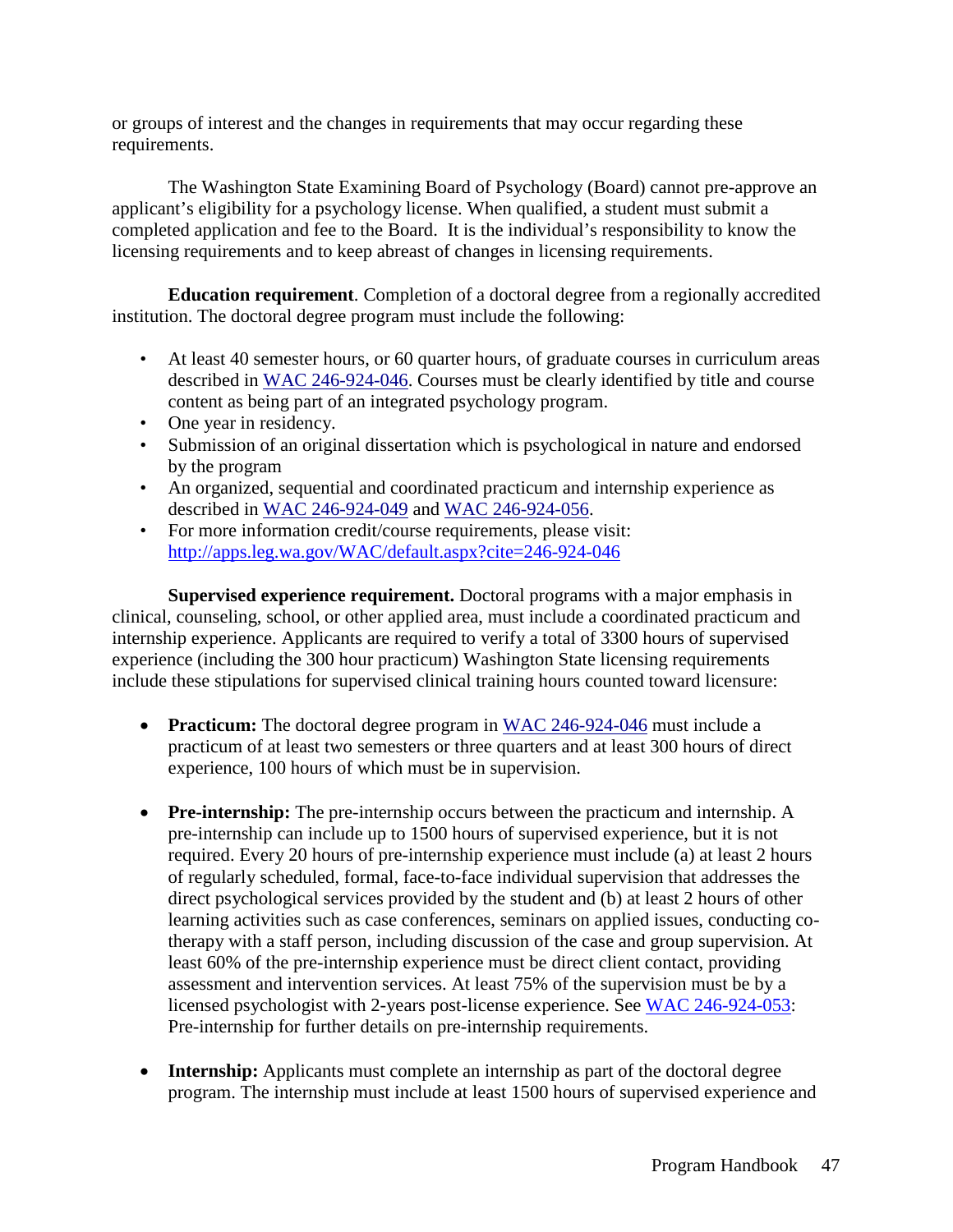or groups of interest and the changes in requirements that may occur regarding these requirements.

The Washington State Examining Board of Psychology (Board) cannot pre-approve an applicant's eligibility for a psychology license. When qualified, a student must submit a completed application and fee to the Board. It is the individual's responsibility to know the licensing requirements and to keep abreast of changes in licensing requirements.

**Education requirement**. Completion of a doctoral degree from a regionally accredited institution. The doctoral degree program must include the following:

- At least 40 semester hours, or 60 quarter hours, of graduate courses in curriculum areas described in [WAC 246-924-046](http://apps.leg.wa.gov/WAC/default.aspx?cite=246-924-046). Courses must be clearly identified by title and course content as being part of an integrated psychology program.
- One year in residency.
- Submission of an original dissertation which is psychological in nature and endorsed by the program
- An organized, sequential and coordinated practicum and internship experience as described in WAC 246-924-049 and WAC 246-924-056.
- For more information credit/course requirements, please visit: http://apps.leg.wa.gov/WAC/default.aspx?cite=246-924-046

**Supervised experience requirement.** Doctoral programs with a major emphasis in clinical, counseling, school, or other applied area, must include a coordinated practicum and internship experience. Applicants are required to verify a total of 3300 hours of supervised experience (including the 300 hour practicum) Washington State licensing requirements include these stipulations for supervised clinical training hours counted toward licensure:

- **Practicum:** The doctoral degree program in WAC 246-924-046 must include a practicum of at least two semesters or three quarters and at least 300 hours of direct experience, 100 hours of which must be in supervision.

- **Pre-internship:** The pre-internship occurs between the practicum and internship. A pre-internship can include up to 1500 hours of supervised experience, but it is not required. Every 20 hours of pre-internship experience must include (a) at least 2 hours of regularly scheduled, formal, face-to-face individual supervision that addresses the direct psychological services provided by the student and (b) at least 2 hours of other learning activities such as case conferences, seminars on applied issues, conducting co-therapy with a staff person, including discussion of the case and group supervision. At least 60% of the pre-internship experience must be direct client contact, providing assessment and intervention services. At least 75% of the supervision must be by a licensed psychologist with 2-years post-license experience. See WAC 246-924-053: Pre-internship for further details on pre-internship requirements.

- **Internship:** Applicants must complete an internship as part of the doctoral degree program. The internship must include at least 1500 hours of supervised experience and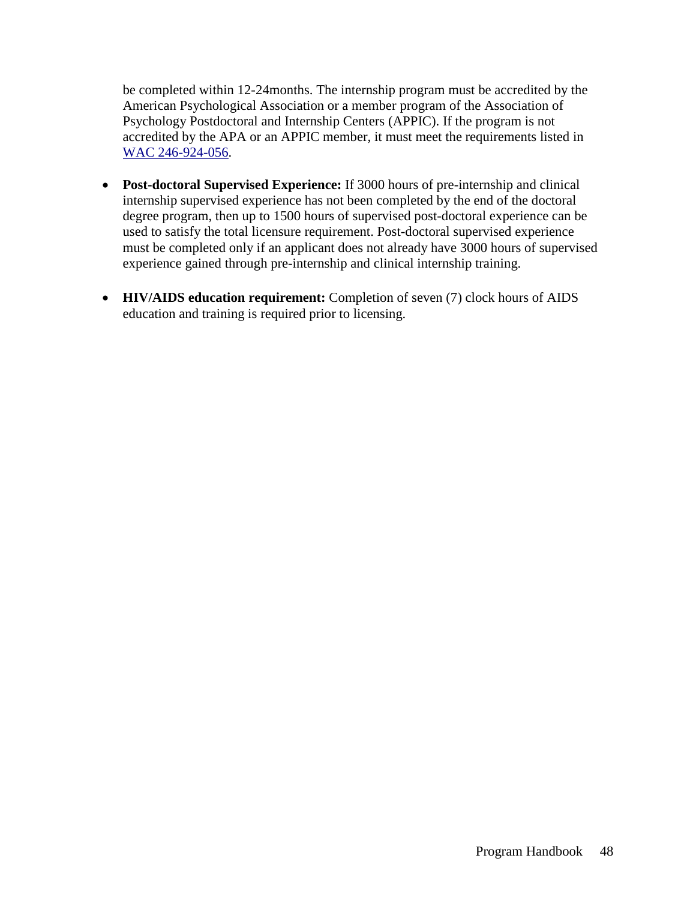be completed within 12-24months. The internship program must be accredited by the American Psychological Association or a member program of the Association of Psychology Postdoctoral and Internship Centers (APPIC). If the program is not accredited by the APA or an APPIC member, it must meet the requirements listed in WAC 246-924-056.

- **Post-doctoral Supervised Experience:** If 3000 hours of pre-internship and clinical internship supervised experience has not been completed by the end of the doctoral degree program, then up to 1500 hours of supervised post-doctoral experience can be used to satisfy the total licensure requirement. Post-doctoral supervised experience must be completed only if an applicant does not already have 3000 hours of supervised experience gained through pre-internship and clinical internship training.

- **HIV/AIDS education requirement:** Completion of seven (7) clock hours of AIDS education and training is required prior to licensing.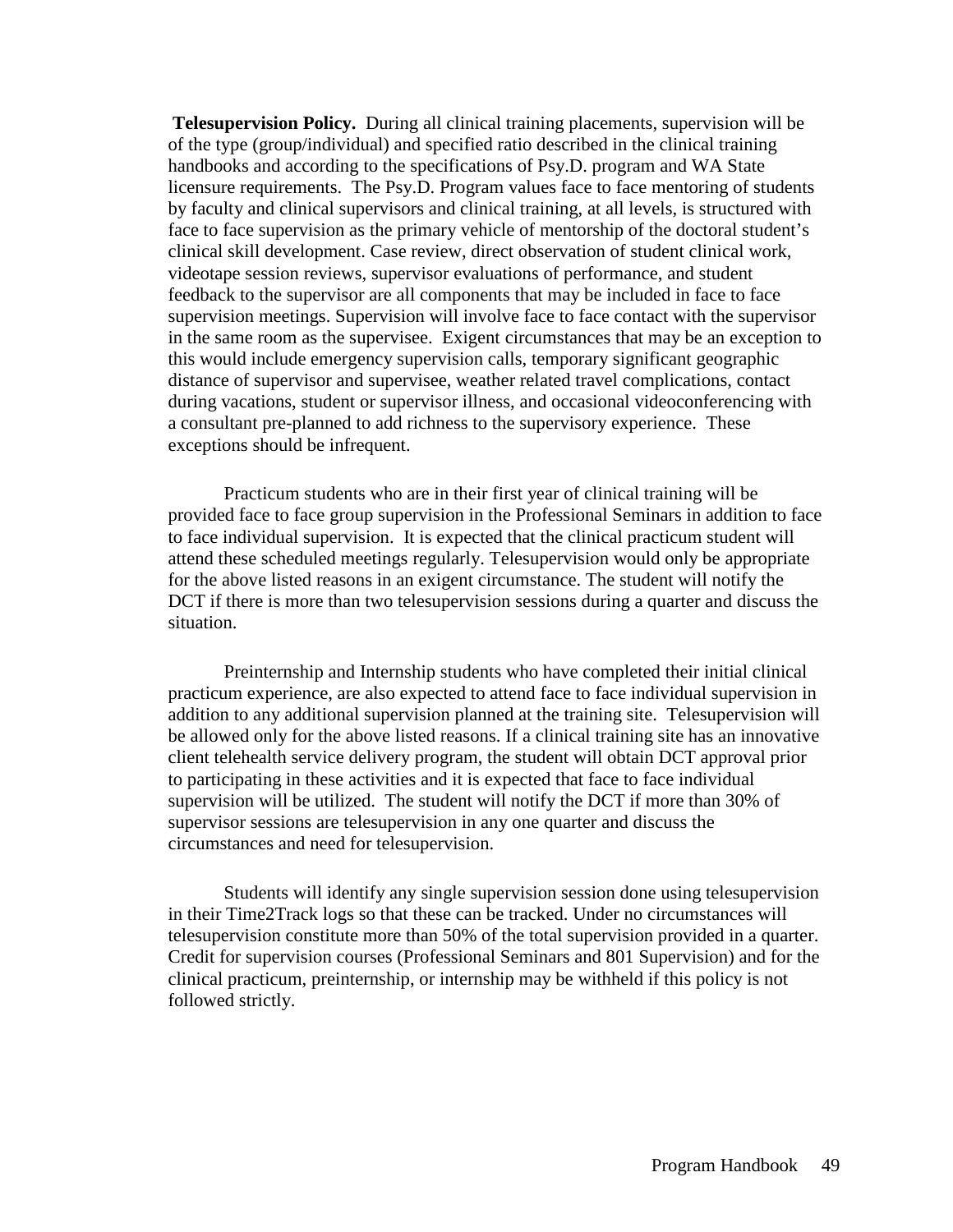**Telesupervision Policy.** During all clinical training placements, supervision will be of the type (group/individual) and specified ratio described in the clinical training handbooks and according to the specifications of Psy.D. program and WA State licensure requirements. The Psy.D. Program values face to face mentoring of students by faculty and clinical supervisors and clinical training, at all levels, is structured with face to face supervision as the primary vehicle of mentorship of the doctoral student's clinical skill development. Case review, direct observation of student clinical work, videotape session reviews, supervisor evaluations of performance, and student feedback to the supervisor are all components that may be included in face to face supervision meetings. Supervision will involve face to face contact with the supervisor in the same room as the supervisee. Exigent circumstances that may be an exception to this would include emergency supervision calls, temporary significant geographic distance of supervisor and supervisee, weather related travel complications, contact during vacations, student or supervisor illness, and occasional videoconferencing with a consultant pre-planned to add richness to the supervisory experience. These exceptions should be infrequent.

Practicum students who are in their first year of clinical training will be provided face to face group supervision in the Professional Seminars in addition to face to face individual supervision. It is expected that the clinical practicum student will attend these scheduled meetings regularly. Telesupervision would only be appropriate for the above listed reasons in an exigent circumstance. The student will notify the DCT if there is more than two telesupervision sessions during a quarter and discuss the situation.

Preinternship and Internship students who have completed their initial clinical practicum experience, are also expected to attend face to face individual supervision in addition to any additional supervision planned at the training site. Telesupervision will be allowed only for the above listed reasons. If a clinical training site has an innovative client telehealth service delivery program, the student will obtain DCT approval prior to participating in these activities and it is expected that face to face individual supervision will be utilized. The student will notify the DCT if more than 30% of supervisor sessions are telesupervision in any one quarter and discuss the circumstances and need for telesupervision.

Students will identify any single supervision session done using telesupervision in their Time2Track logs so that these can be tracked. Under no circumstances will telesupervision constitute more than 50% of the total supervision provided in a quarter. Credit for supervision courses (Professional Seminars and 801 Supervision) and for the clinical practicum, preinternship, or internship may be withheld if this policy is not followed strictly.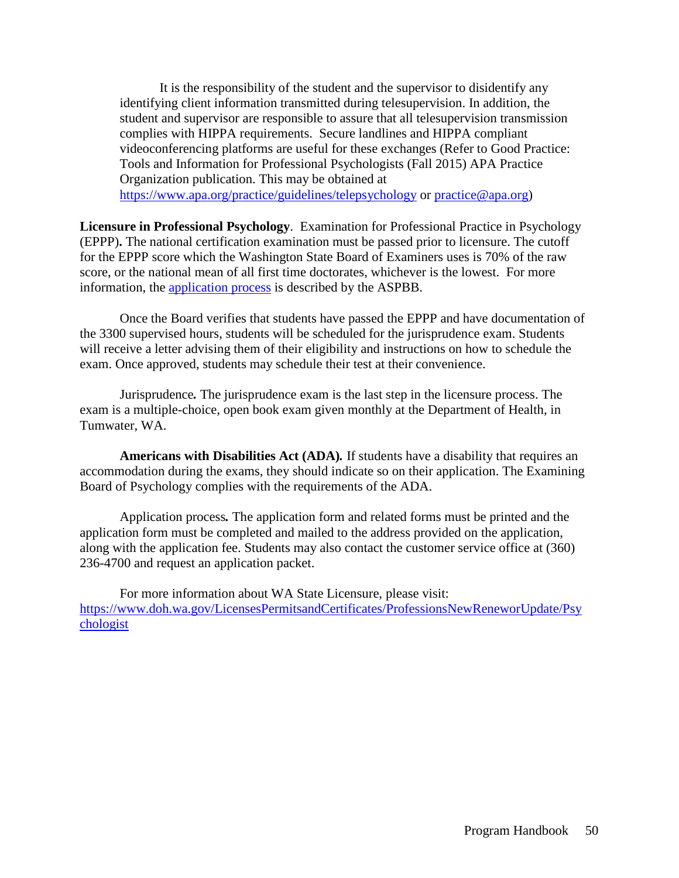It is the responsibility of the student and the supervisor to disidentify any identifying client information transmitted during telesupervision. In addition, the student and supervisor are responsible to assure that all telesupervision transmission complies with HIPPA requirements. Secure landlines and HIPPA compliant videoconferencing platforms are useful for these exchanges (Refer to Good Practice: Tools and Information for Professional Psychologists (Fall 2015) APA Practice Organization publication. This may be obtained at [https://www.apa.org/practice/guidelines/telepsychology](https://www.apa.org/practice/guidelines/telepsychology) or [practice@apa.org](mailto:practice@apa.org))

**Licensure in Professional Psychology**. Examination for Professional Practice in Psychology (EPPP)**.** The national certification examination must be passed prior to licensure. The cutoff for the EPPP score which the Washington State Board of Examiners uses is 70% of the raw score, or the national mean of all first time doctorates, whichever is the lowest. For more information, the [application process]() is described by the ASPBB.

Once the Board verifies that students have passed the EPPP and have documentation of the 3300 supervised hours, students will be scheduled for the jurisprudence exam. Students will receive a letter advising them of their eligibility and instructions on how to schedule the exam. Once approved, students may schedule their test at their convenience.

Jurisprudence***.*** The jurisprudence exam is the last step in the licensure process. The exam is a multiple-choice, open book exam given monthly at the Department of Health, in Tumwater, WA.

**Americans with Disabilities Act (ADA)*.*** If students have a disability that requires an accommodation during the exams, they should indicate so on their application. The Examining Board of Psychology complies with the requirements of the ADA.

Application process***.*** The application form and related forms must be printed and the application form must be completed and mailed to the address provided on the application, along with the application fee. Students may also contact the customer service office at (360) 236-4700 and request an application packet.

For more information about WA State Licensure, please visit: [https://www.doh.wa.gov/LicensesPermitsandCertificates/ProfessionsNewReneworUpdate/Psychologist](https://www.doh.wa.gov/LicensesPermitsandCertificates/ProfessionsNewReneworUpdate/Psychologist)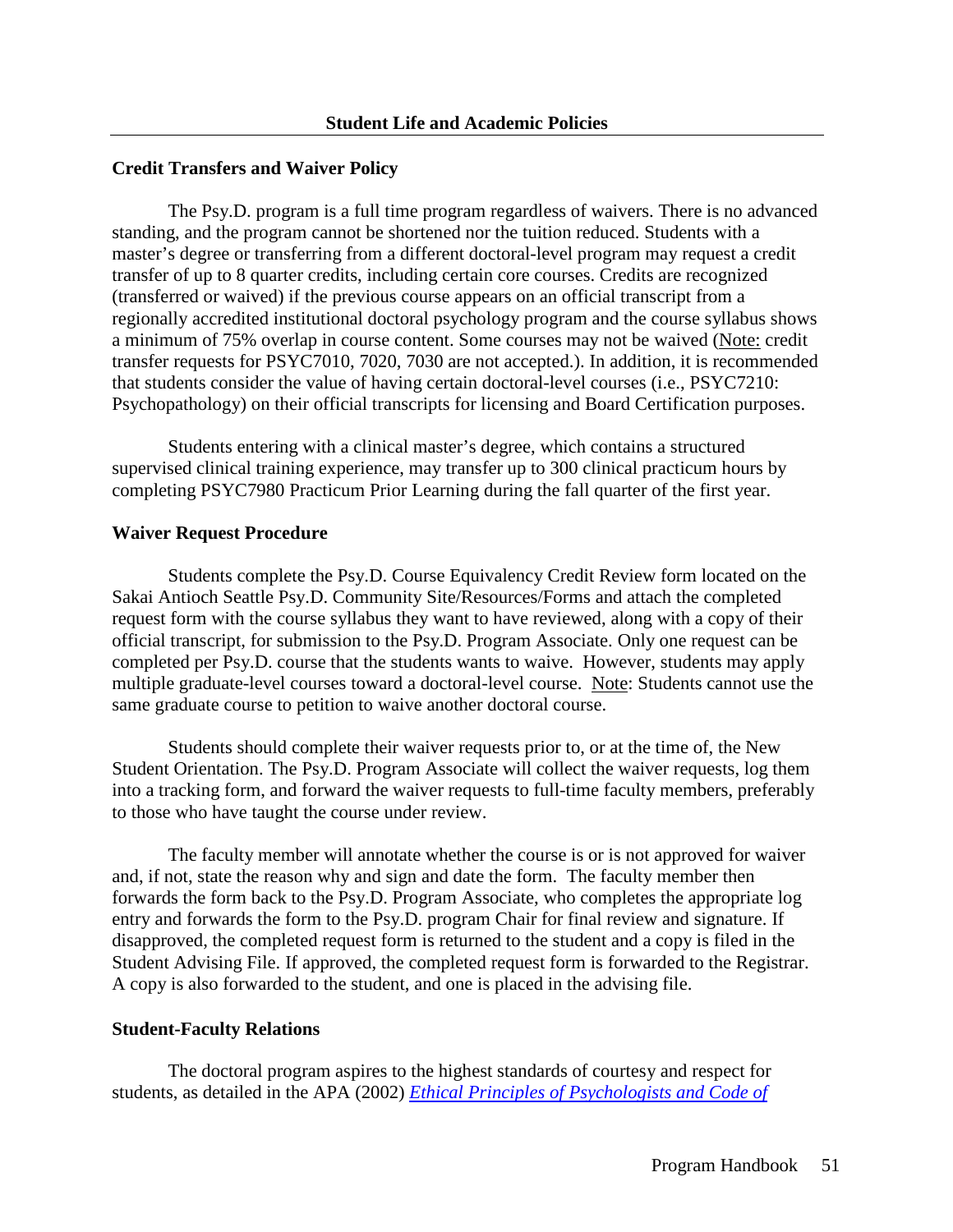## Student Life and Academic Policies

### Credit Transfers and Waiver Policy

The Psy.D. program is a full time program regardless of waivers. There is no advanced standing, and the program cannot be shortened nor the tuition reduced. Students with a master's degree or transferring from a different doctoral-level program may request a credit transfer of up to 8 quarter credits, including certain core courses. Credits are recognized (transferred or waived) if the previous course appears on an official transcript from a regionally accredited institutional doctoral psychology program and the course syllabus shows a minimum of 75% overlap in course content. Some courses may not be waived (Note: credit transfer requests for PSYC7010, 7020, 7030 are not accepted.). In addition, it is recommended that students consider the value of having certain doctoral-level courses (i.e., PSYC7210: Psychopathology) on their official transcripts for licensing and Board Certification purposes.

Students entering with a clinical master's degree, which contains a structured supervised clinical training experience, may transfer up to 300 clinical practicum hours by completing PSYC7980 Practicum Prior Learning during the fall quarter of the first year.

### Waiver Request Procedure

Students complete the Psy.D. Course Equivalency Credit Review form located on the Sakai Antioch Seattle Psy.D. Community Site/Resources/Forms and attach the completed request form with the course syllabus they want to have reviewed, along with a copy of their official transcript, for submission to the Psy.D. Program Associate. Only one request can be completed per Psy.D. course that the students wants to waive. However, students may apply multiple graduate-level courses toward a doctoral-level course. Note: Students cannot use the same graduate course to petition to waive another doctoral course.

Students should complete their waiver requests prior to, or at the time of, the New Student Orientation. The Psy.D. Program Associate will collect the waiver requests, log them into a tracking form, and forward the waiver requests to full-time faculty members, preferably to those who have taught the course under review.

The faculty member will annotate whether the course is or is not approved for waiver and, if not, state the reason why and sign and date the form. The faculty member then forwards the form back to the Psy.D. Program Associate, who completes the appropriate log entry and forwards the form to the Psy.D. program Chair for final review and signature. If disapproved, the completed request form is returned to the student and a copy is filed in the Student Advising File. If approved, the completed request form is forwarded to the Registrar. A copy is also forwarded to the student, and one is placed in the advising file.

### Student-Faculty Relations

The doctoral program aspires to the highest standards of courtesy and respect for students, as detailed in the APA (2002) *Ethical Principles of Psychologists and Code of*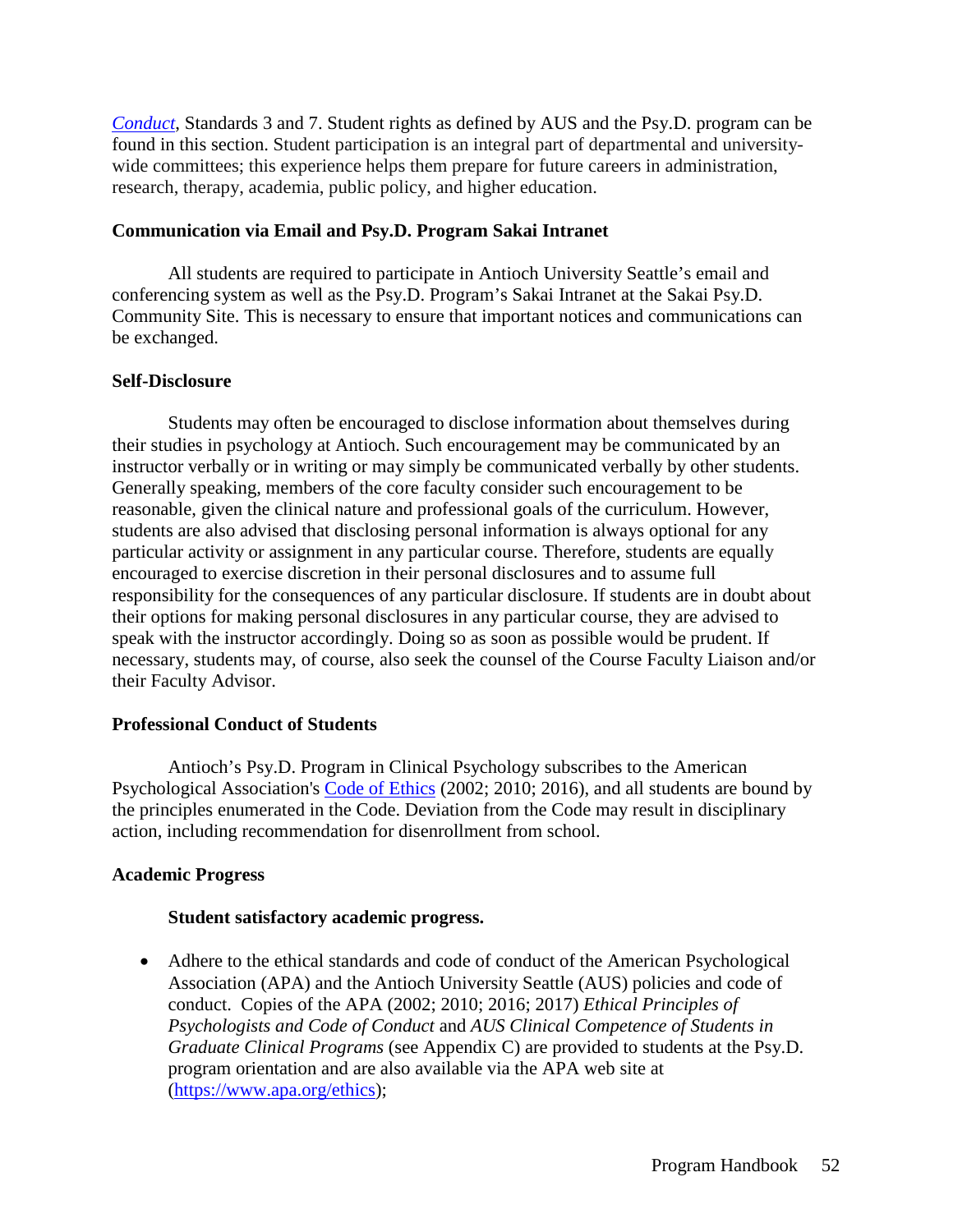*Conduct*, Standards 3 and 7. Student rights as defined by AUS and the Psy.D. program can be found in this section. Student participation is an integral part of departmental and university-wide committees; this experience helps them prepare for future careers in administration, research, therapy, academia, public policy, and higher education.

### Communication via Email and Psy.D. Program Sakai Intranet

All students are required to participate in Antioch University Seattle's email and conferencing system as well as the Psy.D. Program's Sakai Intranet at the Sakai Psy.D. Community Site. This is necessary to ensure that important notices and communications can be exchanged.

### Self-Disclosure

Students may often be encouraged to disclose information about themselves during their studies in psychology at Antioch. Such encouragement may be communicated by an instructor verbally or in writing or may simply be communicated verbally by other students. Generally speaking, members of the core faculty consider such encouragement to be reasonable, given the clinical nature and professional goals of the curriculum. However, students are also advised that disclosing personal information is always optional for any particular activity or assignment in any particular course. Therefore, students are equally encouraged to exercise discretion in their personal disclosures and to assume full responsibility for the consequences of any particular disclosure. If students are in doubt about their options for making personal disclosures in any particular course, they are advised to speak with the instructor accordingly. Doing so as soon as possible would be prudent. If necessary, students may, of course, also seek the counsel of the Course Faculty Liaison and/or their Faculty Advisor.

### Professional Conduct of Students

Antioch's Psy.D. Program in Clinical Psychology subscribes to the American Psychological Association's Code of Ethics (2002; 2010; 2016), and all students are bound by the principles enumerated in the Code. Deviation from the Code may result in disciplinary action, including recommendation for disenrollment from school.

### Academic Progress

#### Student satisfactory academic progress.

- Adhere to the ethical standards and code of conduct of the American Psychological Association (APA) and the Antioch University Seattle (AUS) policies and code of conduct. Copies of the APA (2002; 2010; 2016; 2017) *Ethical Principles of Psychologists and Code of Conduct* and *AUS Clinical Competence of Students in Graduate Clinical Programs* (see Appendix C) are provided to students at the Psy.D. program orientation and are also available via the APA web site at (https://www.apa.org/ethics);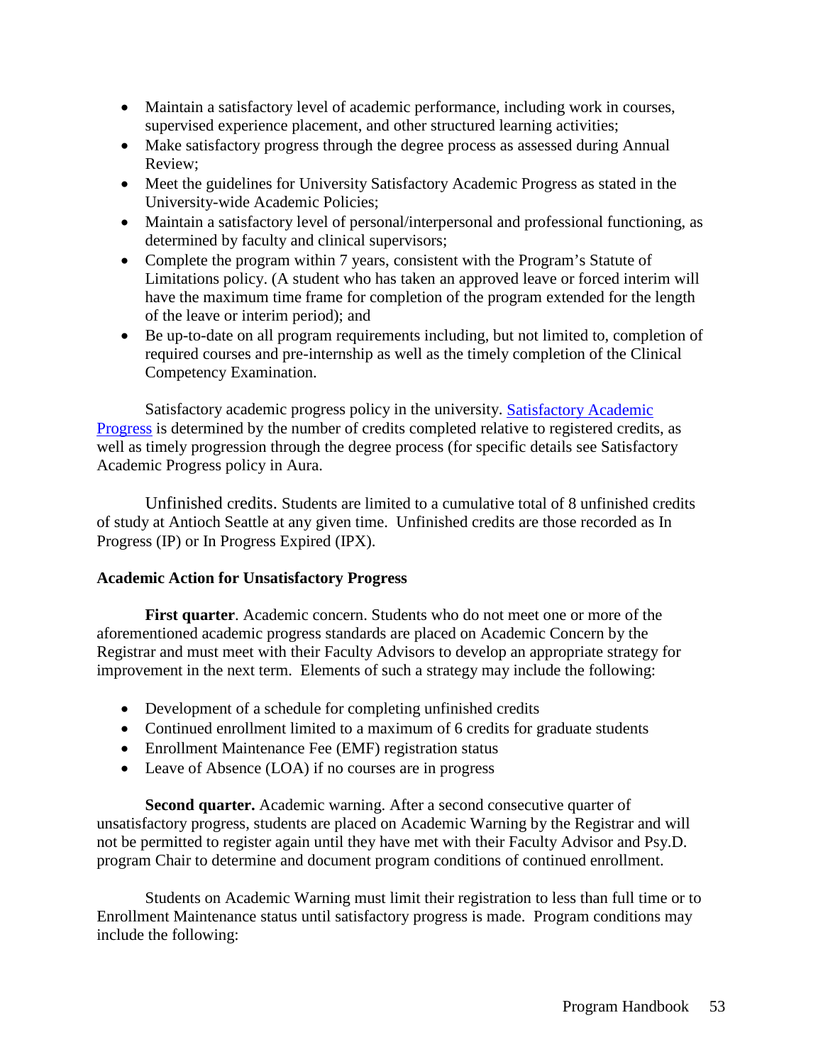- Maintain a satisfactory level of academic performance, including work in courses, supervised experience placement, and other structured learning activities;
- Make satisfactory progress through the degree process as assessed during Annual Review;
- Meet the guidelines for University Satisfactory Academic Progress as stated in the University-wide Academic Policies;
- Maintain a satisfactory level of personal/interpersonal and professional functioning, as determined by faculty and clinical supervisors;
- Complete the program within 7 years, consistent with the Program's Statute of Limitations policy. (A student who has taken an approved leave or forced interim will have the maximum time frame for completion of the program extended for the length of the leave or interim period); and
- Be up-to-date on all program requirements including, but not limited to, completion of required courses and pre-internship as well as the timely completion of the Clinical Competency Examination.

Satisfactory academic progress policy in the university. Satisfactory Academic Progress is determined by the number of credits completed relative to registered credits, as well as timely progression through the degree process (for specific details see Satisfactory Academic Progress policy in Aura.

Unfinished credits. Students are limited to a cumulative total of 8 unfinished credits of study at Antioch Seattle at any given time. Unfinished credits are those recorded as In Progress (IP) or In Progress Expired (IPX).

**Academic Action for Unsatisfactory Progress**

**First quarter**. Academic concern. Students who do not meet one or more of the aforementioned academic progress standards are placed on Academic Concern by the Registrar and must meet with their Faculty Advisors to develop an appropriate strategy for improvement in the next term. Elements of such a strategy may include the following:

- Development of a schedule for completing unfinished credits
- Continued enrollment limited to a maximum of 6 credits for graduate students
- Enrollment Maintenance Fee (EMF) registration status
- Leave of Absence (LOA) if no courses are in progress

**Second quarter.** Academic warning. After a second consecutive quarter of unsatisfactory progress, students are placed on Academic Warning by the Registrar and will not be permitted to register again until they have met with their Faculty Advisor and Psy.D. program Chair to determine and document program conditions of continued enrollment.

Students on Academic Warning must limit their registration to less than full time or to Enrollment Maintenance status until satisfactory progress is made. Program conditions may include the following: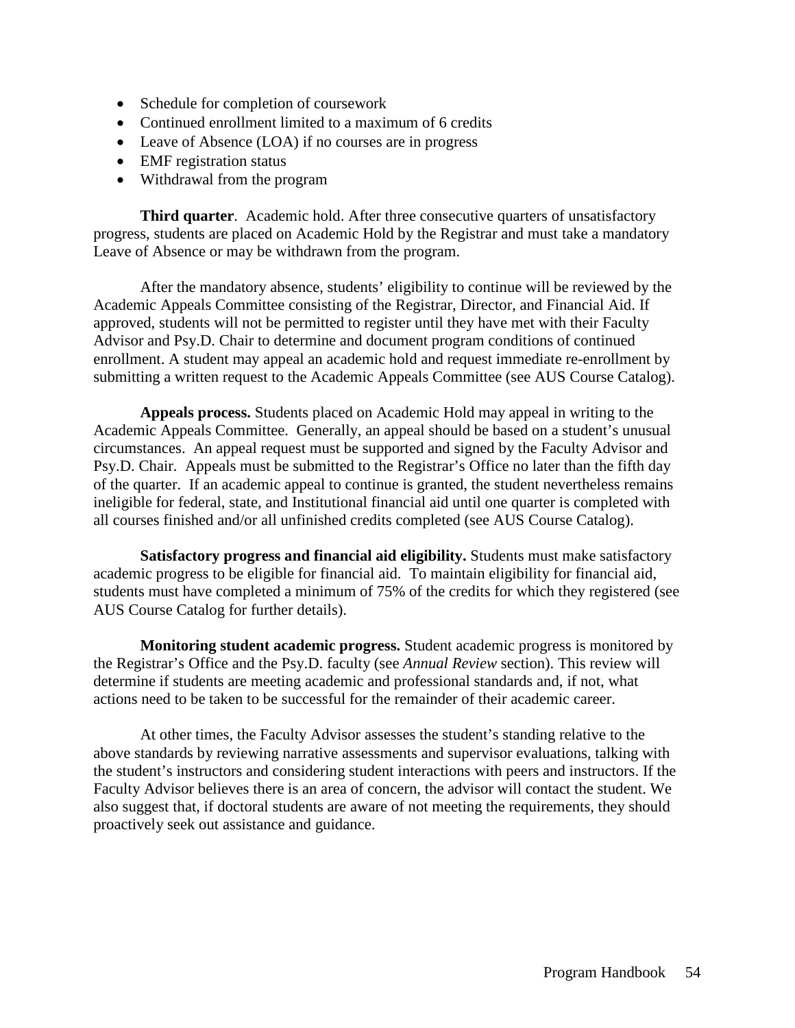- Schedule for completion of coursework
- Continued enrollment limited to a maximum of 6 credits
- Leave of Absence (LOA) if no courses are in progress
- EMF registration status
- Withdrawal from the program

**Third quarter**. Academic hold. After three consecutive quarters of unsatisfactory progress, students are placed on Academic Hold by the Registrar and must take a mandatory Leave of Absence or may be withdrawn from the program.

After the mandatory absence, students' eligibility to continue will be reviewed by the Academic Appeals Committee consisting of the Registrar, Director, and Financial Aid. If approved, students will not be permitted to register until they have met with their Faculty Advisor and Psy.D. Chair to determine and document program conditions of continued enrollment. A student may appeal an academic hold and request immediate re-enrollment by submitting a written request to the Academic Appeals Committee (see AUS Course Catalog).

**Appeals process.** Students placed on Academic Hold may appeal in writing to the Academic Appeals Committee. Generally, an appeal should be based on a student's unusual circumstances. An appeal request must be supported and signed by the Faculty Advisor and Psy.D. Chair. Appeals must be submitted to the Registrar's Office no later than the fifth day of the quarter. If an academic appeal to continue is granted, the student nevertheless remains ineligible for federal, state, and Institutional financial aid until one quarter is completed with all courses finished and/or all unfinished credits completed (see AUS Course Catalog).

**Satisfactory progress and financial aid eligibility.** Students must make satisfactory academic progress to be eligible for financial aid. To maintain eligibility for financial aid, students must have completed a minimum of 75% of the credits for which they registered (see AUS Course Catalog for further details).

**Monitoring student academic progress.** Student academic progress is monitored by the Registrar's Office and the Psy.D. faculty (see *Annual Review* section). This review will determine if students are meeting academic and professional standards and, if not, what actions need to be taken to be successful for the remainder of their academic career.

At other times, the Faculty Advisor assesses the student's standing relative to the above standards by reviewing narrative assessments and supervisor evaluations, talking with the student's instructors and considering student interactions with peers and instructors. If the Faculty Advisor believes there is an area of concern, the advisor will contact the student. We also suggest that, if doctoral students are aware of not meeting the requirements, they should proactively seek out assistance and guidance.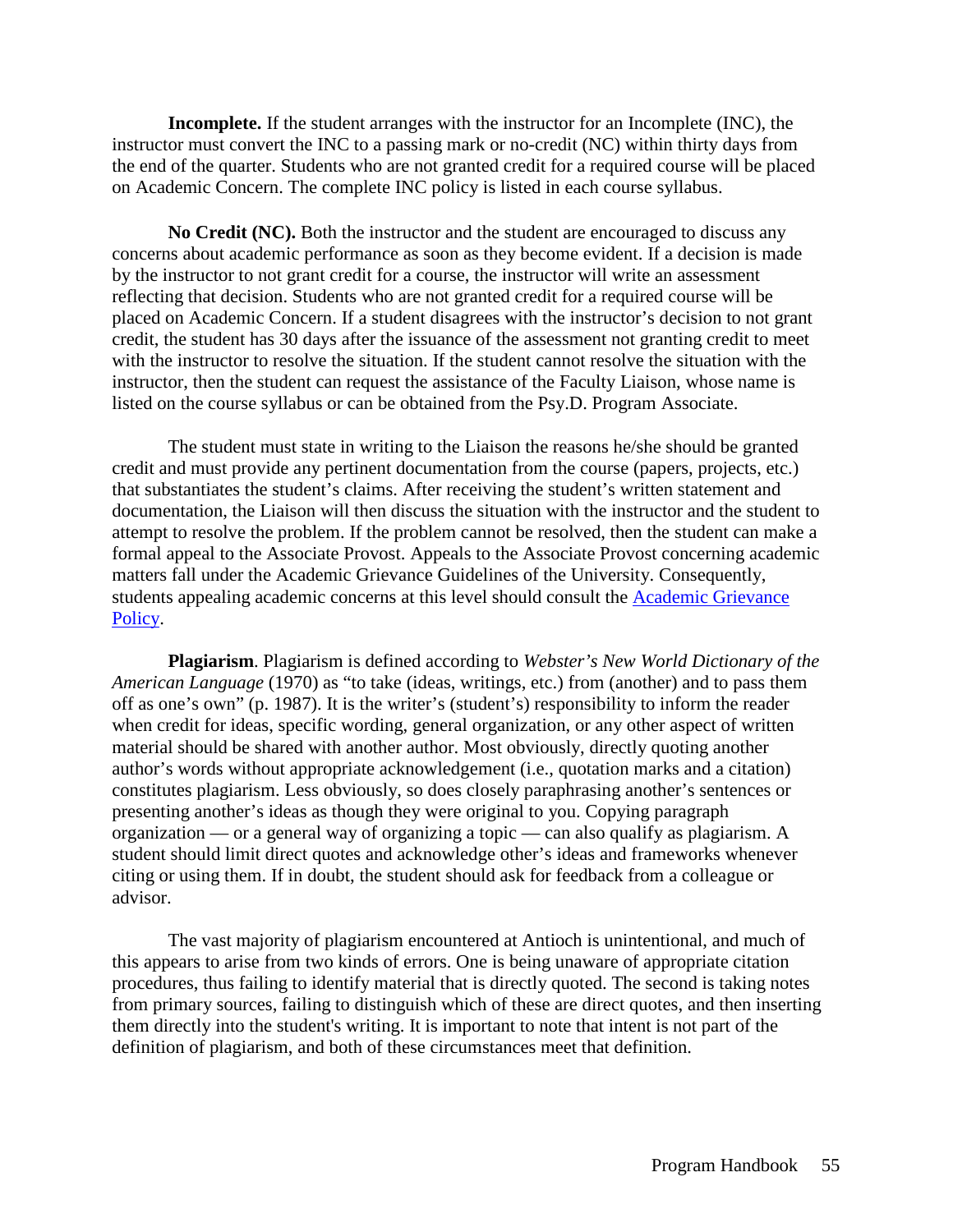**Incomplete.** If the student arranges with the instructor for an Incomplete (INC), the instructor must convert the INC to a passing mark or no-credit (NC) within thirty days from the end of the quarter. Students who are not granted credit for a required course will be placed on Academic Concern. The complete INC policy is listed in each course syllabus.

**No Credit (NC).** Both the instructor and the student are encouraged to discuss any concerns about academic performance as soon as they become evident. If a decision is made by the instructor to not grant credit for a course, the instructor will write an assessment reflecting that decision. Students who are not granted credit for a required course will be placed on Academic Concern. If a student disagrees with the instructor's decision to not grant credit, the student has 30 days after the issuance of the assessment not granting credit to meet with the instructor to resolve the situation. If the student cannot resolve the situation with the instructor, then the student can request the assistance of the Faculty Liaison, whose name is listed on the course syllabus or can be obtained from the Psy.D. Program Associate.

The student must state in writing to the Liaison the reasons he/she should be granted credit and must provide any pertinent documentation from the course (papers, projects, etc.) that substantiates the student's claims. After receiving the student's written statement and documentation, the Liaison will then discuss the situation with the instructor and the student to attempt to resolve the problem. If the problem cannot be resolved, then the student can make a formal appeal to the Associate Provost. Appeals to the Associate Provost concerning academic matters fall under the Academic Grievance Guidelines of the University. Consequently, students appealing academic concerns at this level should consult the Academic Grievance Policy.

**Plagiarism**. Plagiarism is defined according to *Webster's New World Dictionary of the American Language* (1970) as "to take (ideas, writings, etc.) from (another) and to pass them off as one's own" (p. 1987). It is the writer's (student's) responsibility to inform the reader when credit for ideas, specific wording, general organization, or any other aspect of written material should be shared with another author. Most obviously, directly quoting another author's words without appropriate acknowledgement (i.e., quotation marks and a citation) constitutes plagiarism. Less obviously, so does closely paraphrasing another's sentences or presenting another's ideas as though they were original to you. Copying paragraph organization — or a general way of organizing a topic — can also qualify as plagiarism. A student should limit direct quotes and acknowledge other's ideas and frameworks whenever citing or using them. If in doubt, the student should ask for feedback from a colleague or advisor.

The vast majority of plagiarism encountered at Antioch is unintentional, and much of this appears to arise from two kinds of errors. One is being unaware of appropriate citation procedures, thus failing to identify material that is directly quoted. The second is taking notes from primary sources, failing to distinguish which of these are direct quotes, and then inserting them directly into the student's writing. It is important to note that intent is not part of the definition of plagiarism, and both of these circumstances meet that definition.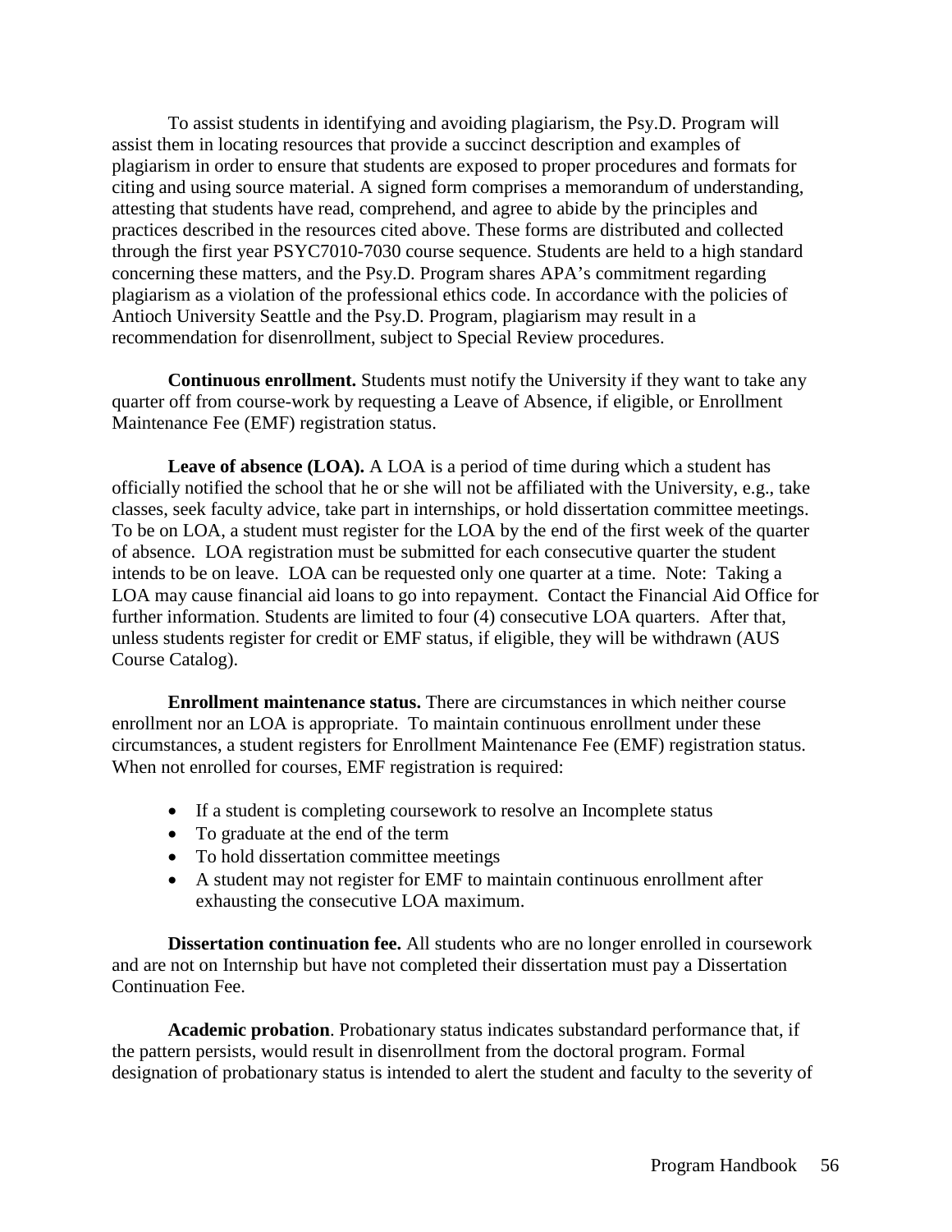To assist students in identifying and avoiding plagiarism, the Psy.D. Program will assist them in locating resources that provide a succinct description and examples of plagiarism in order to ensure that students are exposed to proper procedures and formats for citing and using source material. A signed form comprises a memorandum of understanding, attesting that students have read, comprehend, and agree to abide by the principles and practices described in the resources cited above. These forms are distributed and collected through the first year PSYC7010-7030 course sequence. Students are held to a high standard concerning these matters, and the Psy.D. Program shares APA's commitment regarding plagiarism as a violation of the professional ethics code. In accordance with the policies of Antioch University Seattle and the Psy.D. Program, plagiarism may result in a recommendation for disenrollment, subject to Special Review procedures.

**Continuous enrollment.** Students must notify the University if they want to take any quarter off from course-work by requesting a Leave of Absence, if eligible, or Enrollment Maintenance Fee (EMF) registration status.

**Leave of absence (LOA).** A LOA is a period of time during which a student has officially notified the school that he or she will not be affiliated with the University, e.g., take classes, seek faculty advice, take part in internships, or hold dissertation committee meetings. To be on LOA, a student must register for the LOA by the end of the first week of the quarter of absence. LOA registration must be submitted for each consecutive quarter the student intends to be on leave. LOA can be requested only one quarter at a time. Note: Taking a LOA may cause financial aid loans to go into repayment. Contact the Financial Aid Office for further information. Students are limited to four (4) consecutive LOA quarters. After that, unless students register for credit or EMF status, if eligible, they will be withdrawn (AUS Course Catalog).

**Enrollment maintenance status.** There are circumstances in which neither course enrollment nor an LOA is appropriate. To maintain continuous enrollment under these circumstances, a student registers for Enrollment Maintenance Fee (EMF) registration status. When not enrolled for courses, EMF registration is required:

- If a student is completing coursework to resolve an Incomplete status
- To graduate at the end of the term
- To hold dissertation committee meetings
- A student may not register for EMF to maintain continuous enrollment after exhausting the consecutive LOA maximum.

**Dissertation continuation fee.** All students who are no longer enrolled in coursework and are not on Internship but have not completed their dissertation must pay a Dissertation Continuation Fee.

**Academic probation**. Probationary status indicates substandard performance that, if the pattern persists, would result in disenrollment from the doctoral program. Formal designation of probationary status is intended to alert the student and faculty to the severity of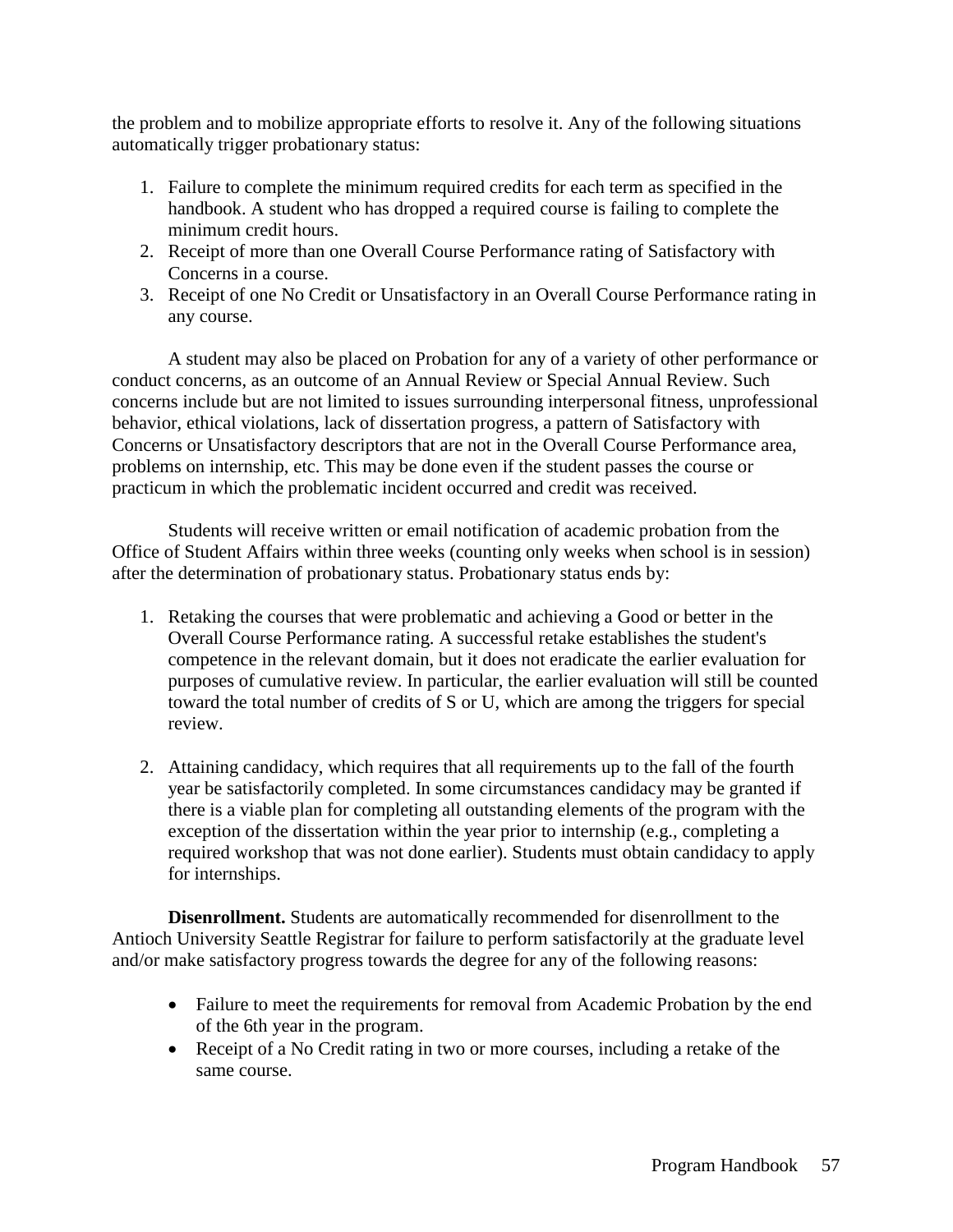the problem and to mobilize appropriate efforts to resolve it. Any of the following situations automatically trigger probationary status:

1. Failure to complete the minimum required credits for each term as specified in the handbook. A student who has dropped a required course is failing to complete the minimum credit hours.
2. Receipt of more than one Overall Course Performance rating of Satisfactory with Concerns in a course.
3. Receipt of one No Credit or Unsatisfactory in an Overall Course Performance rating in any course.

A student may also be placed on Probation for any of a variety of other performance or conduct concerns, as an outcome of an Annual Review or Special Annual Review. Such concerns include but are not limited to issues surrounding interpersonal fitness, unprofessional behavior, ethical violations, lack of dissertation progress, a pattern of Satisfactory with Concerns or Unsatisfactory descriptors that are not in the Overall Course Performance area, problems on internship, etc. This may be done even if the student passes the course or practicum in which the problematic incident occurred and credit was received.

Students will receive written or email notification of academic probation from the Office of Student Affairs within three weeks (counting only weeks when school is in session) after the determination of probationary status. Probationary status ends by:

1. Retaking the courses that were problematic and achieving a Good or better in the Overall Course Performance rating. A successful retake establishes the student's competence in the relevant domain, but it does not eradicate the earlier evaluation for purposes of cumulative review. In particular, the earlier evaluation will still be counted toward the total number of credits of S or U, which are among the triggers for special review.

2. Attaining candidacy, which requires that all requirements up to the fall of the fourth year be satisfactorily completed. In some circumstances candidacy may be granted if there is a viable plan for completing all outstanding elements of the program with the exception of the dissertation within the year prior to internship (e.g., completing a required workshop that was not done earlier). Students must obtain candidacy to apply for internships.

**Disenrollment.** Students are automatically recommended for disenrollment to the Antioch University Seattle Registrar for failure to perform satisfactorily at the graduate level and/or make satisfactory progress towards the degree for any of the following reasons:

- Failure to meet the requirements for removal from Academic Probation by the end of the 6th year in the program.
- Receipt of a No Credit rating in two or more courses, including a retake of the same course.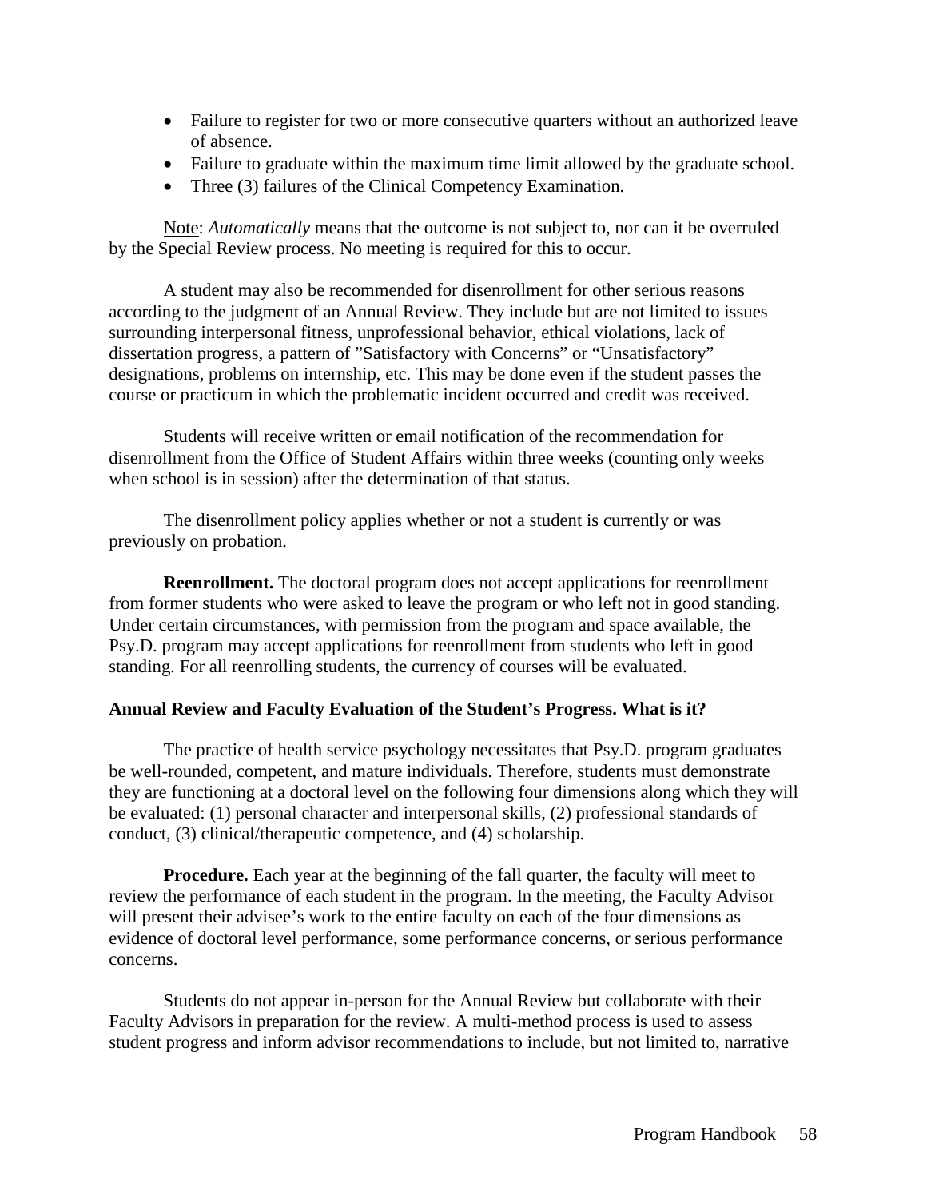- Failure to register for two or more consecutive quarters without an authorized leave of absence.
- Failure to graduate within the maximum time limit allowed by the graduate school.
- Three (3) failures of the Clinical Competency Examination.

Note: *Automatically* means that the outcome is not subject to, nor can it be overruled by the Special Review process. No meeting is required for this to occur.

A student may also be recommended for disenrollment for other serious reasons according to the judgment of an Annual Review. They include but are not limited to issues surrounding interpersonal fitness, unprofessional behavior, ethical violations, lack of dissertation progress, a pattern of "Satisfactory with Concerns" or "Unsatisfactory" designations, problems on internship, etc. This may be done even if the student passes the course or practicum in which the problematic incident occurred and credit was received.

Students will receive written or email notification of the recommendation for disenrollment from the Office of Student Affairs within three weeks (counting only weeks when school is in session) after the determination of that status.

The disenrollment policy applies whether or not a student is currently or was previously on probation.

**Reenrollment.** The doctoral program does not accept applications for reenrollment from former students who were asked to leave the program or who left not in good standing. Under certain circumstances, with permission from the program and space available, the Psy.D. program may accept applications for reenrollment from students who left in good standing. For all reenrolling students, the currency of courses will be evaluated.

**Annual Review and Faculty Evaluation of the Student's Progress. What is it?**

The practice of health service psychology necessitates that Psy.D. program graduates be well-rounded, competent, and mature individuals. Therefore, students must demonstrate they are functioning at a doctoral level on the following four dimensions along which they will be evaluated: (1) personal character and interpersonal skills, (2) professional standards of conduct, (3) clinical/therapeutic competence, and (4) scholarship.

**Procedure.** Each year at the beginning of the fall quarter, the faculty will meet to review the performance of each student in the program. In the meeting, the Faculty Advisor will present their advisee's work to the entire faculty on each of the four dimensions as evidence of doctoral level performance, some performance concerns, or serious performance concerns.

Students do not appear in-person for the Annual Review but collaborate with their Faculty Advisors in preparation for the review. A multi-method process is used to assess student progress and inform advisor recommendations to include, but not limited to, narrative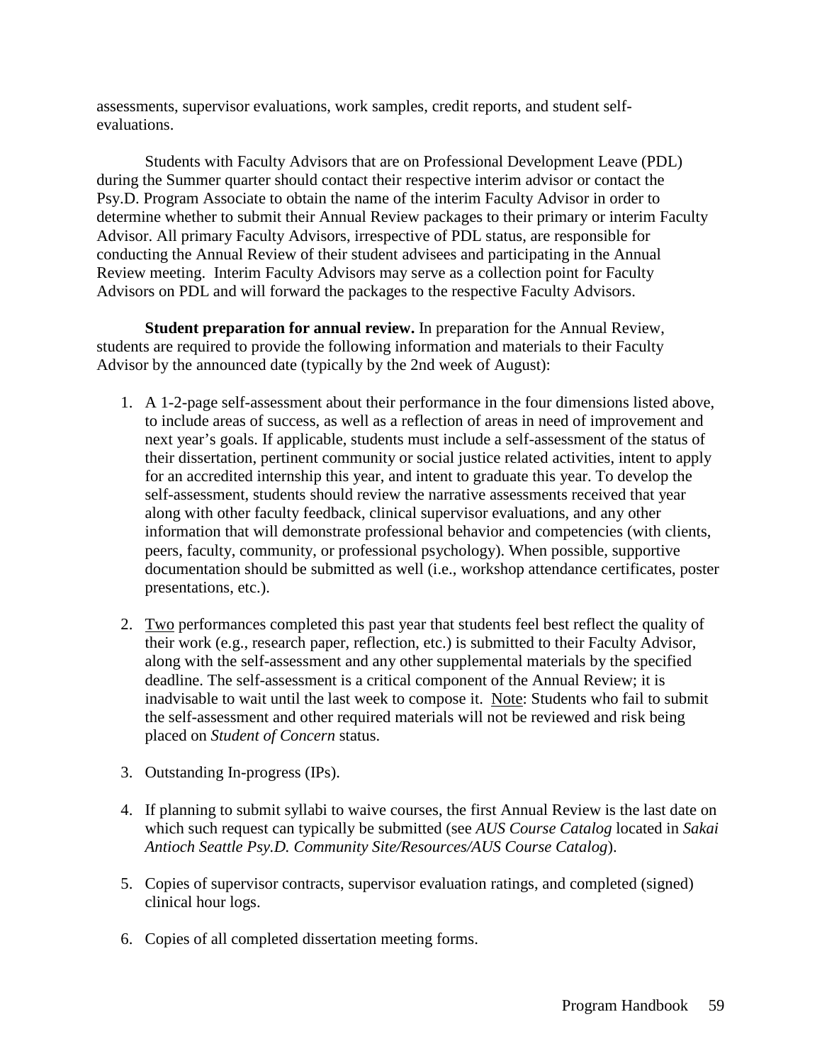assessments, supervisor evaluations, work samples, credit reports, and student self-evaluations.

Students with Faculty Advisors that are on Professional Development Leave (PDL) during the Summer quarter should contact their respective interim advisor or contact the Psy.D. Program Associate to obtain the name of the interim Faculty Advisor in order to determine whether to submit their Annual Review packages to their primary or interim Faculty Advisor. All primary Faculty Advisors, irrespective of PDL status, are responsible for conducting the Annual Review of their student advisees and participating in the Annual Review meeting. Interim Faculty Advisors may serve as a collection point for Faculty Advisors on PDL and will forward the packages to the respective Faculty Advisors.

**Student preparation for annual review.** In preparation for the Annual Review, students are required to provide the following information and materials to their Faculty Advisor by the announced date (typically by the 2nd week of August):

1. A 1-2-page self-assessment about their performance in the four dimensions listed above, to include areas of success, as well as a reflection of areas in need of improvement and next year's goals. If applicable, students must include a self-assessment of the status of their dissertation, pertinent community or social justice related activities, intent to apply for an accredited internship this year, and intent to graduate this year. To develop the self-assessment, students should review the narrative assessments received that year along with other faculty feedback, clinical supervisor evaluations, and any other information that will demonstrate professional behavior and competencies (with clients, peers, faculty, community, or professional psychology). When possible, supportive documentation should be submitted as well (i.e., workshop attendance certificates, poster presentations, etc.).

2. Two performances completed this past year that students feel best reflect the quality of their work (e.g., research paper, reflection, etc.) is submitted to their Faculty Advisor, along with the self-assessment and any other supplemental materials by the specified deadline. The self-assessment is a critical component of the Annual Review; it is inadvisable to wait until the last week to compose it. Note: Students who fail to submit the self-assessment and other required materials will not be reviewed and risk being placed on *Student of Concern* status.

3. Outstanding In-progress (IPs).

4. If planning to submit syllabi to waive courses, the first Annual Review is the last date on which such request can typically be submitted (see *AUS Course Catalog* located in *Sakai Antioch Seattle Psy.D. Community Site/Resources/AUS Course Catalog*).

5. Copies of supervisor contracts, supervisor evaluation ratings, and completed (signed) clinical hour logs.

6. Copies of all completed dissertation meeting forms.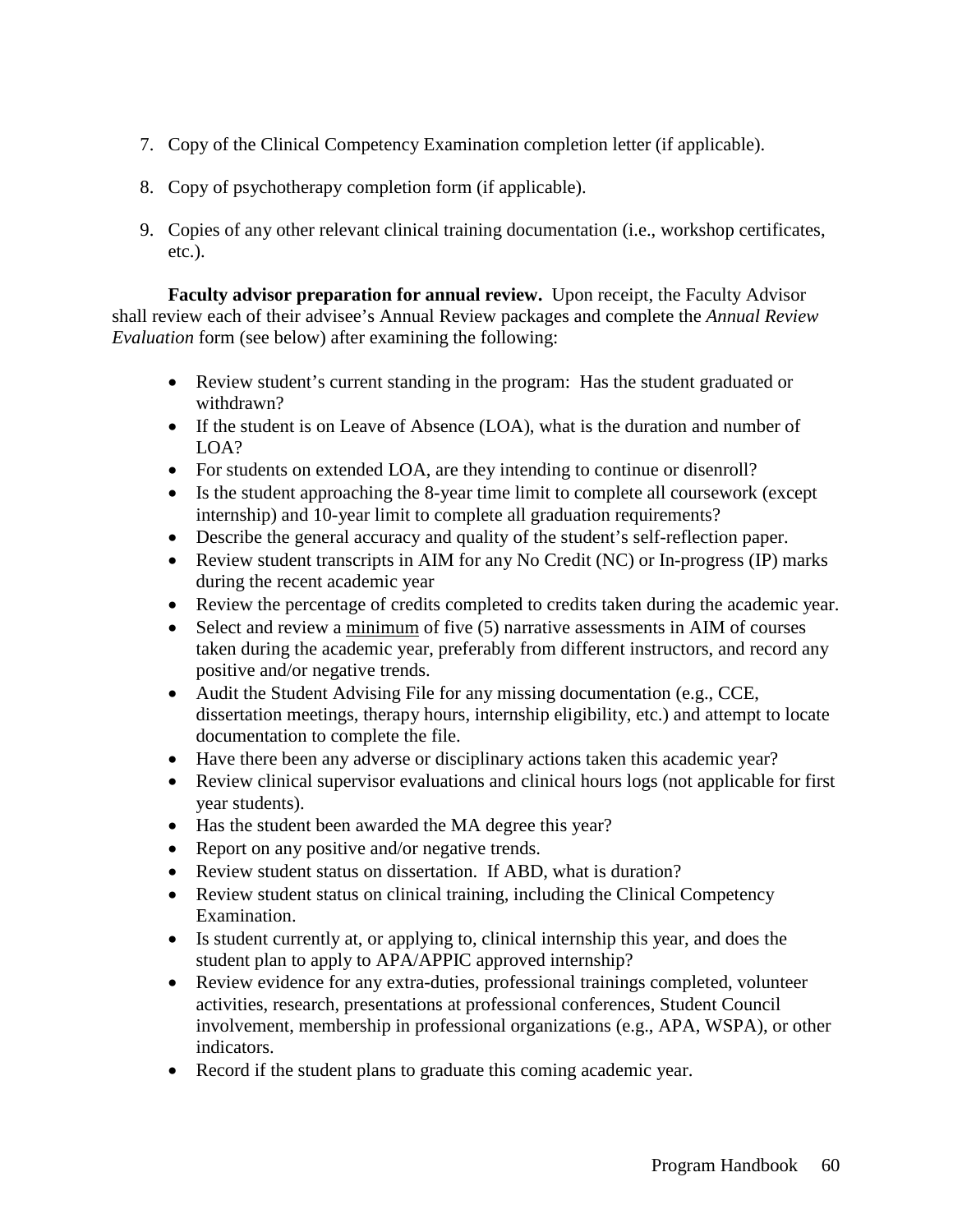7. Copy of the Clinical Competency Examination completion letter (if applicable).

8. Copy of psychotherapy completion form (if applicable).

9. Copies of any other relevant clinical training documentation (i.e., workshop certificates, etc.).

**Faculty advisor preparation for annual review.** Upon receipt, the Faculty Advisor shall review each of their advisee's Annual Review packages and complete the *Annual Review Evaluation* form (see below) after examining the following:

- Review student's current standing in the program: Has the student graduated or withdrawn?
- If the student is on Leave of Absence (LOA), what is the duration and number of LOA?
- For students on extended LOA, are they intending to continue or disenroll?
- Is the student approaching the 8-year time limit to complete all coursework (except internship) and 10-year limit to complete all graduation requirements?
- Describe the general accuracy and quality of the student's self-reflection paper.
- Review student transcripts in AIM for any No Credit (NC) or In-progress (IP) marks during the recent academic year
- Review the percentage of credits completed to credits taken during the academic year.
- Select and review a <u>minimum</u> of five (5) narrative assessments in AIM of courses taken during the academic year, preferably from different instructors, and record any positive and/or negative trends.
- Audit the Student Advising File for any missing documentation (e.g., CCE, dissertation meetings, therapy hours, internship eligibility, etc.) and attempt to locate documentation to complete the file.
- Have there been any adverse or disciplinary actions taken this academic year?
- Review clinical supervisor evaluations and clinical hours logs (not applicable for first year students).
- Has the student been awarded the MA degree this year?
- Report on any positive and/or negative trends.
- Review student status on dissertation. If ABD, what is duration?
- Review student status on clinical training, including the Clinical Competency Examination.
- Is student currently at, or applying to, clinical internship this year, and does the student plan to apply to APA/APPIC approved internship?
- Review evidence for any extra-duties, professional trainings completed, volunteer activities, research, presentations at professional conferences, Student Council involvement, membership in professional organizations (e.g., APA, WSPA), or other indicators.
- Record if the student plans to graduate this coming academic year.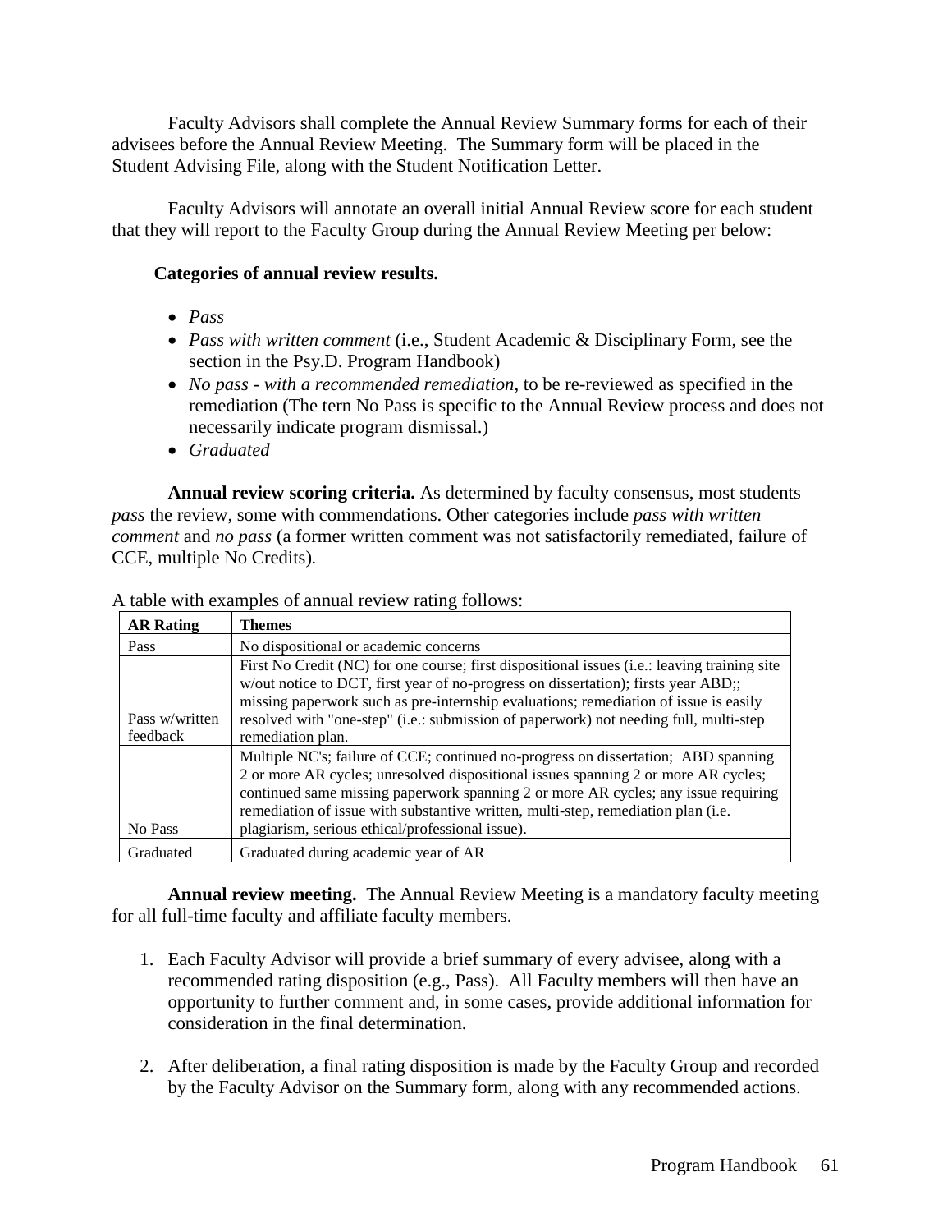Faculty Advisors shall complete the Annual Review Summary forms for each of their advisees before the Annual Review Meeting. The Summary form will be placed in the Student Advising File, along with the Student Notification Letter.

Faculty Advisors will annotate an overall initial Annual Review score for each student that they will report to the Faculty Group during the Annual Review Meeting per below:

**Categories of annual review results.**

- *Pass*
- *Pass with written comment* (i.e., Student Academic & Disciplinary Form, see the section in the Psy.D. Program Handbook)
- *No pass - with a recommended remediation*, to be re-reviewed as specified in the remediation (The tern No Pass is specific to the Annual Review process and does not necessarily indicate program dismissal.)
- *Graduated*

**Annual review scoring criteria.** As determined by faculty consensus, most students *pass* the review, some with commendations. Other categories include *pass with written comment* and *no pass* (a former written comment was not satisfactorily remediated, failure of CCE, multiple No Credits)*.*

A table with examples of annual review rating follows:

| AR Rating | Themes |
| --- | --- |
| Pass | No dispositional or academic concerns |
| Pass w/written feedback | First No Credit (NC) for one course; first dispositional issues (i.e.: leaving training site w/out notice to DCT, first year of no-progress on dissertation); firsts year ABD;; missing paperwork such as pre-internship evaluations; remediation of issue is easily resolved with "one-step" (i.e.: submission of paperwork) not needing full, multi-step remediation plan. |
| No Pass | Multiple NC's; failure of CCE; continued no-progress on dissertation; ABD spanning 2 or more AR cycles; unresolved dispositional issues spanning 2 or more AR cycles; continued same missing paperwork spanning 2 or more AR cycles; any issue requiring remediation of issue with substantive written, multi-step, remediation plan (i.e. plagiarism, serious ethical/professional issue). |
| Graduated | Graduated during academic year of AR |

**Annual review meeting.** The Annual Review Meeting is a mandatory faculty meeting for all full-time faculty and affiliate faculty members.

1. Each Faculty Advisor will provide a brief summary of every advisee, along with a recommended rating disposition (e.g., Pass). All Faculty members will then have an opportunity to further comment and, in some cases, provide additional information for consideration in the final determination.

2. After deliberation, a final rating disposition is made by the Faculty Group and recorded by the Faculty Advisor on the Summary form, along with any recommended actions.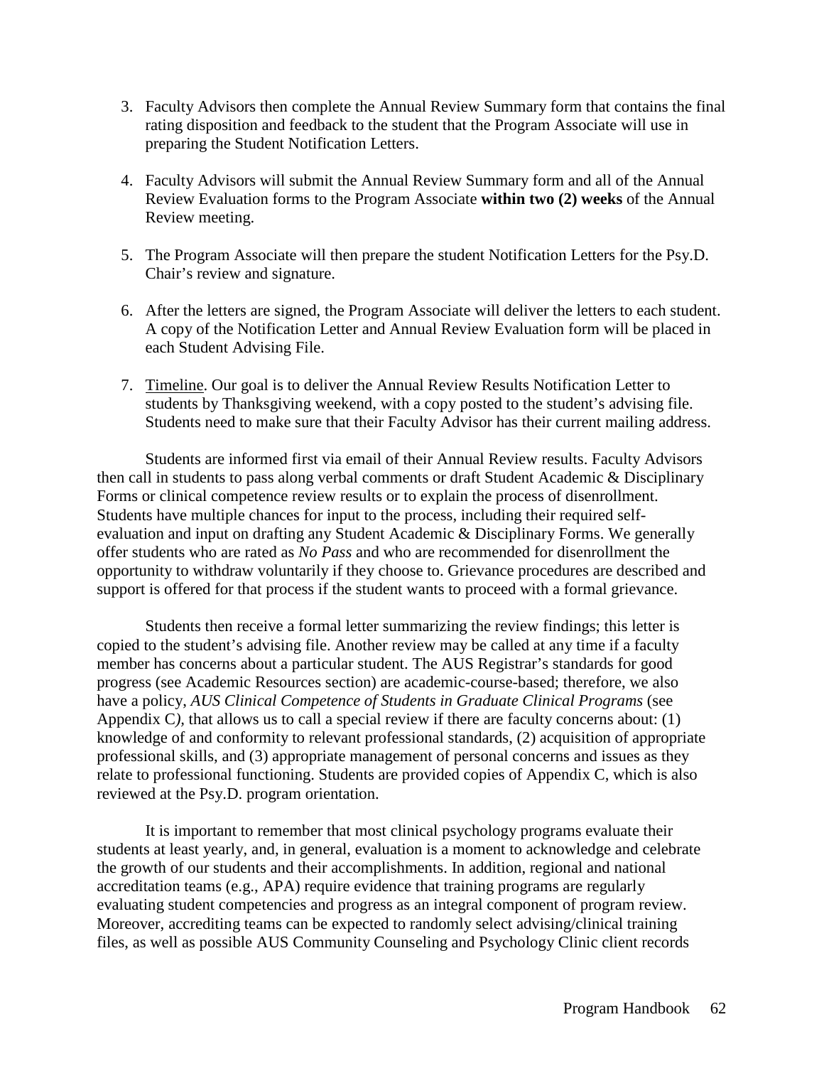3. Faculty Advisors then complete the Annual Review Summary form that contains the final rating disposition and feedback to the student that the Program Associate will use in preparing the Student Notification Letters.

4. Faculty Advisors will submit the Annual Review Summary form and all of the Annual Review Evaluation forms to the Program Associate **within two (2) weeks** of the Annual Review meeting.

5. The Program Associate will then prepare the student Notification Letters for the Psy.D. Chair's review and signature.

6. After the letters are signed, the Program Associate will deliver the letters to each student. A copy of the Notification Letter and Annual Review Evaluation form will be placed in each Student Advising File.

7. <u>Timeline</u>. Our goal is to deliver the Annual Review Results Notification Letter to students by Thanksgiving weekend, with a copy posted to the student's advising file. Students need to make sure that their Faculty Advisor has their current mailing address.

Students are informed first via email of their Annual Review results. Faculty Advisors then call in students to pass along verbal comments or draft Student Academic & Disciplinary Forms or clinical competence review results or to explain the process of disenrollment. Students have multiple chances for input to the process, including their required self-evaluation and input on drafting any Student Academic & Disciplinary Forms. We generally offer students who are rated as *No Pass* and who are recommended for disenrollment the opportunity to withdraw voluntarily if they choose to. Grievance procedures are described and support is offered for that process if the student wants to proceed with a formal grievance.

Students then receive a formal letter summarizing the review findings; this letter is copied to the student's advising file. Another review may be called at any time if a faculty member has concerns about a particular student. The AUS Registrar's standards for good progress (see Academic Resources section) are academic-course-based; therefore, we also have a policy, *AUS Clinical Competence of Students in Graduate Clinical Programs* (see Appendix C), that allows us to call a special review if there are faculty concerns about: (1) knowledge of and conformity to relevant professional standards, (2) acquisition of appropriate professional skills, and (3) appropriate management of personal concerns and issues as they relate to professional functioning. Students are provided copies of Appendix C, which is also reviewed at the Psy.D. program orientation.

It is important to remember that most clinical psychology programs evaluate their students at least yearly, and, in general, evaluation is a moment to acknowledge and celebrate the growth of our students and their accomplishments. In addition, regional and national accreditation teams (e.g., APA) require evidence that training programs are regularly evaluating student competencies and progress as an integral component of program review. Moreover, accrediting teams can be expected to randomly select advising/clinical training files, as well as possible AUS Community Counseling and Psychology Clinic client records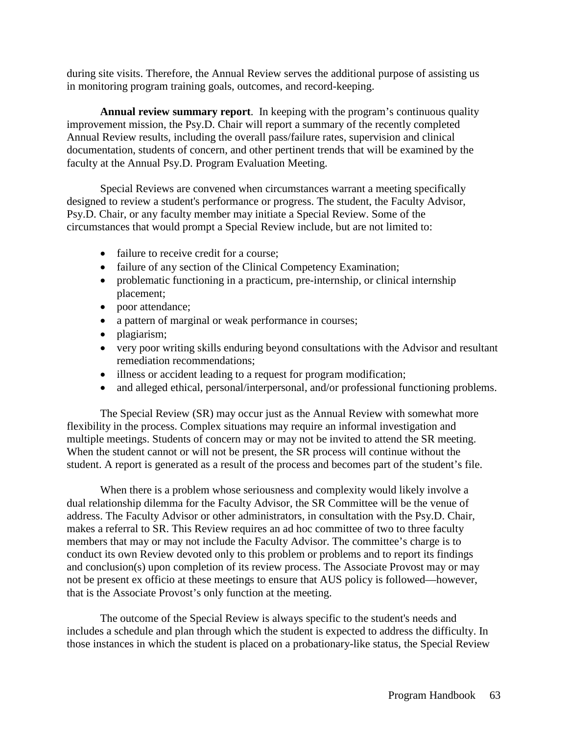during site visits. Therefore, the Annual Review serves the additional purpose of assisting us in monitoring program training goals, outcomes, and record-keeping.

**Annual review summary report**. In keeping with the program's continuous quality improvement mission, the Psy.D. Chair will report a summary of the recently completed Annual Review results, including the overall pass/failure rates, supervision and clinical documentation, students of concern, and other pertinent trends that will be examined by the faculty at the Annual Psy.D. Program Evaluation Meeting.

Special Reviews are convened when circumstances warrant a meeting specifically designed to review a student's performance or progress. The student, the Faculty Advisor, Psy.D. Chair, or any faculty member may initiate a Special Review. Some of the circumstances that would prompt a Special Review include, but are not limited to:

- failure to receive credit for a course;
- failure of any section of the Clinical Competency Examination;
- problematic functioning in a practicum, pre-internship, or clinical internship placement;
- poor attendance;
- a pattern of marginal or weak performance in courses;
- plagiarism;
- very poor writing skills enduring beyond consultations with the Advisor and resultant remediation recommendations;
- illness or accident leading to a request for program modification;
- and alleged ethical, personal/interpersonal, and/or professional functioning problems.

The Special Review (SR) may occur just as the Annual Review with somewhat more flexibility in the process. Complex situations may require an informal investigation and multiple meetings. Students of concern may or may not be invited to attend the SR meeting. When the student cannot or will not be present, the SR process will continue without the student. A report is generated as a result of the process and becomes part of the student's file.

When there is a problem whose seriousness and complexity would likely involve a dual relationship dilemma for the Faculty Advisor, the SR Committee will be the venue of address. The Faculty Advisor or other administrators, in consultation with the Psy.D. Chair, makes a referral to SR. This Review requires an ad hoc committee of two to three faculty members that may or may not include the Faculty Advisor. The committee's charge is to conduct its own Review devoted only to this problem or problems and to report its findings and conclusion(s) upon completion of its review process. The Associate Provost may or may not be present ex officio at these meetings to ensure that AUS policy is followed—however, that is the Associate Provost's only function at the meeting.

The outcome of the Special Review is always specific to the student's needs and includes a schedule and plan through which the student is expected to address the difficulty. In those instances in which the student is placed on a probationary-like status, the Special Review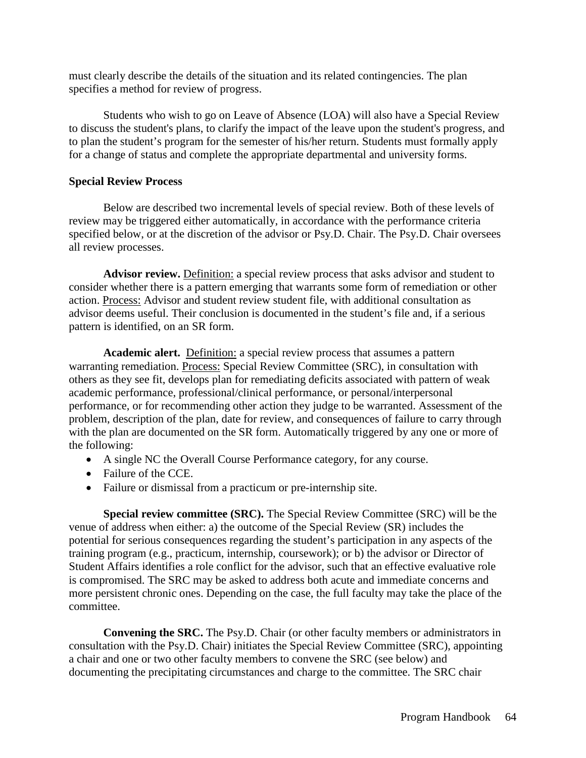must clearly describe the details of the situation and its related contingencies. The plan specifies a method for review of progress.

Students who wish to go on Leave of Absence (LOA) will also have a Special Review to discuss the student's plans, to clarify the impact of the leave upon the student's progress, and to plan the student's program for the semester of his/her return. Students must formally apply for a change of status and complete the appropriate departmental and university forms.

**Special Review Process**

Below are described two incremental levels of special review. Both of these levels of review may be triggered either automatically, in accordance with the performance criteria specified below, or at the discretion of the advisor or Psy.D. Chair. The Psy.D. Chair oversees all review processes.

**Advisor review.** Definition: a special review process that asks advisor and student to consider whether there is a pattern emerging that warrants some form of remediation or other action. Process: Advisor and student review student file, with additional consultation as advisor deems useful. Their conclusion is documented in the student's file and, if a serious pattern is identified, on an SR form.

**Academic alert.** Definition: a special review process that assumes a pattern warranting remediation. Process: Special Review Committee (SRC), in consultation with others as they see fit, develops plan for remediating deficits associated with pattern of weak academic performance, professional/clinical performance, or personal/interpersonal performance, or for recommending other action they judge to be warranted. Assessment of the problem, description of the plan, date for review, and consequences of failure to carry through with the plan are documented on the SR form. Automatically triggered by any one or more of the following:

- A single NC the Overall Course Performance category, for any course.
- Failure of the CCE.
- Failure or dismissal from a practicum or pre-internship site.

**Special review committee (SRC).** The Special Review Committee (SRC) will be the venue of address when either: a) the outcome of the Special Review (SR) includes the potential for serious consequences regarding the student's participation in any aspects of the training program (e.g., practicum, internship, coursework); or b) the advisor or Director of Student Affairs identifies a role conflict for the advisor, such that an effective evaluative role is compromised. The SRC may be asked to address both acute and immediate concerns and more persistent chronic ones. Depending on the case, the full faculty may take the place of the committee.

**Convening the SRC.** The Psy.D. Chair (or other faculty members or administrators in consultation with the Psy.D. Chair) initiates the Special Review Committee (SRC), appointing a chair and one or two other faculty members to convene the SRC (see below) and documenting the precipitating circumstances and charge to the committee. The SRC chair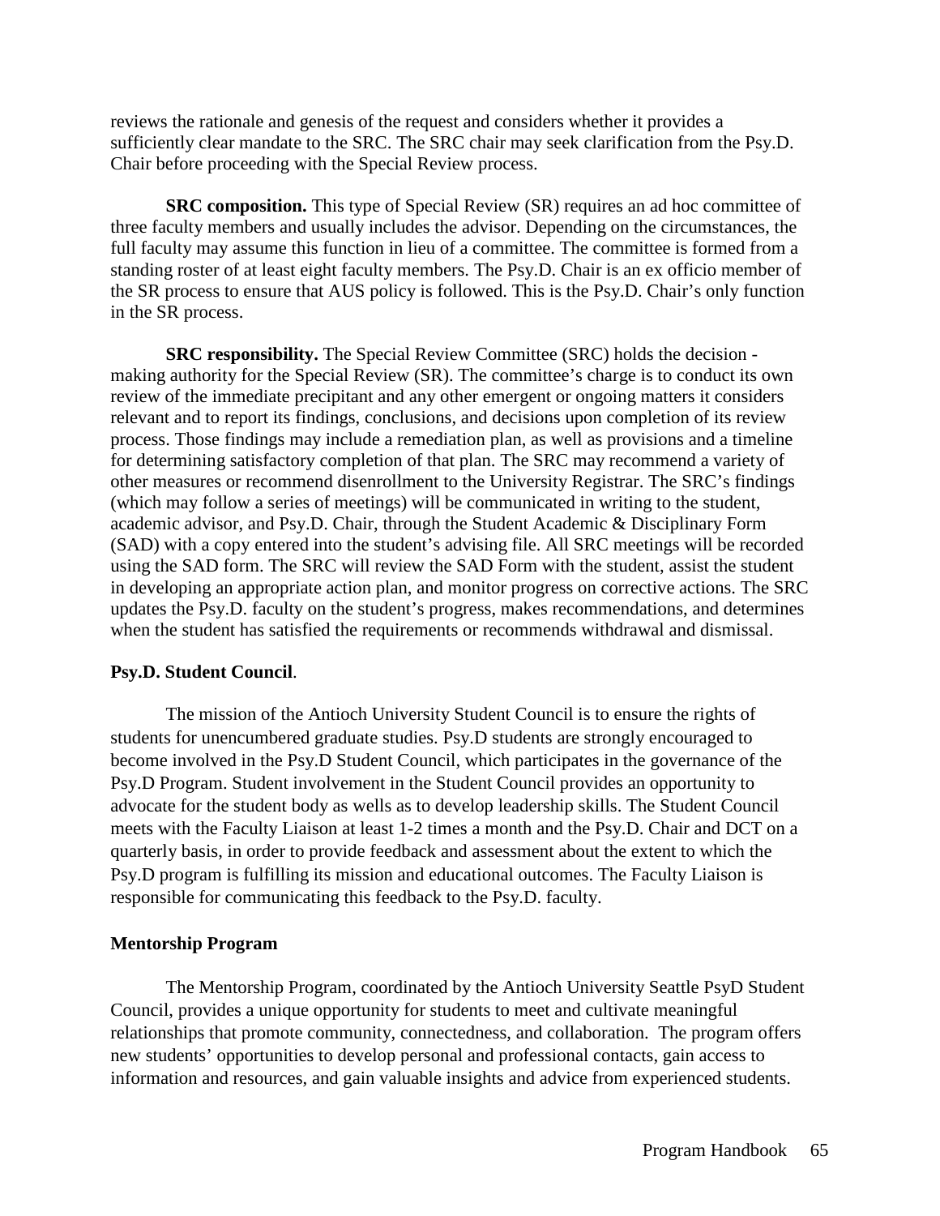reviews the rationale and genesis of the request and considers whether it provides a sufficiently clear mandate to the SRC. The SRC chair may seek clarification from the Psy.D. Chair before proceeding with the Special Review process.

**SRC composition.** This type of Special Review (SR) requires an ad hoc committee of three faculty members and usually includes the advisor. Depending on the circumstances, the full faculty may assume this function in lieu of a committee. The committee is formed from a standing roster of at least eight faculty members. The Psy.D. Chair is an ex officio member of the SR process to ensure that AUS policy is followed. This is the Psy.D. Chair's only function in the SR process.

**SRC responsibility.** The Special Review Committee (SRC) holds the decision - making authority for the Special Review (SR). The committee's charge is to conduct its own review of the immediate precipitant and any other emergent or ongoing matters it considers relevant and to report its findings, conclusions, and decisions upon completion of its review process. Those findings may include a remediation plan, as well as provisions and a timeline for determining satisfactory completion of that plan. The SRC may recommend a variety of other measures or recommend disenrollment to the University Registrar. The SRC's findings (which may follow a series of meetings) will be communicated in writing to the student, academic advisor, and Psy.D. Chair, through the Student Academic & Disciplinary Form (SAD) with a copy entered into the student's advising file. All SRC meetings will be recorded using the SAD form. The SRC will review the SAD Form with the student, assist the student in developing an appropriate action plan, and monitor progress on corrective actions. The SRC updates the Psy.D. faculty on the student's progress, makes recommendations, and determines when the student has satisfied the requirements or recommends withdrawal and dismissal.

**Psy.D. Student Council**.

The mission of the Antioch University Student Council is to ensure the rights of students for unencumbered graduate studies. Psy.D students are strongly encouraged to become involved in the Psy.D Student Council, which participates in the governance of the Psy.D Program. Student involvement in the Student Council provides an opportunity to advocate for the student body as wells as to develop leadership skills. The Student Council meets with the Faculty Liaison at least 1-2 times a month and the Psy.D. Chair and DCT on a quarterly basis, in order to provide feedback and assessment about the extent to which the Psy.D program is fulfilling its mission and educational outcomes. The Faculty Liaison is responsible for communicating this feedback to the Psy.D. faculty.

**Mentorship Program**

The Mentorship Program, coordinated by the Antioch University Seattle PsyD Student Council, provides a unique opportunity for students to meet and cultivate meaningful relationships that promote community, connectedness, and collaboration. The program offers new students' opportunities to develop personal and professional contacts, gain access to information and resources, and gain valuable insights and advice from experienced students.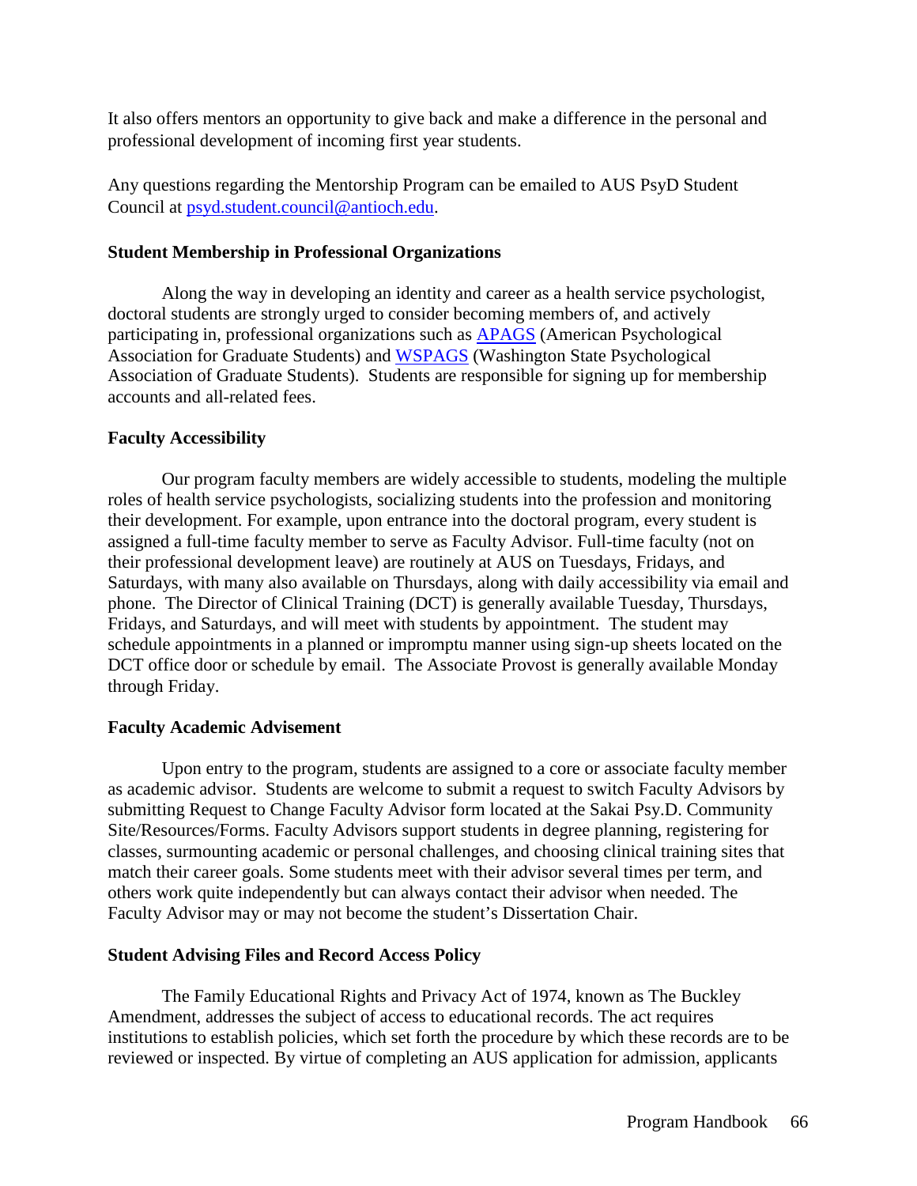It also offers mentors an opportunity to give back and make a difference in the personal and professional development of incoming first year students.

Any questions regarding the Mentorship Program can be emailed to AUS PsyD Student Council at psyd.student.council@antioch.edu.

**Student Membership in Professional Organizations**

Along the way in developing an identity and career as a health service psychologist, doctoral students are strongly urged to consider becoming members of, and actively participating in, professional organizations such as APAGS (American Psychological Association for Graduate Students) and WSPAGS (Washington State Psychological Association of Graduate Students). Students are responsible for signing up for membership accounts and all-related fees.

**Faculty Accessibility**

Our program faculty members are widely accessible to students, modeling the multiple roles of health service psychologists, socializing students into the profession and monitoring their development. For example, upon entrance into the doctoral program, every student is assigned a full-time faculty member to serve as Faculty Advisor. Full-time faculty (not on their professional development leave) are routinely at AUS on Tuesdays, Fridays, and Saturdays, with many also available on Thursdays, along with daily accessibility via email and phone. The Director of Clinical Training (DCT) is generally available Tuesday, Thursdays, Fridays, and Saturdays, and will meet with students by appointment. The student may schedule appointments in a planned or impromptu manner using sign-up sheets located on the DCT office door or schedule by email. The Associate Provost is generally available Monday through Friday.

**Faculty Academic Advisement**

Upon entry to the program, students are assigned to a core or associate faculty member as academic advisor. Students are welcome to submit a request to switch Faculty Advisors by submitting Request to Change Faculty Advisor form located at the Sakai Psy.D. Community Site/Resources/Forms. Faculty Advisors support students in degree planning, registering for classes, surmounting academic or personal challenges, and choosing clinical training sites that match their career goals. Some students meet with their advisor several times per term, and others work quite independently but can always contact their advisor when needed. The Faculty Advisor may or may not become the student's Dissertation Chair.

**Student Advising Files and Record Access Policy**

The Family Educational Rights and Privacy Act of 1974, known as The Buckley Amendment, addresses the subject of access to educational records. The act requires institutions to establish policies, which set forth the procedure by which these records are to be reviewed or inspected. By virtue of completing an AUS application for admission, applicants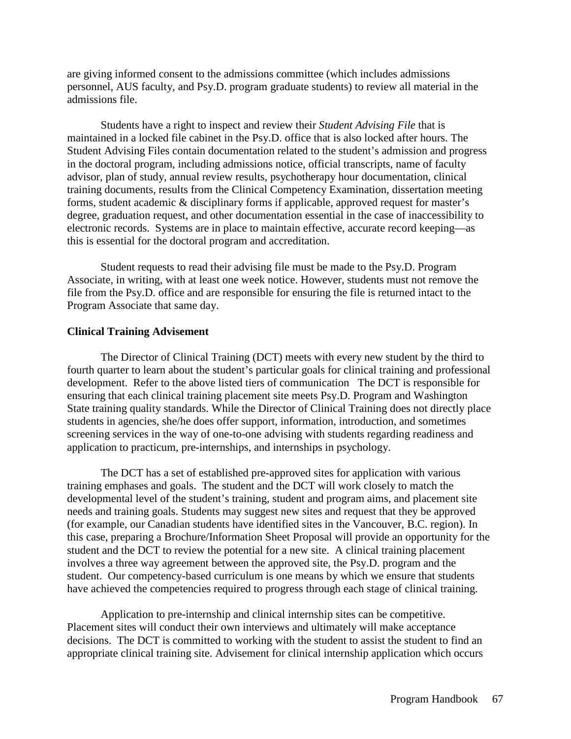are giving informed consent to the admissions committee (which includes admissions personnel, AUS faculty, and Psy.D. program graduate students) to review all material in the admissions file.

Students have a right to inspect and review their *Student Advising File* that is maintained in a locked file cabinet in the Psy.D. office that is also locked after hours. The Student Advising Files contain documentation related to the student's admission and progress in the doctoral program, including admissions notice, official transcripts, name of faculty advisor, plan of study, annual review results, psychotherapy hour documentation, clinical training documents, results from the Clinical Competency Examination, dissertation meeting forms, student academic & disciplinary forms if applicable, approved request for master's degree, graduation request, and other documentation essential in the case of inaccessibility to electronic records. Systems are in place to maintain effective, accurate record keeping—as this is essential for the doctoral program and accreditation.

Student requests to read their advising file must be made to the Psy.D. Program Associate, in writing, with at least one week notice. However, students must not remove the file from the Psy.D. office and are responsible for ensuring the file is returned intact to the Program Associate that same day.

**Clinical Training Advisement**

The Director of Clinical Training (DCT) meets with every new student by the third to fourth quarter to learn about the student's particular goals for clinical training and professional development. Refer to the above listed tiers of communication The DCT is responsible for ensuring that each clinical training placement site meets Psy.D. Program and Washington State training quality standards. While the Director of Clinical Training does not directly place students in agencies, she/he does offer support, information, introduction, and sometimes screening services in the way of one-to-one advising with students regarding readiness and application to practicum, pre-internships, and internships in psychology.

The DCT has a set of established pre-approved sites for application with various training emphases and goals. The student and the DCT will work closely to match the developmental level of the student's training, student and program aims, and placement site needs and training goals. Students may suggest new sites and request that they be approved (for example, our Canadian students have identified sites in the Vancouver, B.C. region). In this case, preparing a Brochure/Information Sheet Proposal will provide an opportunity for the student and the DCT to review the potential for a new site. A clinical training placement involves a three way agreement between the approved site, the Psy.D. program and the student. Our competency-based curriculum is one means by which we ensure that students have achieved the competencies required to progress through each stage of clinical training.

Application to pre-internship and clinical internship sites can be competitive. Placement sites will conduct their own interviews and ultimately will make acceptance decisions. The DCT is committed to working with the student to assist the student to find an appropriate clinical training site. Advisement for clinical internship application which occurs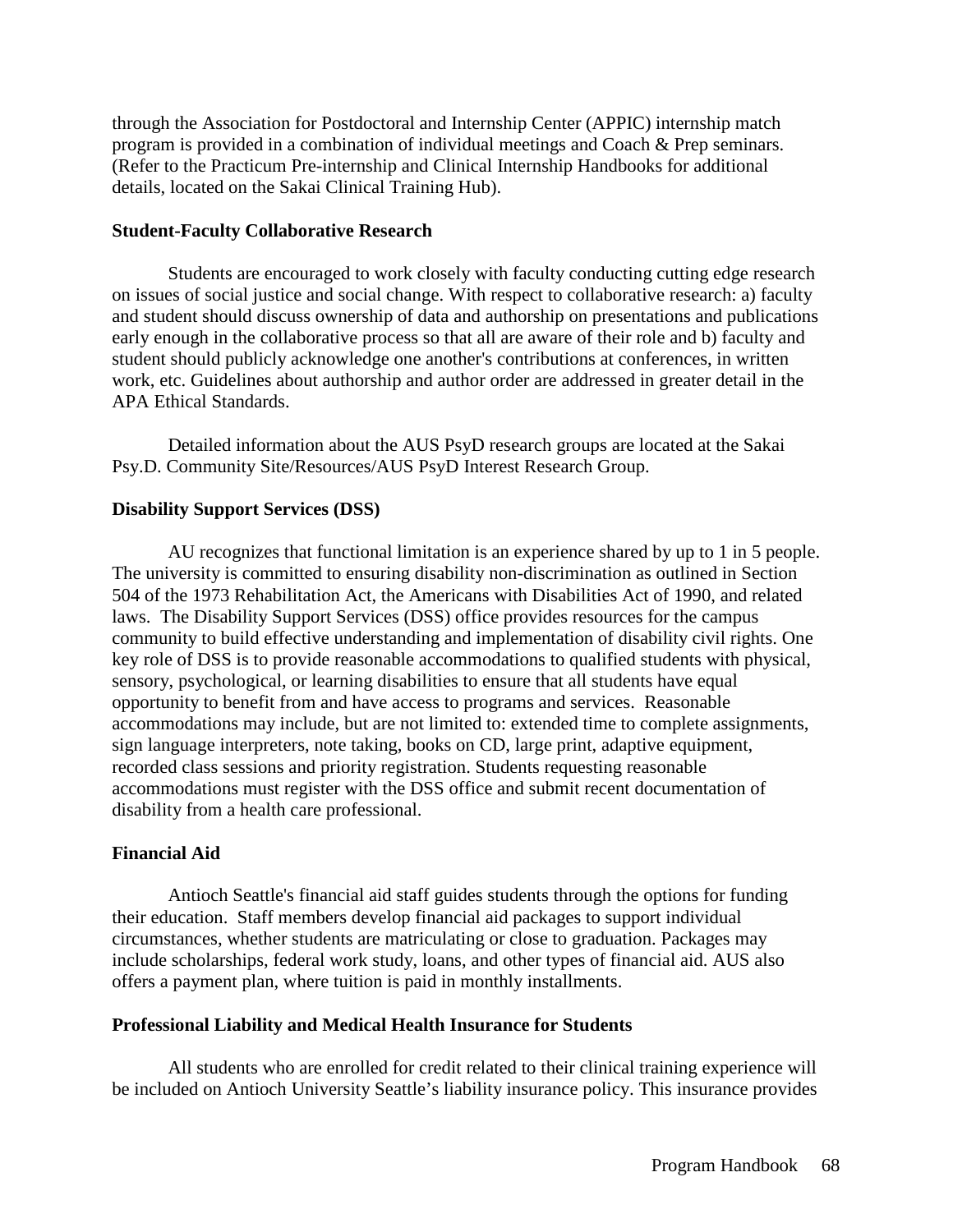through the Association for Postdoctoral and Internship Center (APPIC) internship match program is provided in a combination of individual meetings and Coach & Prep seminars. (Refer to the Practicum Pre-internship and Clinical Internship Handbooks for additional details, located on the Sakai Clinical Training Hub).

**Student-Faculty Collaborative Research**

Students are encouraged to work closely with faculty conducting cutting edge research on issues of social justice and social change. With respect to collaborative research: a) faculty and student should discuss ownership of data and authorship on presentations and publications early enough in the collaborative process so that all are aware of their role and b) faculty and student should publicly acknowledge one another's contributions at conferences, in written work, etc. Guidelines about authorship and author order are addressed in greater detail in the APA Ethical Standards.

Detailed information about the AUS PsyD research groups are located at the Sakai Psy.D. Community Site/Resources/AUS PsyD Interest Research Group.

**Disability Support Services (DSS)**

AU recognizes that functional limitation is an experience shared by up to 1 in 5 people. The university is committed to ensuring disability non-discrimination as outlined in Section 504 of the 1973 Rehabilitation Act, the Americans with Disabilities Act of 1990, and related laws. The Disability Support Services (DSS) office provides resources for the campus community to build effective understanding and implementation of disability civil rights. One key role of DSS is to provide reasonable accommodations to qualified students with physical, sensory, psychological, or learning disabilities to ensure that all students have equal opportunity to benefit from and have access to programs and services. Reasonable accommodations may include, but are not limited to: extended time to complete assignments, sign language interpreters, note taking, books on CD, large print, adaptive equipment, recorded class sessions and priority registration. Students requesting reasonable accommodations must register with the DSS office and submit recent documentation of disability from a health care professional.

**Financial Aid**

Antioch Seattle's financial aid staff guides students through the options for funding their education. Staff members develop financial aid packages to support individual circumstances, whether students are matriculating or close to graduation. Packages may include scholarships, federal work study, loans, and other types of financial aid. AUS also offers a payment plan, where tuition is paid in monthly installments.

**Professional Liability and Medical Health Insurance for Students**

All students who are enrolled for credit related to their clinical training experience will be included on Antioch University Seattle's liability insurance policy. This insurance provides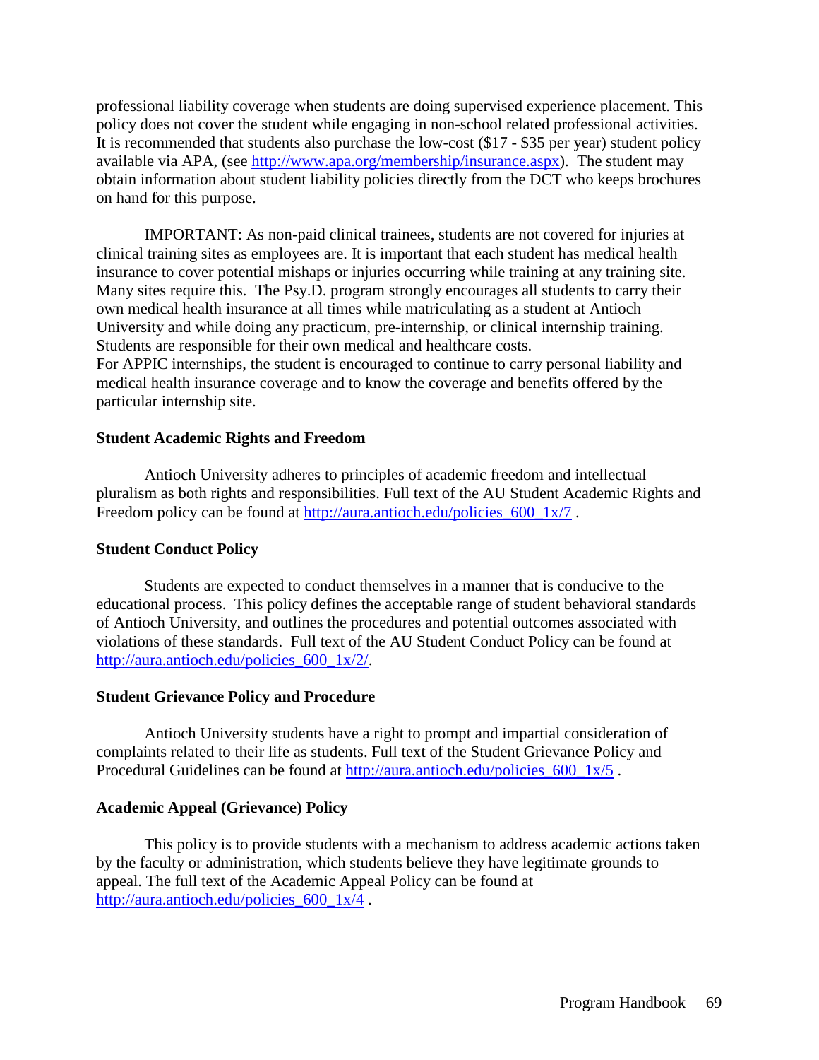professional liability coverage when students are doing supervised experience placement. This policy does not cover the student while engaging in non-school related professional activities. It is recommended that students also purchase the low-cost ($17 - $35 per year) student policy available via APA, (see http://www.apa.org/membership/insurance.aspx). The student may obtain information about student liability policies directly from the DCT who keeps brochures on hand for this purpose.

IMPORTANT: As non-paid clinical trainees, students are not covered for injuries at clinical training sites as employees are. It is important that each student has medical health insurance to cover potential mishaps or injuries occurring while training at any training site. Many sites require this. The Psy.D. program strongly encourages all students to carry their own medical health insurance at all times while matriculating as a student at Antioch University and while doing any practicum, pre-internship, or clinical internship training. Students are responsible for their own medical and healthcare costs.
For APPIC internships, the student is encouraged to continue to carry personal liability and medical health insurance coverage and to know the coverage and benefits offered by the particular internship site.

**Student Academic Rights and Freedom**

Antioch University adheres to principles of academic freedom and intellectual pluralism as both rights and responsibilities. Full text of the AU Student Academic Rights and Freedom policy can be found at http://aura.antioch.edu/policies_600_1x/7 .

**Student Conduct Policy**

Students are expected to conduct themselves in a manner that is conducive to the educational process. This policy defines the acceptable range of student behavioral standards of Antioch University, and outlines the procedures and potential outcomes associated with violations of these standards. Full text of the AU Student Conduct Policy can be found at http://aura.antioch.edu/policies_600_1x/2/.

**Student Grievance Policy and Procedure**

Antioch University students have a right to prompt and impartial consideration of complaints related to their life as students. Full text of the Student Grievance Policy and Procedural Guidelines can be found at http://aura.antioch.edu/policies_600_1x/5 .

**Academic Appeal (Grievance) Policy**

This policy is to provide students with a mechanism to address academic actions taken by the faculty or administration, which students believe they have legitimate grounds to appeal. The full text of the Academic Appeal Policy can be found at http://aura.antioch.edu/policies_600_1x/4 .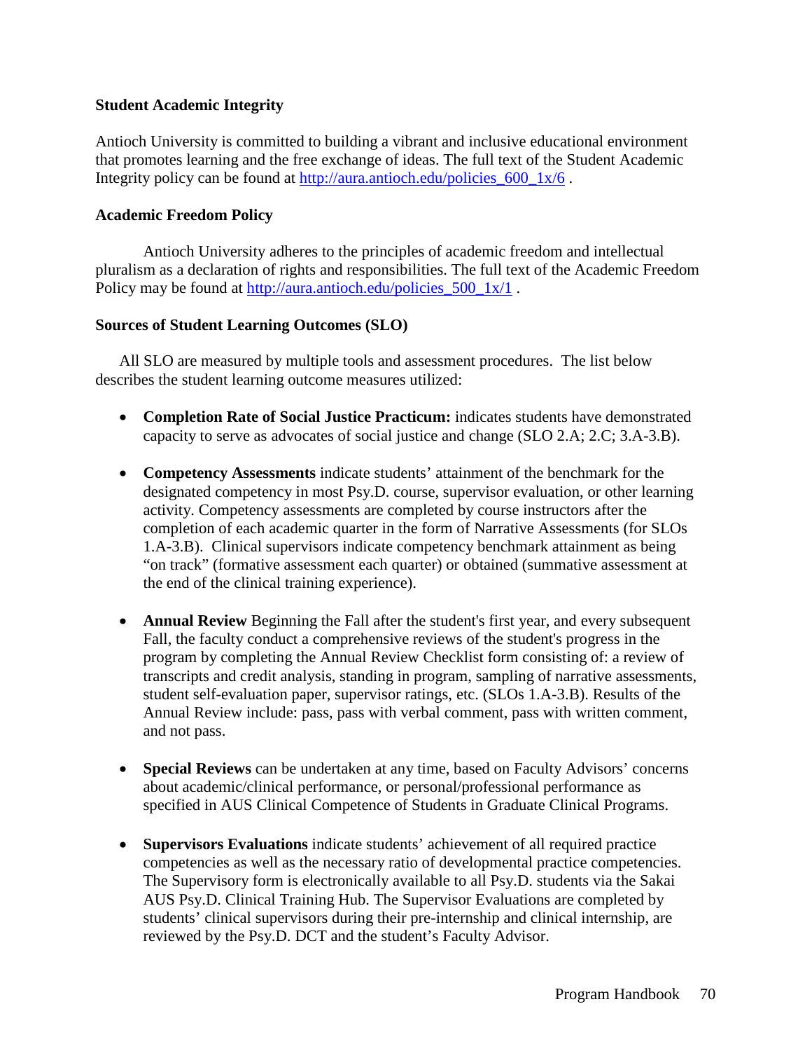**Student Academic Integrity**

Antioch University is committed to building a vibrant and inclusive educational environment that promotes learning and the free exchange of ideas. The full text of the Student Academic Integrity policy can be found at [http://aura.antioch.edu/policies_600_1x/6](http://aura.antioch.edu/policies_600_1x/6) .

**Academic Freedom Policy**

Antioch University adheres to the principles of academic freedom and intellectual pluralism as a declaration of rights and responsibilities. The full text of the Academic Freedom Policy may be found at [http://aura.antioch.edu/policies_500_1x/1](http://aura.antioch.edu/policies_500_1x/1) .

**Sources of Student Learning Outcomes (SLO)**

All SLO are measured by multiple tools and assessment procedures. The list below describes the student learning outcome measures utilized:

- **Completion Rate of Social Justice Practicum:** indicates students have demonstrated capacity to serve as advocates of social justice and change (SLO 2.A; 2.C; 3.A-3.B).

- **Competency Assessments** indicate students' attainment of the benchmark for the designated competency in most Psy.D. course, supervisor evaluation, or other learning activity. Competency assessments are completed by course instructors after the completion of each academic quarter in the form of Narrative Assessments (for SLOs 1.A-3.B). Clinical supervisors indicate competency benchmark attainment as being "on track" (formative assessment each quarter) or obtained (summative assessment at the end of the clinical training experience).

- **Annual Review** Beginning the Fall after the student's first year, and every subsequent Fall, the faculty conduct a comprehensive reviews of the student's progress in the program by completing the Annual Review Checklist form consisting of: a review of transcripts and credit analysis, standing in program, sampling of narrative assessments, student self-evaluation paper, supervisor ratings, etc. (SLOs 1.A-3.B). Results of the Annual Review include: pass, pass with verbal comment, pass with written comment, and not pass.

- **Special Reviews** can be undertaken at any time, based on Faculty Advisors' concerns about academic/clinical performance, or personal/professional performance as specified in AUS Clinical Competence of Students in Graduate Clinical Programs.

- **Supervisors Evaluations** indicate students' achievement of all required practice competencies as well as the necessary ratio of developmental practice competencies. The Supervisory form is electronically available to all Psy.D. students via the Sakai AUS Psy.D. Clinical Training Hub. The Supervisor Evaluations are completed by students' clinical supervisors during their pre-internship and clinical internship, are reviewed by the Psy.D. DCT and the student's Faculty Advisor.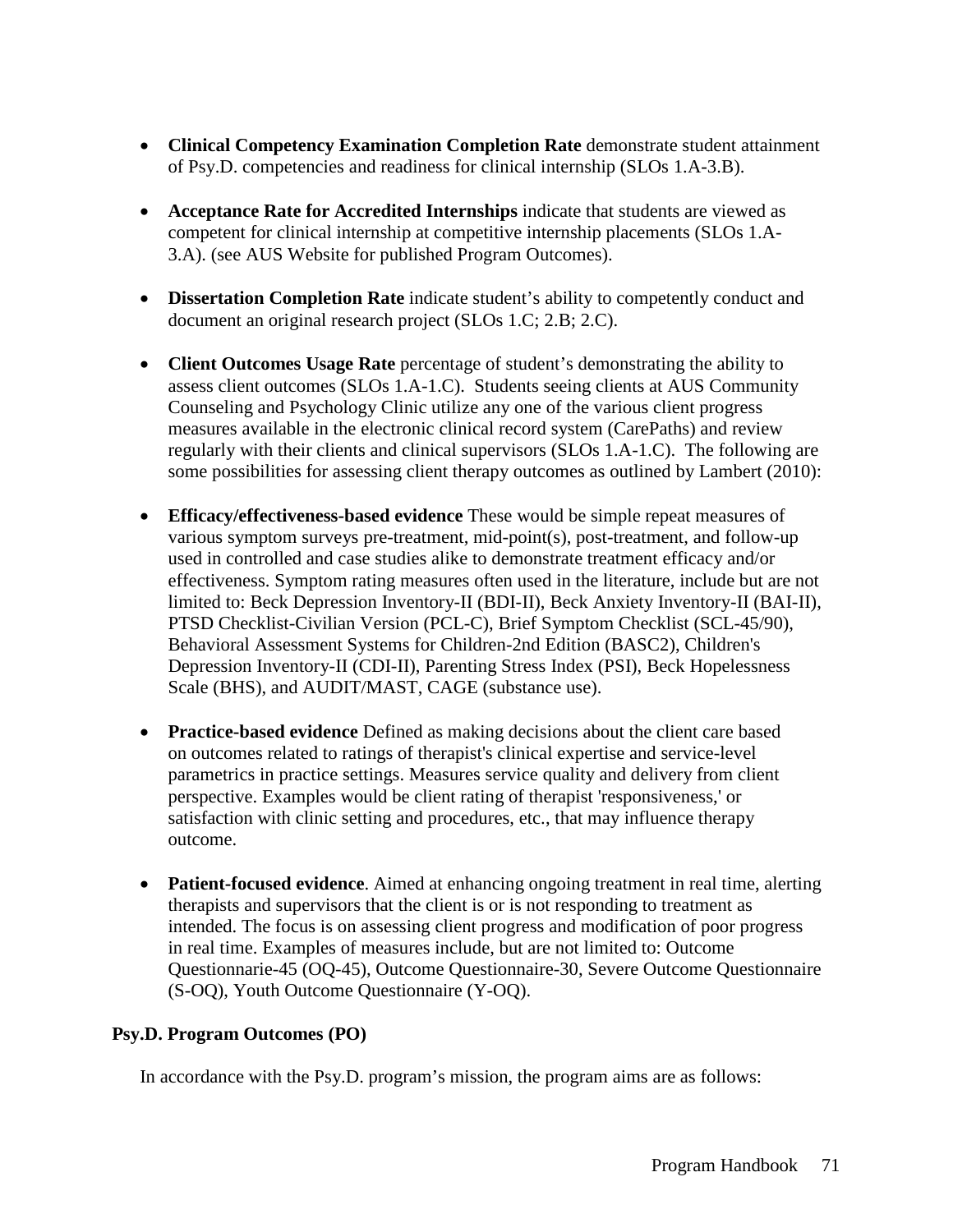- **Clinical Competency Examination Completion Rate** demonstrate student attainment of Psy.D. competencies and readiness for clinical internship (SLOs 1.A-3.B).

- **Acceptance Rate for Accredited Internships** indicate that students are viewed as competent for clinical internship at competitive internship placements (SLOs 1.A-3.A). (see AUS Website for published Program Outcomes).

- **Dissertation Completion Rate** indicate student's ability to competently conduct and document an original research project (SLOs 1.C; 2.B; 2.C).

- **Client Outcomes Usage Rate** percentage of student's demonstrating the ability to assess client outcomes (SLOs 1.A-1.C). Students seeing clients at AUS Community Counseling and Psychology Clinic utilize any one of the various client progress measures available in the electronic clinical record system (CarePaths) and review regularly with their clients and clinical supervisors (SLOs 1.A-1.C). The following are some possibilities for assessing client therapy outcomes as outlined by Lambert (2010):

- **Efficacy/effectiveness-based evidence** These would be simple repeat measures of various symptom surveys pre-treatment, mid-point(s), post-treatment, and follow-up used in controlled and case studies alike to demonstrate treatment efficacy and/or effectiveness. Symptom rating measures often used in the literature, include but are not limited to: Beck Depression Inventory-II (BDI-II), Beck Anxiety Inventory-II (BAI-II), PTSD Checklist-Civilian Version (PCL-C), Brief Symptom Checklist (SCL-45/90), Behavioral Assessment Systems for Children-2nd Edition (BASC2), Children's Depression Inventory-II (CDI-II), Parenting Stress Index (PSI), Beck Hopelessness Scale (BHS), and AUDIT/MAST, CAGE (substance use).

- **Practice-based evidence** Defined as making decisions about the client care based on outcomes related to ratings of therapist's clinical expertise and service-level parametrics in practice settings. Measures service quality and delivery from client perspective. Examples would be client rating of therapist 'responsiveness,' or satisfaction with clinic setting and procedures, etc., that may influence therapy outcome.

- **Patient-focused evidence**. Aimed at enhancing ongoing treatment in real time, alerting therapists and supervisors that the client is or is not responding to treatment as intended. The focus is on assessing client progress and modification of poor progress in real time. Examples of measures include, but are not limited to: Outcome Questionnarie-45 (OQ-45), Outcome Questionnaire-30, Severe Outcome Questionnaire (S-OQ), Youth Outcome Questionnaire (Y-OQ).

**Psy.D. Program Outcomes (PO)**

In accordance with the Psy.D. program's mission, the program aims are as follows: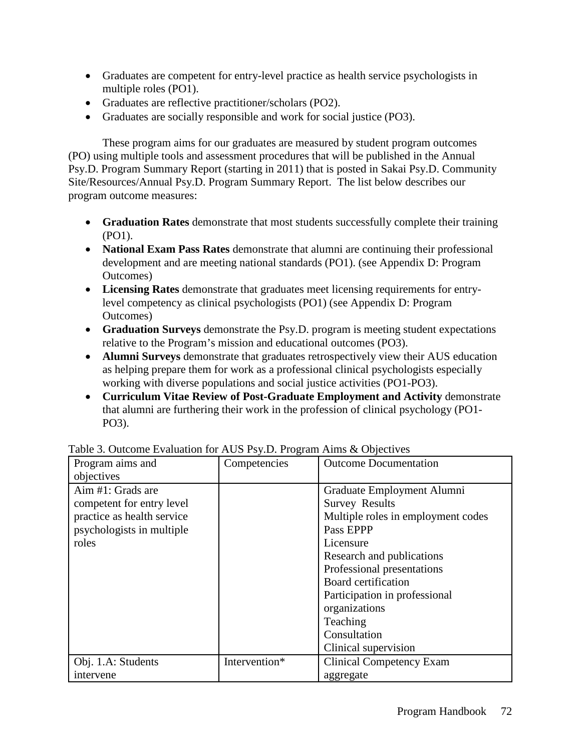- Graduates are competent for entry-level practice as health service psychologists in multiple roles (PO1).
- Graduates are reflective practitioner/scholars (PO2).
- Graduates are socially responsible and work for social justice (PO3).

These program aims for our graduates are measured by student program outcomes (PO) using multiple tools and assessment procedures that will be published in the Annual Psy.D. Program Summary Report (starting in 2011) that is posted in Sakai Psy.D. Community Site/Resources/Annual Psy.D. Program Summary Report. The list below describes our program outcome measures:

- **Graduation Rates** demonstrate that most students successfully complete their training (PO1).
- **National Exam Pass Rates** demonstrate that alumni are continuing their professional development and are meeting national standards (PO1). (see Appendix D: Program Outcomes)
- **Licensing Rates** demonstrate that graduates meet licensing requirements for entry-level competency as clinical psychologists (PO1) (see Appendix D: Program Outcomes)
- **Graduation Surveys** demonstrate the Psy.D. program is meeting student expectations relative to the Program's mission and educational outcomes (PO3).
- **Alumni Surveys** demonstrate that graduates retrospectively view their AUS education as helping prepare them for work as a professional clinical psychologists especially working with diverse populations and social justice activities (PO1-PO3).
- **Curriculum Vitae Review of Post-Graduate Employment and Activity** demonstrate that alumni are furthering their work in the profession of clinical psychology (PO1-PO3).

Table 3. Outcome Evaluation for AUS Psy.D. Program Aims & Objectives

| Program aims and objectives | Competencies | Outcome Documentation |
|---|---|---|
| Aim #1: Grads are competent for entry level practice as health service psychologists in multiple roles | | Graduate Employment Alumni Survey Results<br>Multiple roles in employment codes<br>Pass EPPP<br>Licensure<br>Research and publications<br>Professional presentations<br>Board certification<br>Participation in professional organizations<br>Teaching<br>Consultation<br>Clinical supervision |
| Obj. 1.A: Students intervene | Intervention* | Clinical Competency Exam aggregate |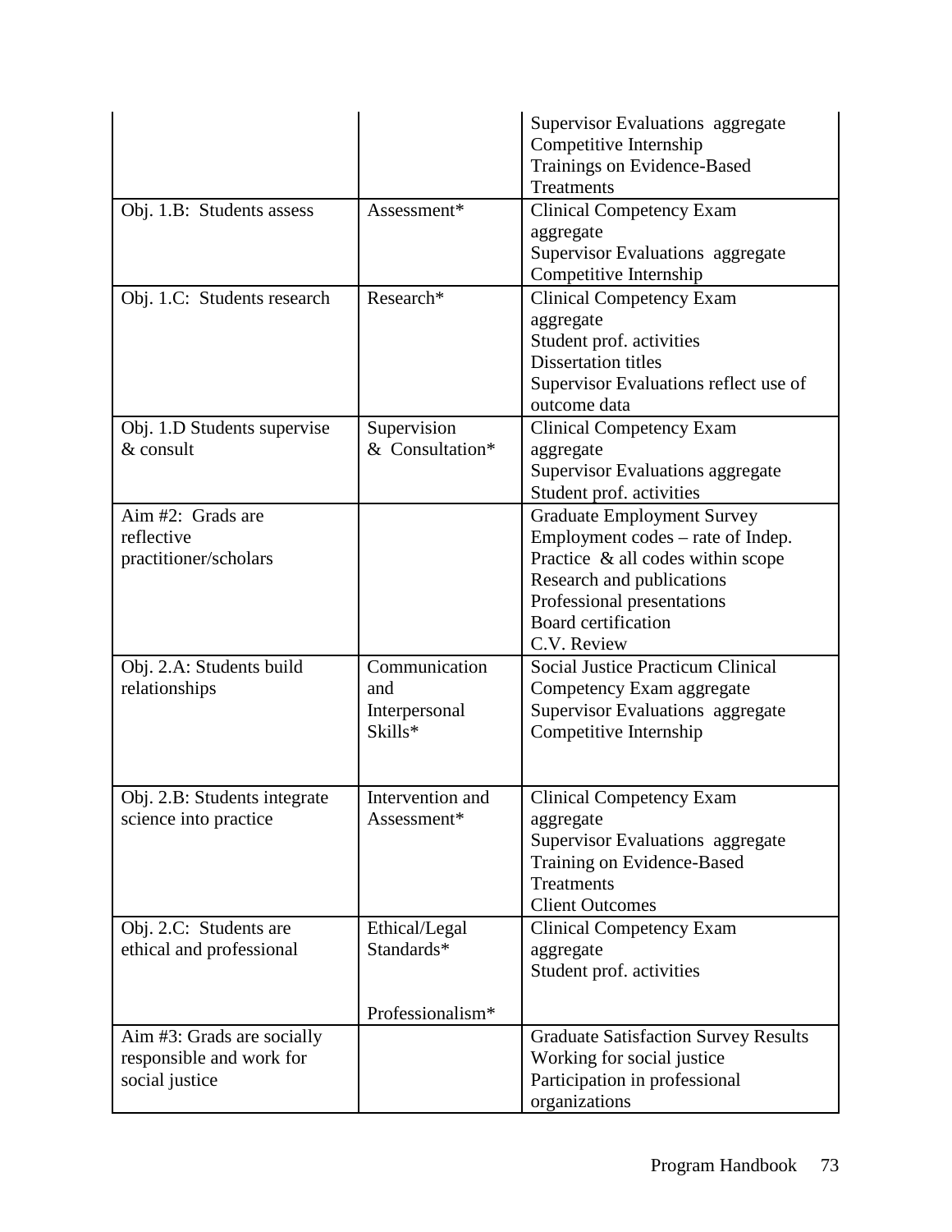| | | |
|---|---|---|
| | | Supervisor Evaluations aggregate<br>Competitive Internship<br>Trainings on Evidence-Based Treatments |
| Obj. 1.B: Students assess | Assessment* | Clinical Competency Exam aggregate<br>Supervisor Evaluations aggregate<br>Competitive Internship |
| Obj. 1.C: Students research | Research* | Clinical Competency Exam aggregate<br>Student prof. activities<br>Dissertation titles<br>Supervisor Evaluations reflect use of outcome data |
| Obj. 1.D Students supervise & consult | Supervision & Consultation* | Clinical Competency Exam aggregate<br>Supervisor Evaluations aggregate<br>Student prof. activities |
| Aim #2: Grads are reflective practitioner/scholars | | Graduate Employment Survey<br>Employment codes – rate of Indep. Practice & all codes within scope<br>Research and publications<br>Professional presentations<br>Board certification<br>C.V. Review |
| Obj. 2.A: Students build relationships | Communication and Interpersonal Skills* | Social Justice Practicum Clinical Competency Exam aggregate<br>Supervisor Evaluations aggregate<br>Competitive Internship |
| Obj. 2.B: Students integrate science into practice | Intervention and Assessment* | Clinical Competency Exam aggregate<br>Supervisor Evaluations aggregate<br>Training on Evidence-Based Treatments<br>Client Outcomes |
| Obj. 2.C: Students are ethical and professional | Ethical/Legal Standards*<br><br>Professionalism* | Clinical Competency Exam aggregate<br>Student prof. activities |
| Aim #3: Grads are socially responsible and work for social justice | | Graduate Satisfaction Survey Results<br>Working for social justice<br>Participation in professional organizations |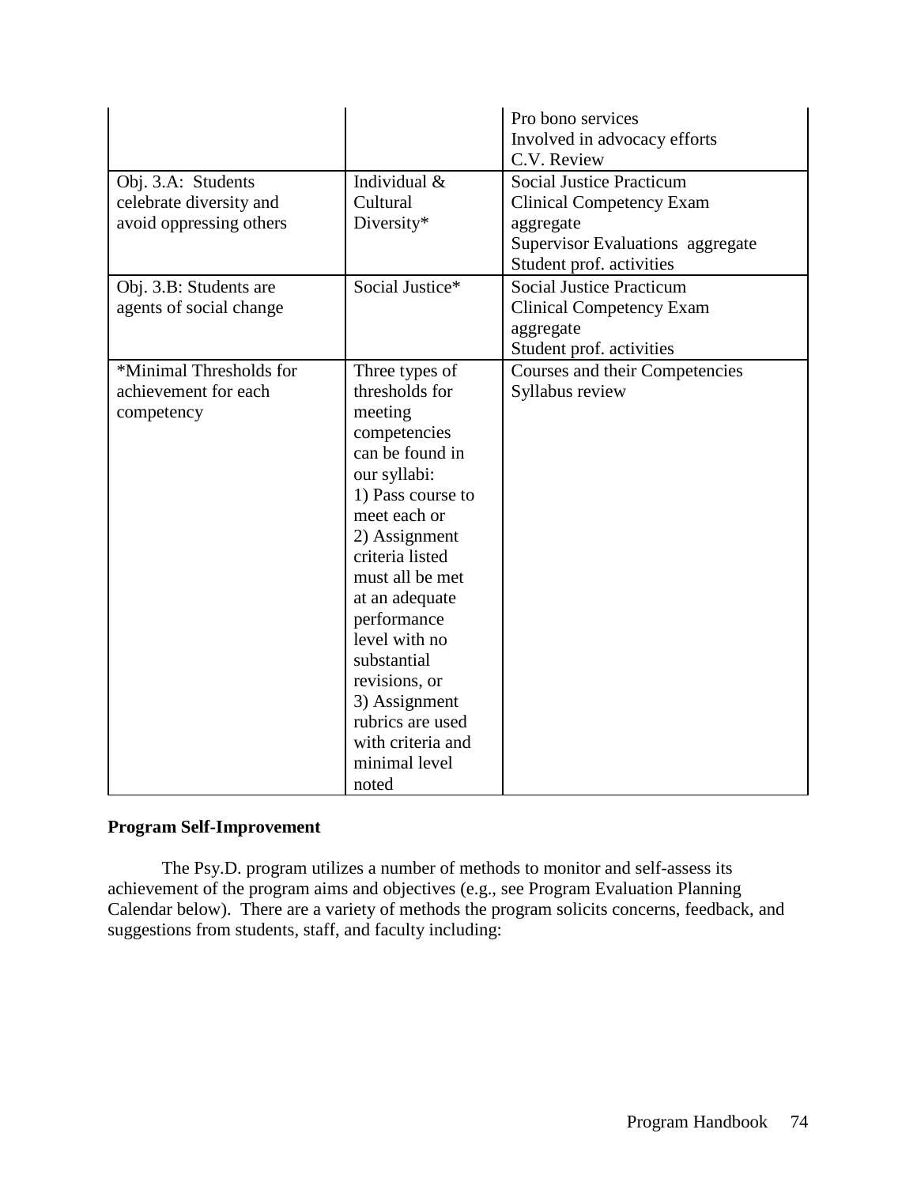| | | |
|---|---|---|
| | | Pro bono services<br>Involved in advocacy efforts<br>C.V. Review |
| Obj. 3.A: Students celebrate diversity and avoid oppressing others | Individual & Cultural Diversity* | Social Justice Practicum<br>Clinical Competency Exam aggregate<br>Supervisor Evaluations aggregate<br>Student prof. activities |
| Obj. 3.B: Students are agents of social change | Social Justice* | Social Justice Practicum<br>Clinical Competency Exam aggregate<br>Student prof. activities |
| *Minimal Thresholds for achievement for each competency | Three types of thresholds for meeting competencies can be found in our syllabi:<br>1) Pass course to meet each or<br>2) Assignment criteria listed must all be met at an adequate performance level with no substantial revisions, or<br>3) Assignment rubrics are used with criteria and minimal level noted | Courses and their Competencies<br>Syllabus review |

**Program Self-Improvement**

The Psy.D. program utilizes a number of methods to monitor and self-assess its achievement of the program aims and objectives (e.g., see Program Evaluation Planning Calendar below). There are a variety of methods the program solicits concerns, feedback, and suggestions from students, staff, and faculty including: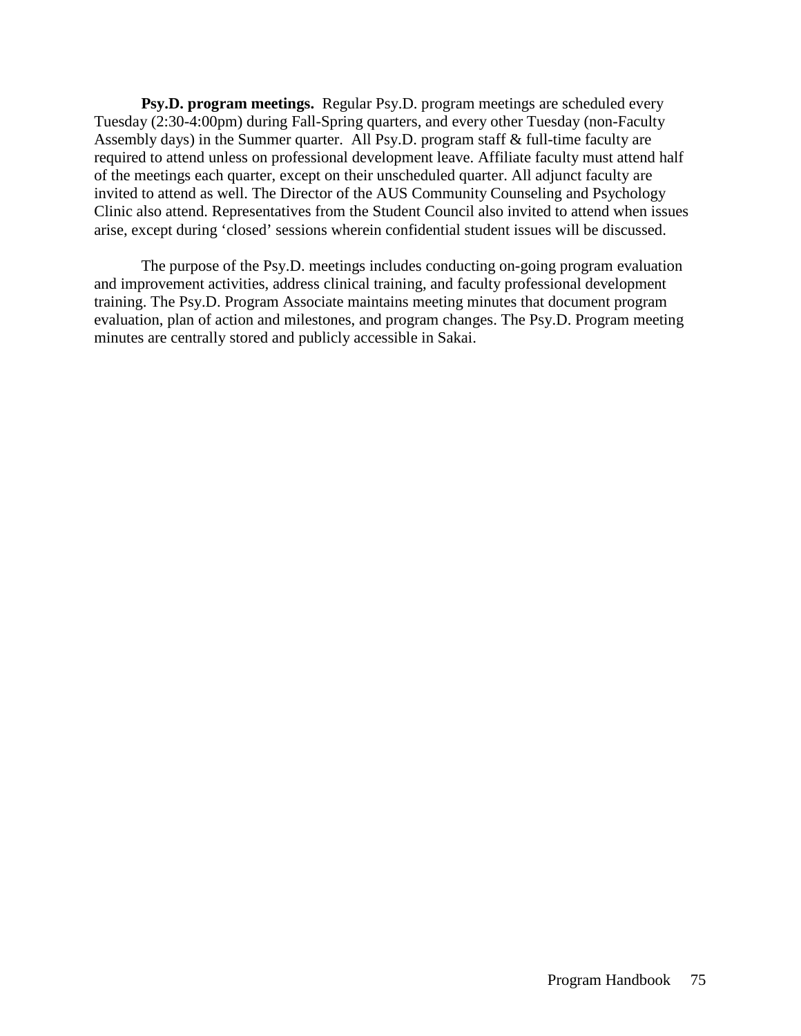**Psy.D. program meetings.** Regular Psy.D. program meetings are scheduled every Tuesday (2:30-4:00pm) during Fall-Spring quarters, and every other Tuesday (non-Faculty Assembly days) in the Summer quarter. All Psy.D. program staff & full-time faculty are required to attend unless on professional development leave. Affiliate faculty must attend half of the meetings each quarter, except on their unscheduled quarter. All adjunct faculty are invited to attend as well. The Director of the AUS Community Counseling and Psychology Clinic also attend. Representatives from the Student Council also invited to attend when issues arise, except during 'closed' sessions wherein confidential student issues will be discussed.

The purpose of the Psy.D. meetings includes conducting on-going program evaluation and improvement activities, address clinical training, and faculty professional development training. The Psy.D. Program Associate maintains meeting minutes that document program evaluation, plan of action and milestones, and program changes. The Psy.D. Program meeting minutes are centrally stored and publicly accessible in Sakai.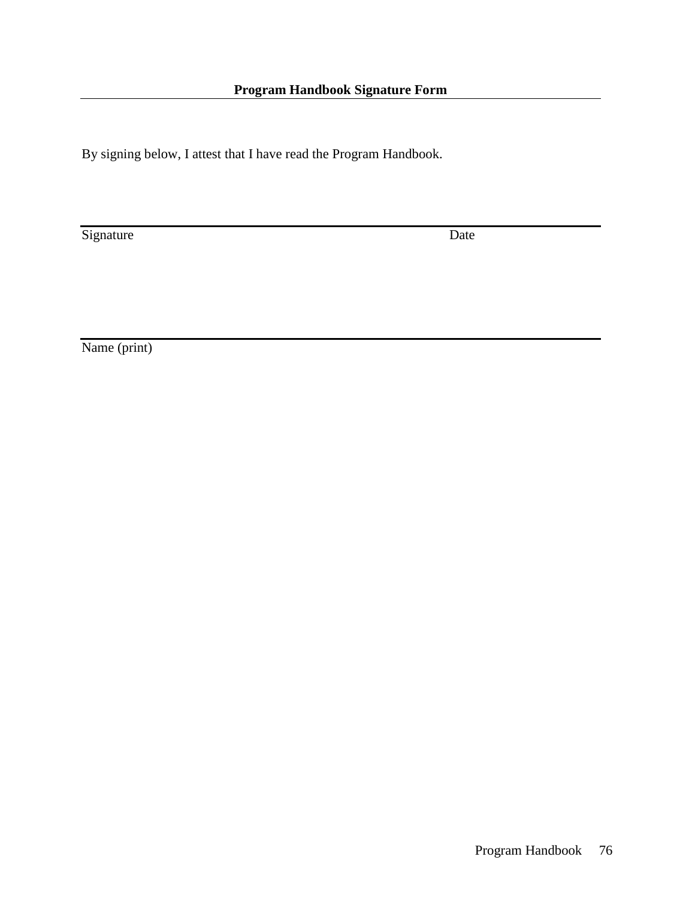**Program Handbook Signature Form**

---

By signing below, I attest that I have read the Program Handbook.

\_\_\_\_\_\_\_\_\_\_\_\_\_\_\_\_\_\_\_\_\_\_\_\_\_\_\_\_\_\_\_\_\_\_\_\_\_\_\_\_\_\_\_\_\_\_\_\_\_\_\_\_\_\_\_\_\_\_\_\_\_\_\_\_

Signature                                                            Date

\_\_\_\_\_\_\_\_\_\_\_\_\_\_\_\_\_\_\_\_\_\_\_\_\_\_\_\_\_\_\_\_\_\_\_\_\_\_\_\_\_\_\_\_\_\_\_\_\_\_\_\_\_\_\_\_\_\_\_\_\_\_\_\_

Name (print)